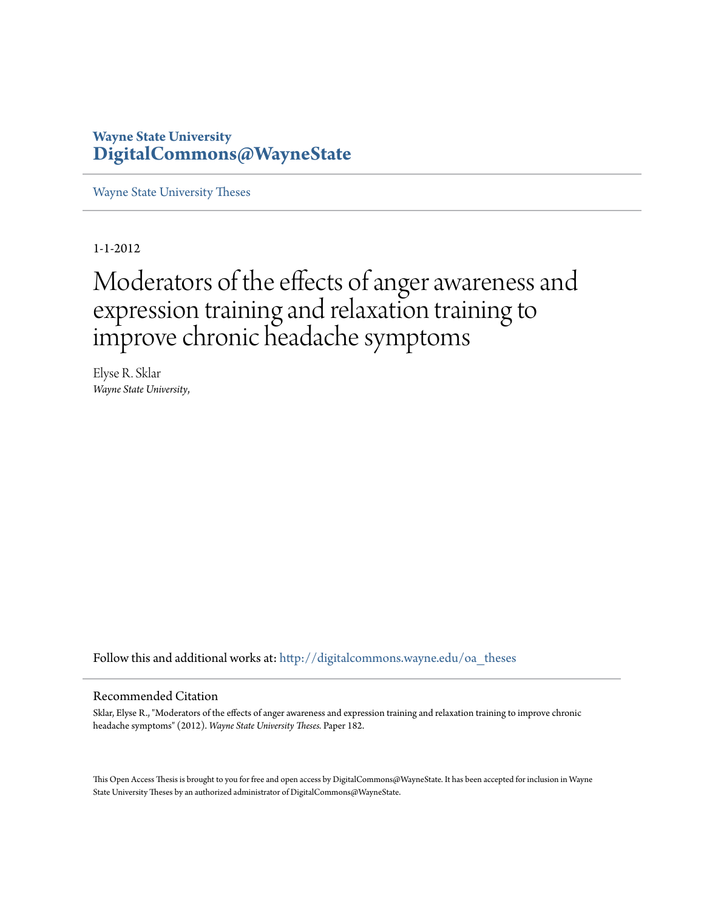**Wayne State University**
**DigitalCommons@WayneState**

Wayne State University Theses

1-1-2012

# Moderators of the effects of anger awareness and expression training and relaxation training to improve chronic headache symptoms

Elyse R. Sklar
*Wayne State University,*

Follow this and additional works at: http://digitalcommons.wayne.edu/oa_theses

## Recommended Citation

Sklar, Elyse R., "Moderators of the effects of anger awareness and expression training and relaxation training to improve chronic headache symptoms" (2012). *Wayne State University Theses.* Paper 182.

This Open Access Thesis is brought to you for free and open access by DigitalCommons@WayneState. It has been accepted for inclusion in Wayne State University Theses by an authorized administrator of DigitalCommons@WayneState.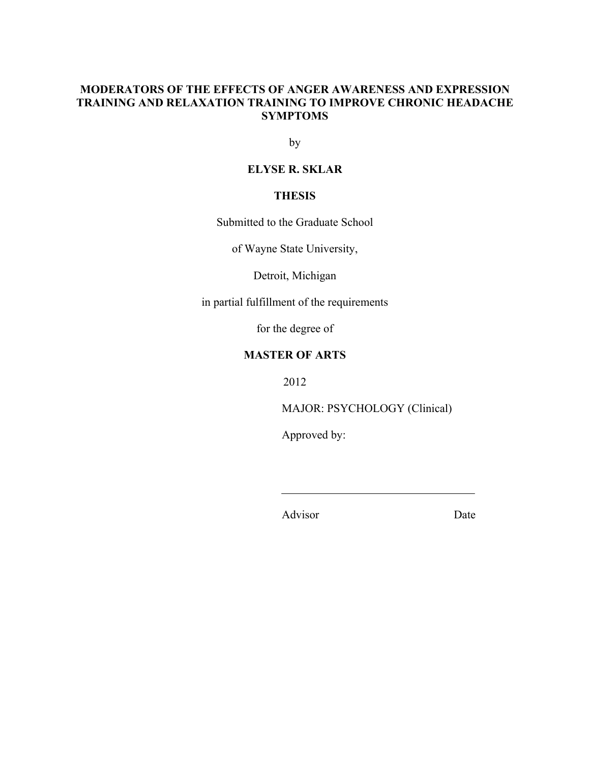# MODERATORS OF THE EFFECTS OF ANGER AWARENESS AND EXPRESSION TRAINING AND RELAXATION TRAINING TO IMPROVE CHRONIC HEADACHE SYMPTOMS

by

**ELYSE R. SKLAR**

**THESIS**

Submitted to the Graduate School

of Wayne State University,

Detroit, Michigan

in partial fulfillment of the requirements

for the degree of

**MASTER OF ARTS**

2012

MAJOR: PSYCHOLOGY (Clinical)

Approved by:

\_\_\_\_\_\_\_\_\_\_\_\_\_\_\_\_\_\_\_\_\_\_\_\_\_\_\_\_\_\_\_\_\_\_\_\_

Advisor Date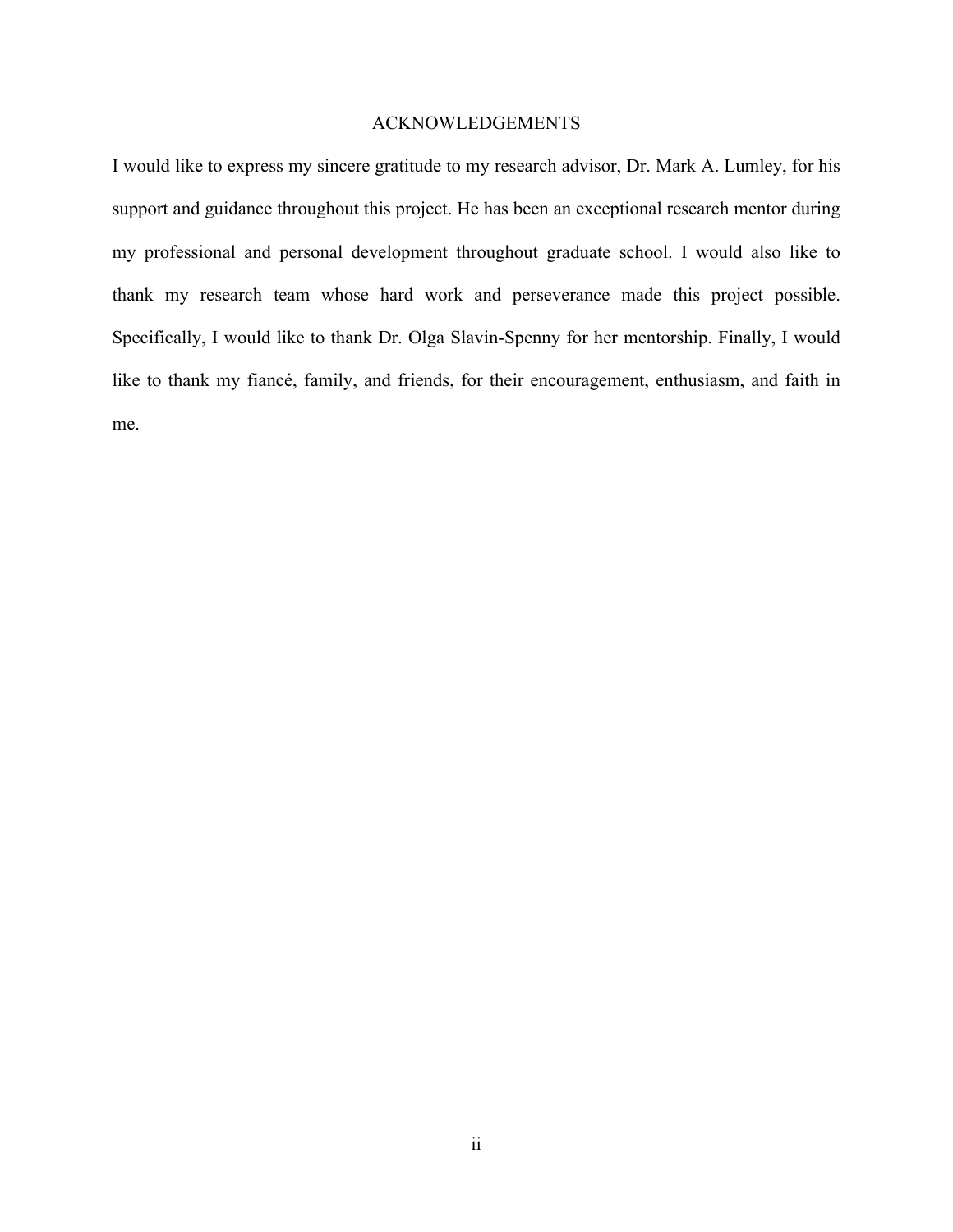# ACKNOWLEDGEMENTS

I would like to express my sincere gratitude to my research advisor, Dr. Mark A. Lumley, for his support and guidance throughout this project. He has been an exceptional research mentor during my professional and personal development throughout graduate school. I would also like to thank my research team whose hard work and perseverance made this project possible. Specifically, I would like to thank Dr. Olga Slavin-Spenny for her mentorship. Finally, I would like to thank my fiancé, family, and friends, for their encouragement, enthusiasm, and faith in me.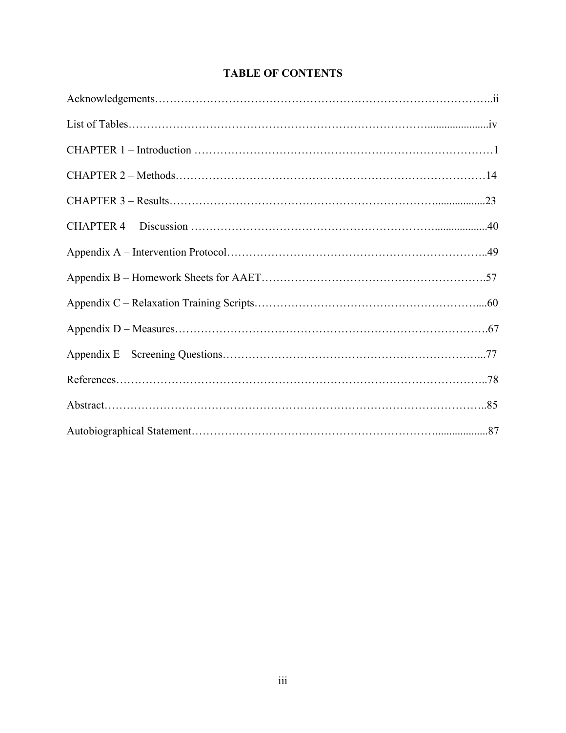# TABLE OF CONTENTS

Acknowledgements……………………………………………………………………………..ii

List of Tables………………………………………………………………………......................iv

CHAPTER 1 – Introduction ……………………………………………………………………1

CHAPTER 2 – Methods…………………………………………………………………………14

CHAPTER 3 – Results……………………………………………………………….................23

CHAPTER 4 – Discussion ……………………………………………………….....................40

Appendix A – Intervention Protocol…………………………………………………………..49

Appendix B – Homework Sheets for AAET………………………………………………….57

Appendix C – Relaxation Training Scripts…………………………………………………....60

Appendix D – Measures……………………………………………………………………….67

Appendix E – Screening Questions…………………………………………………………...77

References……………………………………………………………………………………..78

Abstract………………………………………………………………………………………..85

Autobiographical Statement………………………………………………………...................87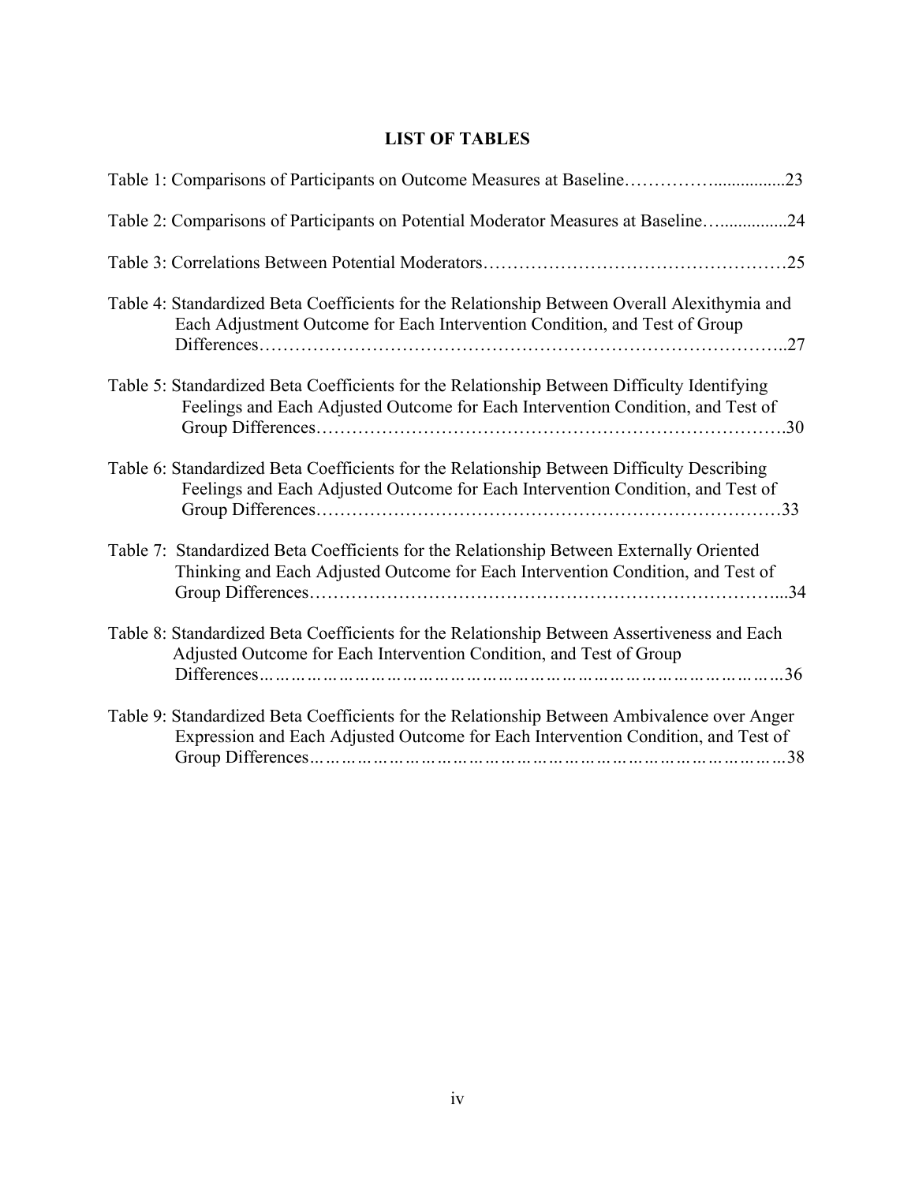# LIST OF TABLES

Table 1: Comparisons of Participants on Outcome Measures at Baseline……………...............23

Table 2: Comparisons of Participants on Potential Moderator Measures at Baseline…..............24

Table 3: Correlations Between Potential Moderators……………………………………………25

Table 4: Standardized Beta Coefficients for the Relationship Between Overall Alexithymia and Each Adjustment Outcome for Each Intervention Condition, and Test of Group Differences…………………………………………………………………………..27

Table 5: Standardized Beta Coefficients for the Relationship Between Difficulty Identifying Feelings and Each Adjusted Outcome for Each Intervention Condition, and Test of Group Differences………………………………………………………………….30

Table 6: Standardized Beta Coefficients for the Relationship Between Difficulty Describing Feelings and Each Adjusted Outcome for Each Intervention Condition, and Test of Group Differences…………………………………………………………………33

Table 7: Standardized Beta Coefficients for the Relationship Between Externally Oriented Thinking and Each Adjusted Outcome for Each Intervention Condition, and Test of Group Differences…………………………………………………………………...34

Table 8: Standardized Beta Coefficients for the Relationship Between Assertiveness and Each Adjusted Outcome for Each Intervention Condition, and Test of Group Differences………………………………………………………………………………36

Table 9: Standardized Beta Coefficients for the Relationship Between Ambivalence over Anger Expression and Each Adjusted Outcome for Each Intervention Condition, and Test of Group Differences…………………………………………………………………………38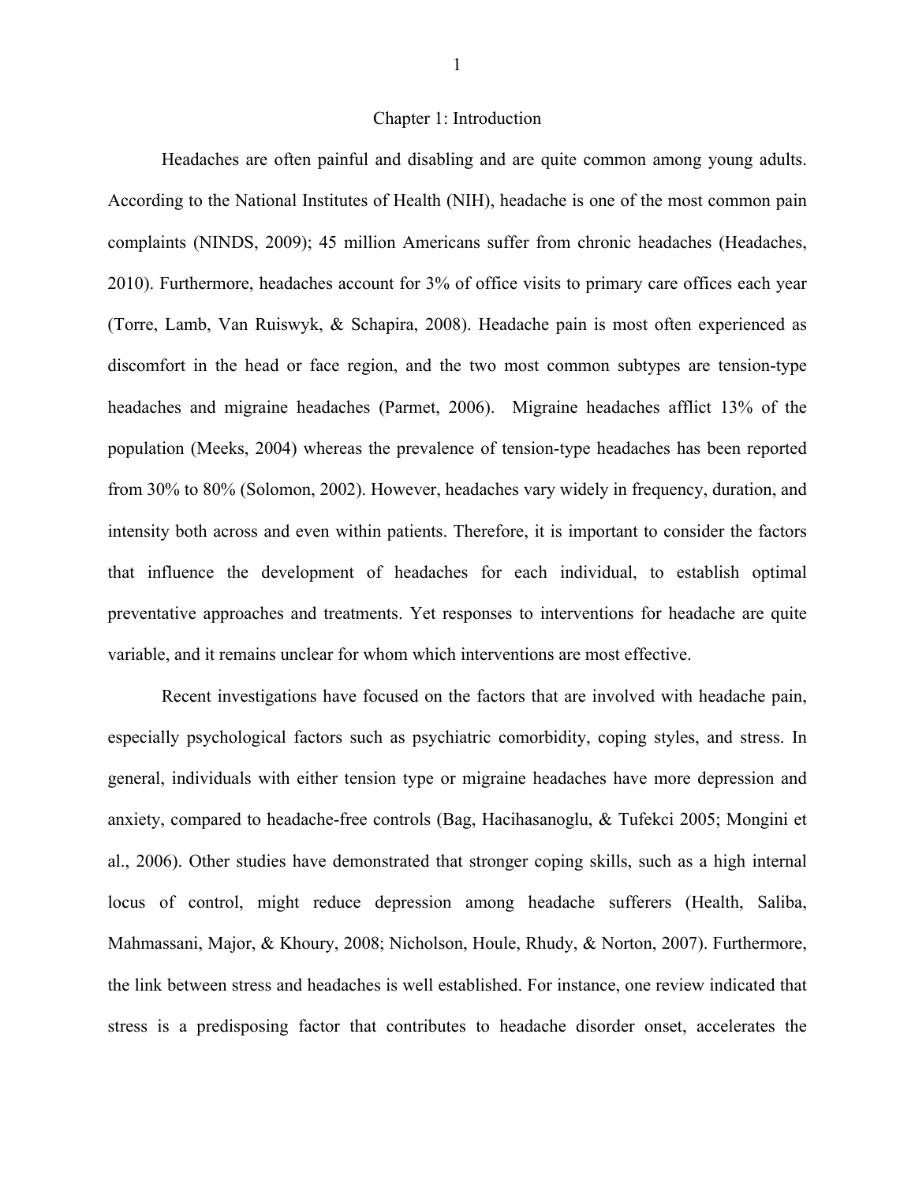# Chapter 1: Introduction

Headaches are often painful and disabling and are quite common among young adults. According to the National Institutes of Health (NIH), headache is one of the most common pain complaints (NINDS, 2009); 45 million Americans suffer from chronic headaches (Headaches, 2010). Furthermore, headaches account for 3% of office visits to primary care offices each year (Torre, Lamb, Van Ruiswyk, & Schapira, 2008). Headache pain is most often experienced as discomfort in the head or face region, and the two most common subtypes are tension-type headaches and migraine headaches (Parmet, 2006). Migraine headaches afflict 13% of the population (Meeks, 2004) whereas the prevalence of tension-type headaches has been reported from 30% to 80% (Solomon, 2002). However, headaches vary widely in frequency, duration, and intensity both across and even within patients. Therefore, it is important to consider the factors that influence the development of headaches for each individual, to establish optimal preventative approaches and treatments. Yet responses to interventions for headache are quite variable, and it remains unclear for whom which interventions are most effective.

Recent investigations have focused on the factors that are involved with headache pain, especially psychological factors such as psychiatric comorbidity, coping styles, and stress. In general, individuals with either tension type or migraine headaches have more depression and anxiety, compared to headache-free controls (Bag, Hacihasanoglu, & Tufekci 2005; Mongini et al., 2006). Other studies have demonstrated that stronger coping skills, such as a high internal locus of control, might reduce depression among headache sufferers (Health, Saliba, Mahmassani, Major, & Khoury, 2008; Nicholson, Houle, Rhudy, & Norton, 2007). Furthermore, the link between stress and headaches is well established. For instance, one review indicated that stress is a predisposing factor that contributes to headache disorder onset, accelerates the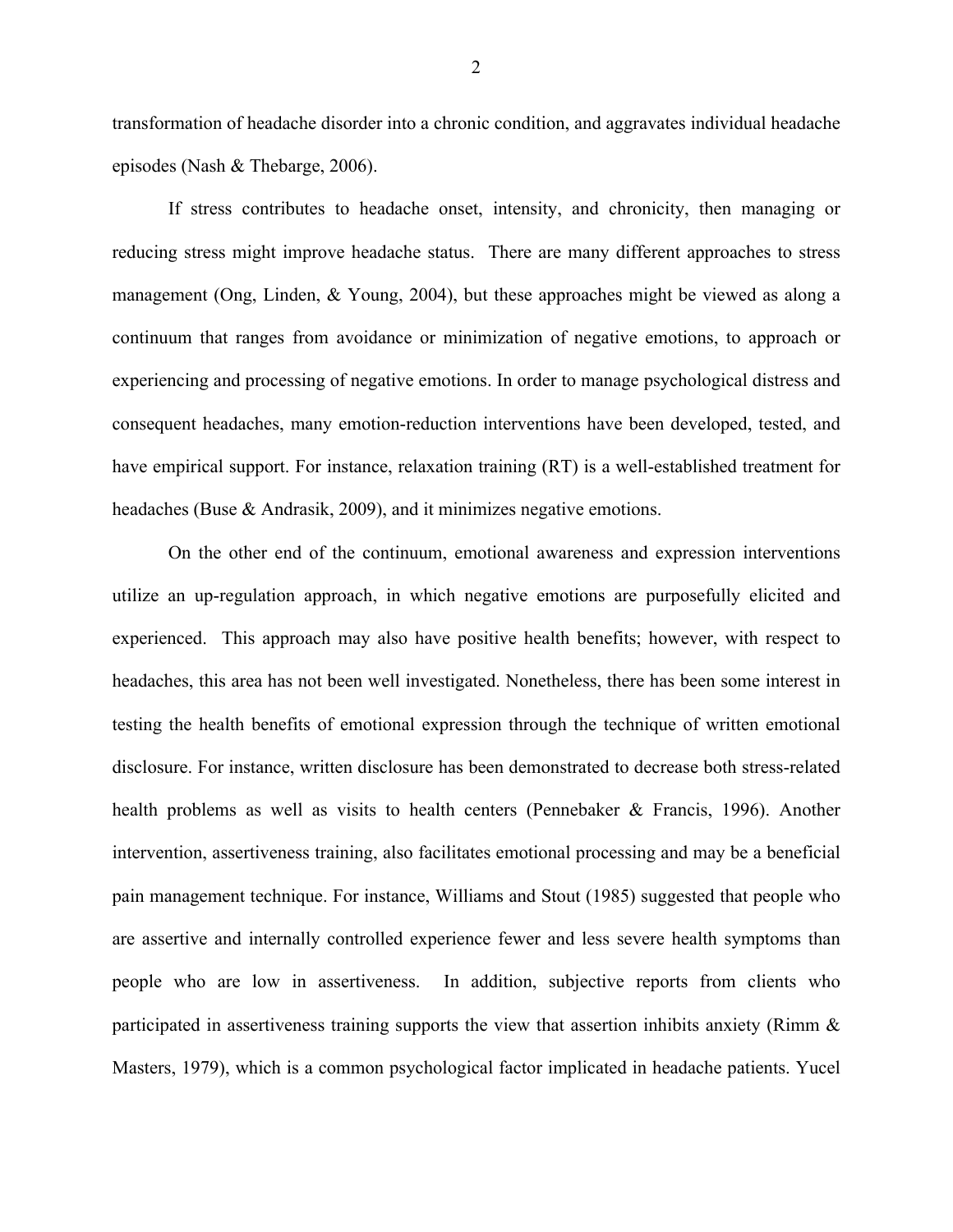transformation of headache disorder into a chronic condition, and aggravates individual headache episodes (Nash & Thebarge, 2006).

If stress contributes to headache onset, intensity, and chronicity, then managing or reducing stress might improve headache status. There are many different approaches to stress management (Ong, Linden, & Young, 2004), but these approaches might be viewed as along a continuum that ranges from avoidance or minimization of negative emotions, to approach or experiencing and processing of negative emotions. In order to manage psychological distress and consequent headaches, many emotion-reduction interventions have been developed, tested, and have empirical support. For instance, relaxation training (RT) is a well-established treatment for headaches (Buse & Andrasik, 2009), and it minimizes negative emotions.

On the other end of the continuum, emotional awareness and expression interventions utilize an up-regulation approach, in which negative emotions are purposefully elicited and experienced. This approach may also have positive health benefits; however, with respect to headaches, this area has not been well investigated. Nonetheless, there has been some interest in testing the health benefits of emotional expression through the technique of written emotional disclosure. For instance, written disclosure has been demonstrated to decrease both stress-related health problems as well as visits to health centers (Pennebaker & Francis, 1996). Another intervention, assertiveness training, also facilitates emotional processing and may be a beneficial pain management technique. For instance, Williams and Stout (1985) suggested that people who are assertive and internally controlled experience fewer and less severe health symptoms than people who are low in assertiveness. In addition, subjective reports from clients who participated in assertiveness training supports the view that assertion inhibits anxiety (Rimm & Masters, 1979), which is a common psychological factor implicated in headache patients. Yucel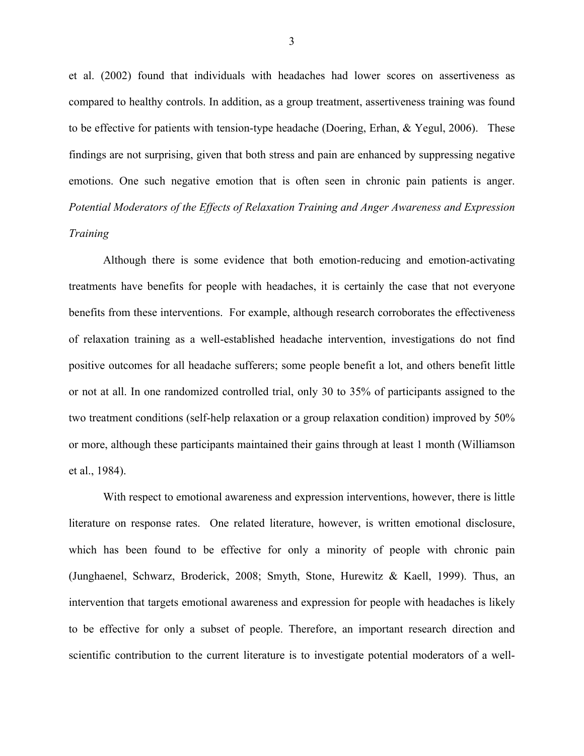et al. (2002) found that individuals with headaches had lower scores on assertiveness as compared to healthy controls. In addition, as a group treatment, assertiveness training was found to be effective for patients with tension-type headache (Doering, Erhan, & Yegul, 2006). These findings are not surprising, given that both stress and pain are enhanced by suppressing negative emotions. One such negative emotion that is often seen in chronic pain patients is anger.

### *Potential Moderators of the Effects of Relaxation Training and Anger Awareness and Expression Training*

Although there is some evidence that both emotion-reducing and emotion-activating treatments have benefits for people with headaches, it is certainly the case that not everyone benefits from these interventions. For example, although research corroborates the effectiveness of relaxation training as a well-established headache intervention, investigations do not find positive outcomes for all headache sufferers; some people benefit a lot, and others benefit little or not at all. In one randomized controlled trial, only 30 to 35% of participants assigned to the two treatment conditions (self-help relaxation or a group relaxation condition) improved by 50% or more, although these participants maintained their gains through at least 1 month (Williamson et al., 1984).

With respect to emotional awareness and expression interventions, however, there is little literature on response rates. One related literature, however, is written emotional disclosure, which has been found to be effective for only a minority of people with chronic pain (Junghaenel, Schwarz, Broderick, 2008; Smyth, Stone, Hurewitz & Kaell, 1999). Thus, an intervention that targets emotional awareness and expression for people with headaches is likely to be effective for only a subset of people. Therefore, an important research direction and scientific contribution to the current literature is to investigate potential moderators of a well-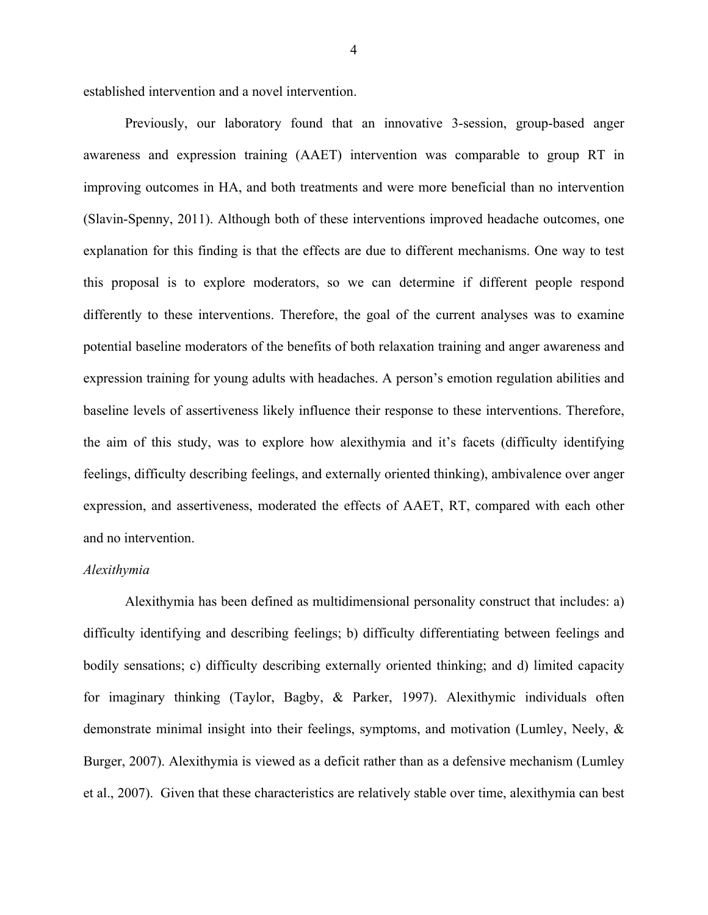established intervention and a novel intervention.

Previously, our laboratory found that an innovative 3-session, group-based anger awareness and expression training (AAET) intervention was comparable to group RT in improving outcomes in HA, and both treatments and were more beneficial than no intervention (Slavin-Spenny, 2011). Although both of these interventions improved headache outcomes, one explanation for this finding is that the effects are due to different mechanisms. One way to test this proposal is to explore moderators, so we can determine if different people respond differently to these interventions. Therefore, the goal of the current analyses was to examine potential baseline moderators of the benefits of both relaxation training and anger awareness and expression training for young adults with headaches. A person's emotion regulation abilities and baseline levels of assertiveness likely influence their response to these interventions. Therefore, the aim of this study, was to explore how alexithymia and it's facets (difficulty identifying feelings, difficulty describing feelings, and externally oriented thinking), ambivalence over anger expression, and assertiveness, moderated the effects of AAET, RT, compared with each other and no intervention.

*Alexithymia*

Alexithymia has been defined as multidimensional personality construct that includes: a) difficulty identifying and describing feelings; b) difficulty differentiating between feelings and bodily sensations; c) difficulty describing externally oriented thinking; and d) limited capacity for imaginary thinking (Taylor, Bagby, & Parker, 1997). Alexithymic individuals often demonstrate minimal insight into their feelings, symptoms, and motivation (Lumley, Neely, & Burger, 2007). Alexithymia is viewed as a deficit rather than as a defensive mechanism (Lumley et al., 2007). Given that these characteristics are relatively stable over time, alexithymia can best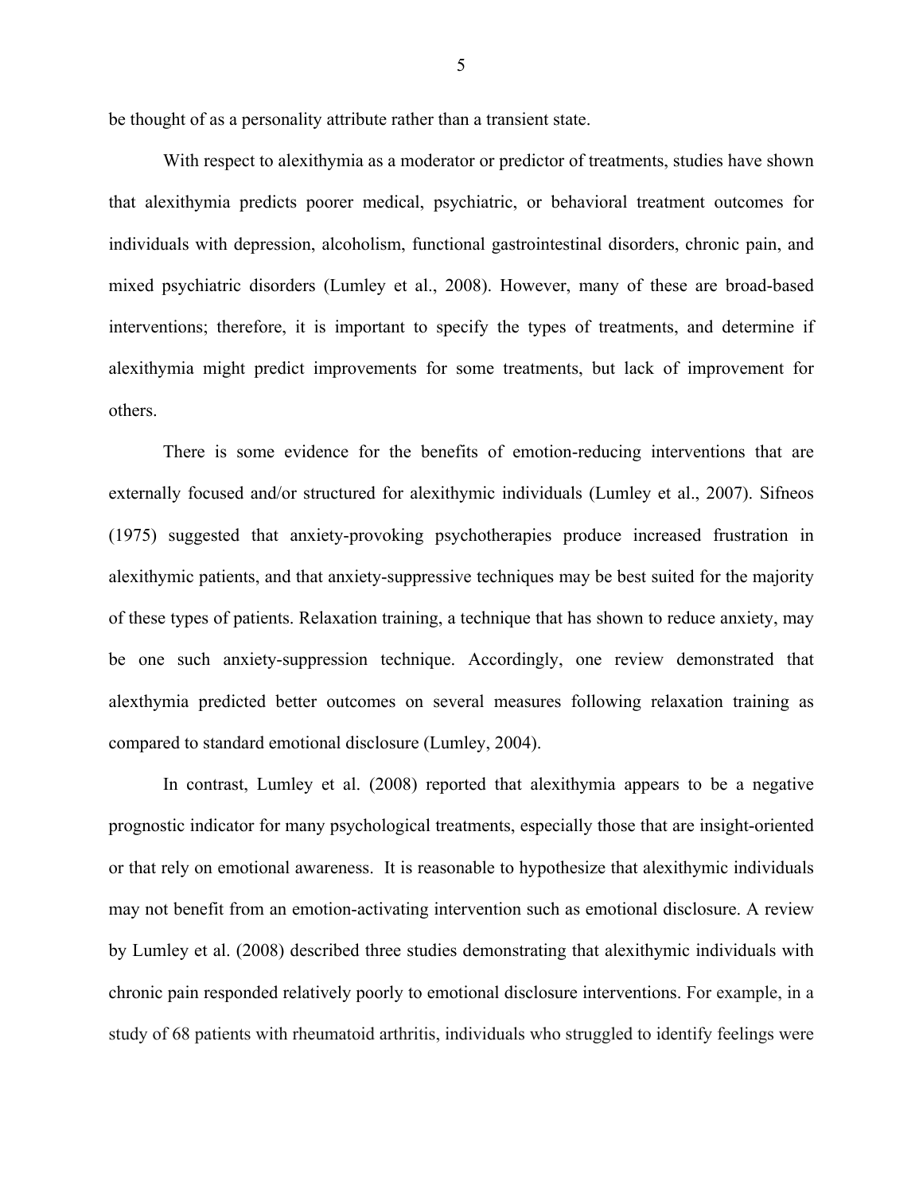be thought of as a personality attribute rather than a transient state.

With respect to alexithymia as a moderator or predictor of treatments, studies have shown that alexithymia predicts poorer medical, psychiatric, or behavioral treatment outcomes for individuals with depression, alcoholism, functional gastrointestinal disorders, chronic pain, and mixed psychiatric disorders (Lumley et al., 2008). However, many of these are broad-based interventions; therefore, it is important to specify the types of treatments, and determine if alexithymia might predict improvements for some treatments, but lack of improvement for others.

There is some evidence for the benefits of emotion-reducing interventions that are externally focused and/or structured for alexithymic individuals (Lumley et al., 2007). Sifneos (1975) suggested that anxiety-provoking psychotherapies produce increased frustration in alexithymic patients, and that anxiety-suppressive techniques may be best suited for the majority of these types of patients. Relaxation training, a technique that has shown to reduce anxiety, may be one such anxiety-suppression technique. Accordingly, one review demonstrated that alexthymia predicted better outcomes on several measures following relaxation training as compared to standard emotional disclosure (Lumley, 2004).

In contrast, Lumley et al. (2008) reported that alexithymia appears to be a negative prognostic indicator for many psychological treatments, especially those that are insight-oriented or that rely on emotional awareness. It is reasonable to hypothesize that alexithymic individuals may not benefit from an emotion-activating intervention such as emotional disclosure. A review by Lumley et al. (2008) described three studies demonstrating that alexithymic individuals with chronic pain responded relatively poorly to emotional disclosure interventions. For example, in a study of 68 patients with rheumatoid arthritis, individuals who struggled to identify feelings were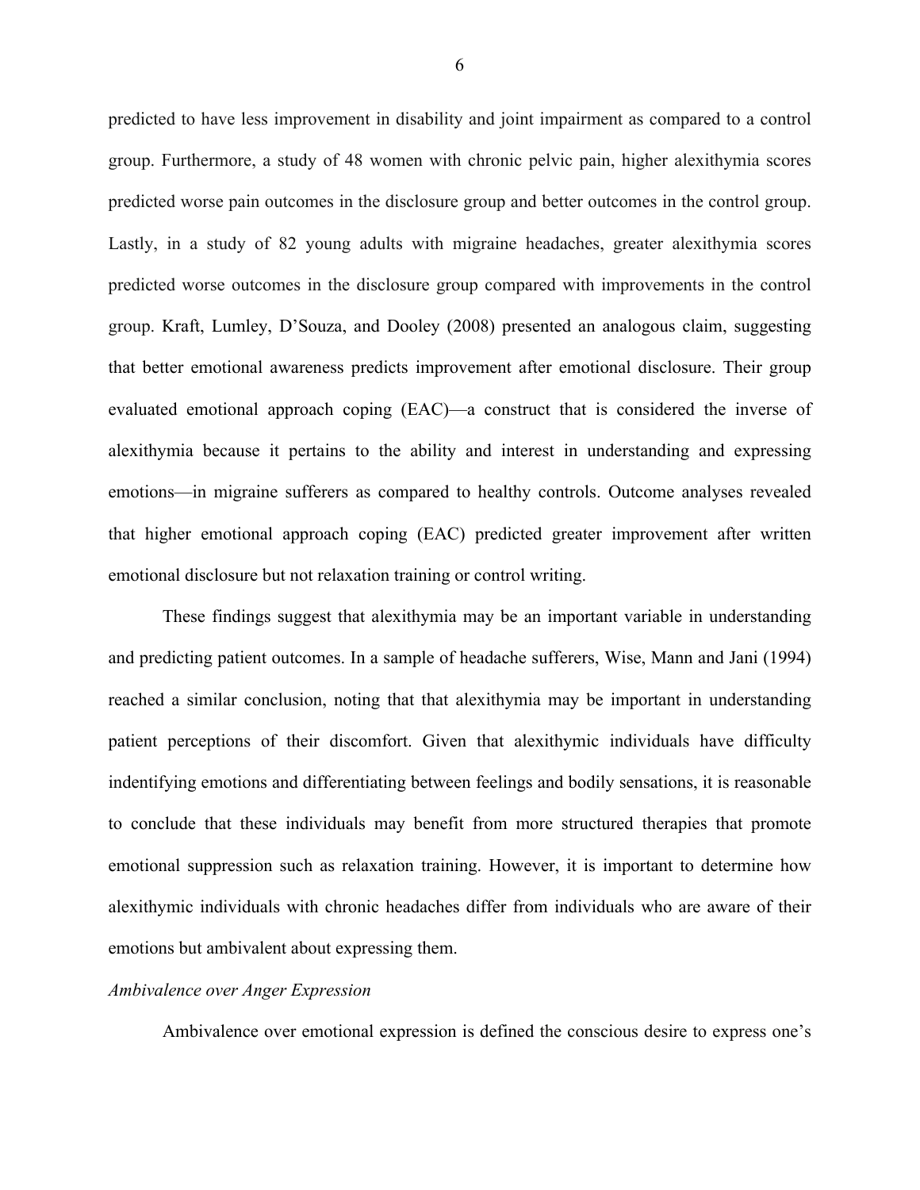predicted to have less improvement in disability and joint impairment as compared to a control group. Furthermore, a study of 48 women with chronic pelvic pain, higher alexithymia scores predicted worse pain outcomes in the disclosure group and better outcomes in the control group. Lastly, in a study of 82 young adults with migraine headaches, greater alexithymia scores predicted worse outcomes in the disclosure group compared with improvements in the control group. Kraft, Lumley, D'Souza, and Dooley (2008) presented an analogous claim, suggesting that better emotional awareness predicts improvement after emotional disclosure. Their group evaluated emotional approach coping (EAC)—a construct that is considered the inverse of alexithymia because it pertains to the ability and interest in understanding and expressing emotions—in migraine sufferers as compared to healthy controls. Outcome analyses revealed that higher emotional approach coping (EAC) predicted greater improvement after written emotional disclosure but not relaxation training or control writing.

These findings suggest that alexithymia may be an important variable in understanding and predicting patient outcomes. In a sample of headache sufferers, Wise, Mann and Jani (1994) reached a similar conclusion, noting that that alexithymia may be important in understanding patient perceptions of their discomfort. Given that alexithymic individuals have difficulty indentifying emotions and differentiating between feelings and bodily sensations, it is reasonable to conclude that these individuals may benefit from more structured therapies that promote emotional suppression such as relaxation training. However, it is important to determine how alexithymic individuals with chronic headaches differ from individuals who are aware of their emotions but ambivalent about expressing them.

*Ambivalence over Anger Expression*

Ambivalence over emotional expression is defined the conscious desire to express one's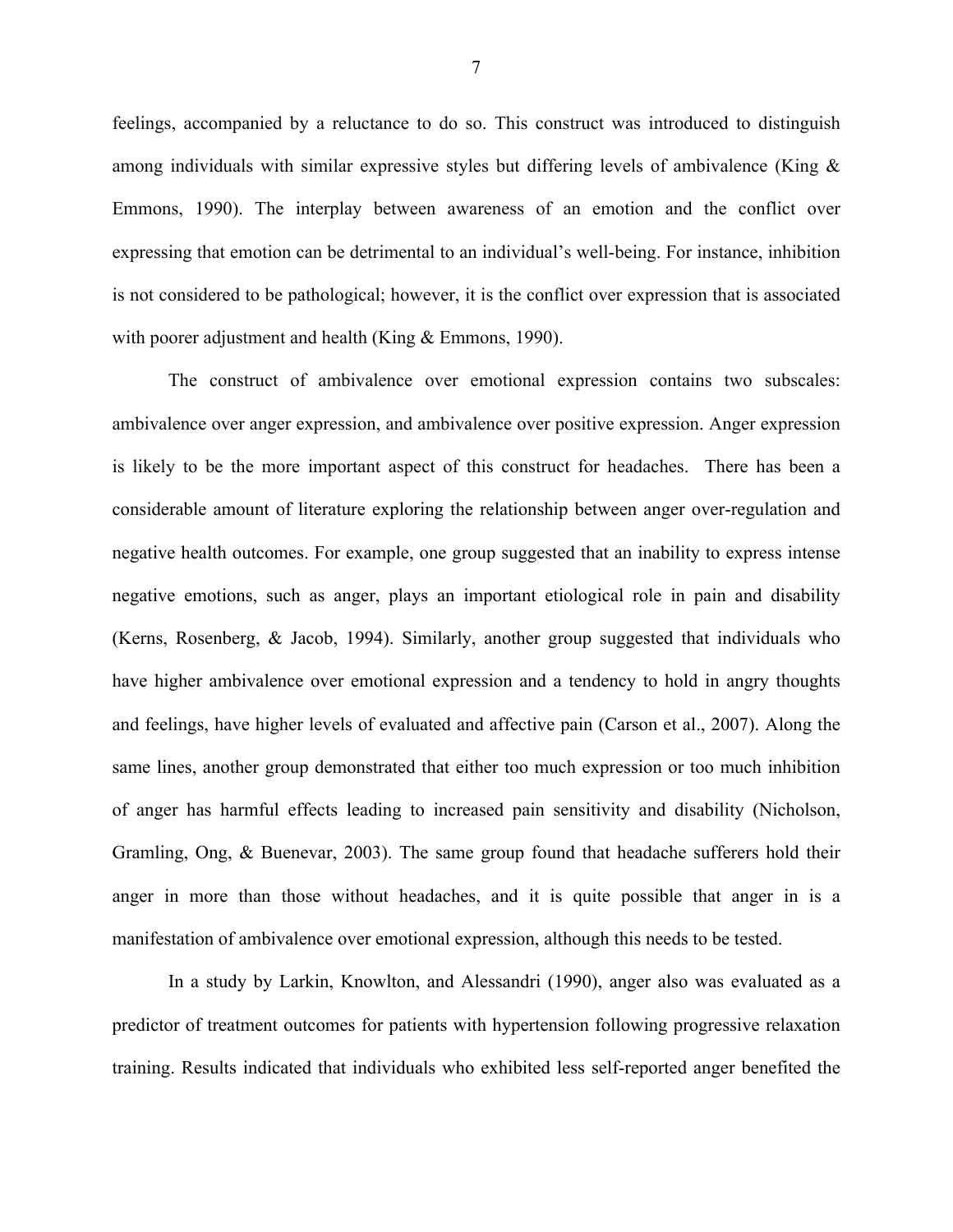feelings, accompanied by a reluctance to do so. This construct was introduced to distinguish among individuals with similar expressive styles but differing levels of ambivalence (King & Emmons, 1990). The interplay between awareness of an emotion and the conflict over expressing that emotion can be detrimental to an individual's well-being. For instance, inhibition is not considered to be pathological; however, it is the conflict over expression that is associated with poorer adjustment and health (King & Emmons, 1990).

The construct of ambivalence over emotional expression contains two subscales: ambivalence over anger expression, and ambivalence over positive expression. Anger expression is likely to be the more important aspect of this construct for headaches. There has been a considerable amount of literature exploring the relationship between anger over-regulation and negative health outcomes. For example, one group suggested that an inability to express intense negative emotions, such as anger, plays an important etiological role in pain and disability (Kerns, Rosenberg, & Jacob, 1994). Similarly, another group suggested that individuals who have higher ambivalence over emotional expression and a tendency to hold in angry thoughts and feelings, have higher levels of evaluated and affective pain (Carson et al., 2007). Along the same lines, another group demonstrated that either too much expression or too much inhibition of anger has harmful effects leading to increased pain sensitivity and disability (Nicholson, Gramling, Ong, & Buenevar, 2003). The same group found that headache sufferers hold their anger in more than those without headaches, and it is quite possible that anger in is a manifestation of ambivalence over emotional expression, although this needs to be tested.

In a study by Larkin, Knowlton, and Alessandri (1990), anger also was evaluated as a predictor of treatment outcomes for patients with hypertension following progressive relaxation training. Results indicated that individuals who exhibited less self-reported anger benefited the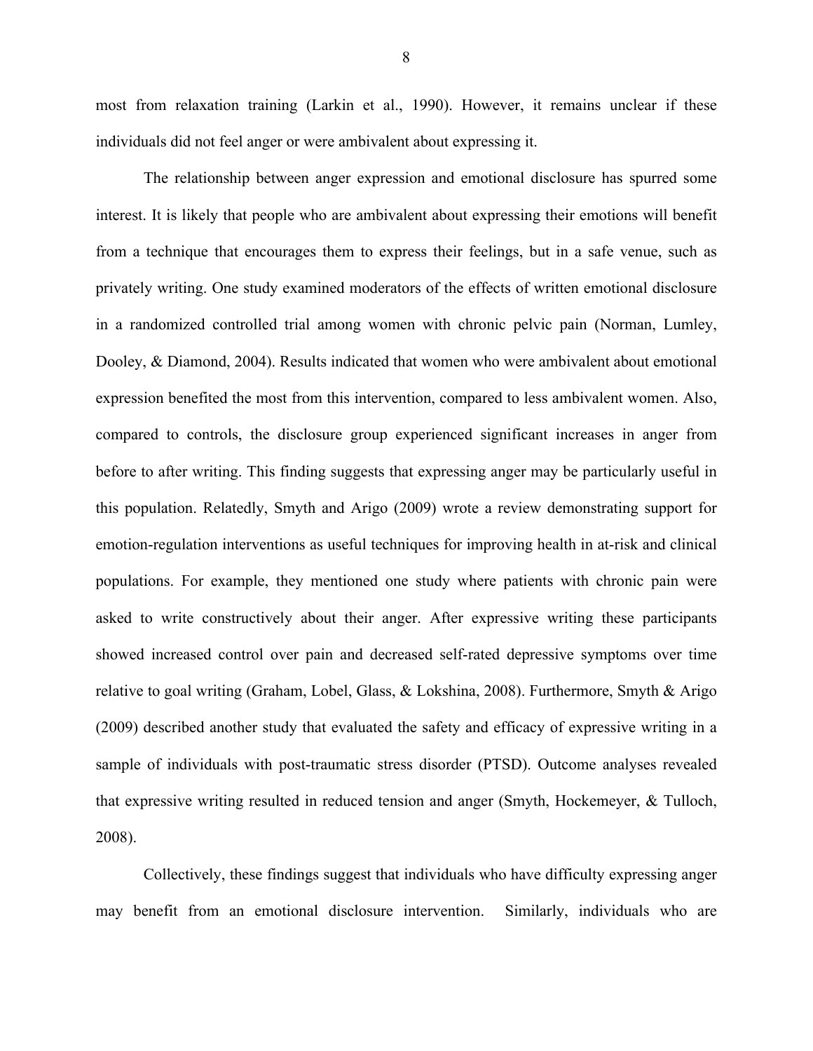most from relaxation training (Larkin et al., 1990). However, it remains unclear if these individuals did not feel anger or were ambivalent about expressing it.

The relationship between anger expression and emotional disclosure has spurred some interest. It is likely that people who are ambivalent about expressing their emotions will benefit from a technique that encourages them to express their feelings, but in a safe venue, such as privately writing. One study examined moderators of the effects of written emotional disclosure in a randomized controlled trial among women with chronic pelvic pain (Norman, Lumley, Dooley, & Diamond, 2004). Results indicated that women who were ambivalent about emotional expression benefited the most from this intervention, compared to less ambivalent women. Also, compared to controls, the disclosure group experienced significant increases in anger from before to after writing. This finding suggests that expressing anger may be particularly useful in this population. Relatedly, Smyth and Arigo (2009) wrote a review demonstrating support for emotion-regulation interventions as useful techniques for improving health in at-risk and clinical populations. For example, they mentioned one study where patients with chronic pain were asked to write constructively about their anger. After expressive writing these participants showed increased control over pain and decreased self-rated depressive symptoms over time relative to goal writing (Graham, Lobel, Glass, & Lokshina, 2008). Furthermore, Smyth & Arigo (2009) described another study that evaluated the safety and efficacy of expressive writing in a sample of individuals with post-traumatic stress disorder (PTSD). Outcome analyses revealed that expressive writing resulted in reduced tension and anger (Smyth, Hockemeyer, & Tulloch, 2008).

Collectively, these findings suggest that individuals who have difficulty expressing anger may benefit from an emotional disclosure intervention. Similarly, individuals who are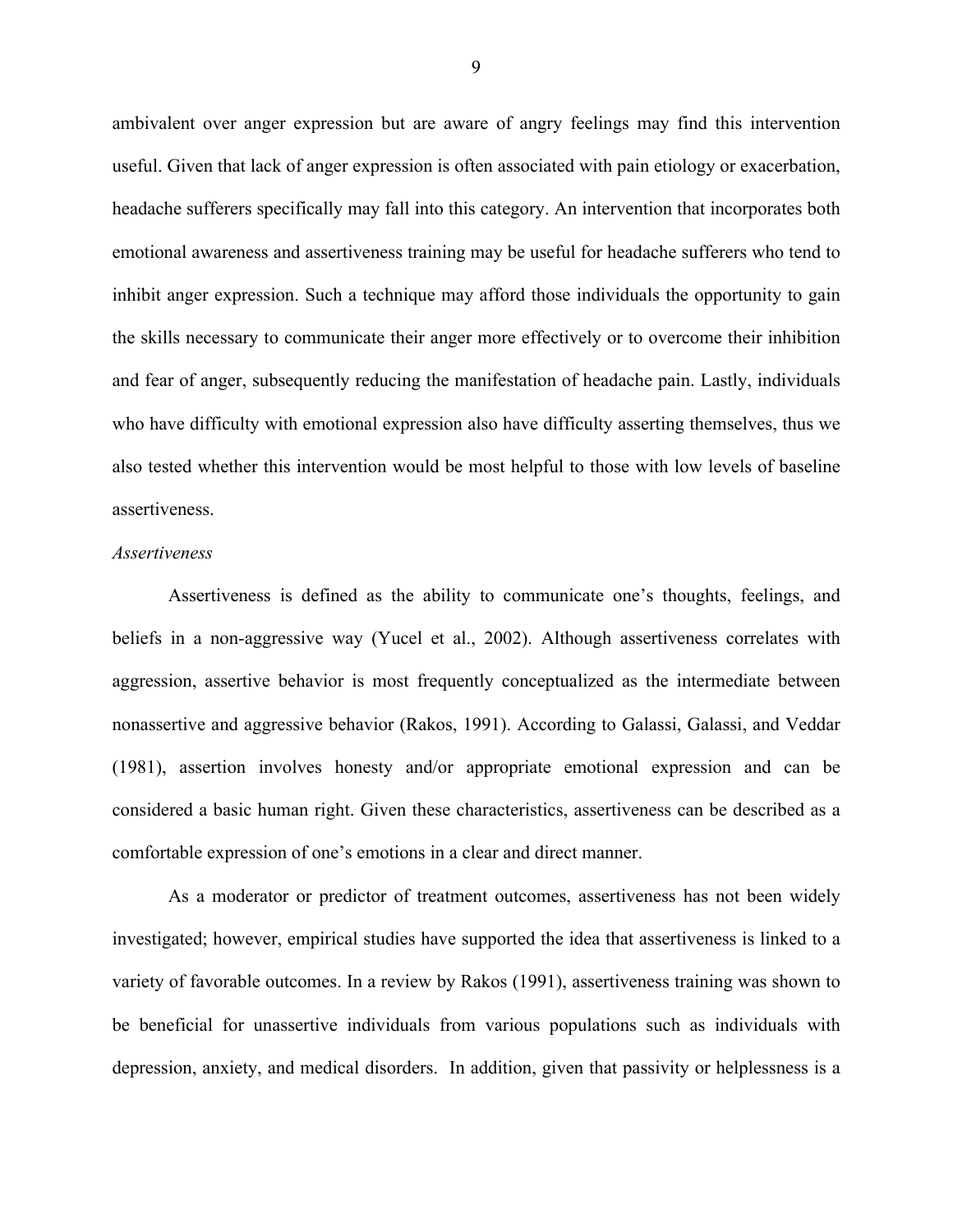ambivalent over anger expression but are aware of angry feelings may find this intervention useful. Given that lack of anger expression is often associated with pain etiology or exacerbation, headache sufferers specifically may fall into this category. An intervention that incorporates both emotional awareness and assertiveness training may be useful for headache sufferers who tend to inhibit anger expression. Such a technique may afford those individuals the opportunity to gain the skills necessary to communicate their anger more effectively or to overcome their inhibition and fear of anger, subsequently reducing the manifestation of headache pain. Lastly, individuals who have difficulty with emotional expression also have difficulty asserting themselves, thus we also tested whether this intervention would be most helpful to those with low levels of baseline assertiveness.

*Assertiveness*

Assertiveness is defined as the ability to communicate one's thoughts, feelings, and beliefs in a non-aggressive way (Yucel et al., 2002). Although assertiveness correlates with aggression, assertive behavior is most frequently conceptualized as the intermediate between nonassertive and aggressive behavior (Rakos, 1991). According to Galassi, Galassi, and Veddar (1981), assertion involves honesty and/or appropriate emotional expression and can be considered a basic human right. Given these characteristics, assertiveness can be described as a comfortable expression of one's emotions in a clear and direct manner.

As a moderator or predictor of treatment outcomes, assertiveness has not been widely investigated; however, empirical studies have supported the idea that assertiveness is linked to a variety of favorable outcomes. In a review by Rakos (1991), assertiveness training was shown to be beneficial for unassertive individuals from various populations such as individuals with depression, anxiety, and medical disorders. In addition, given that passivity or helplessness is a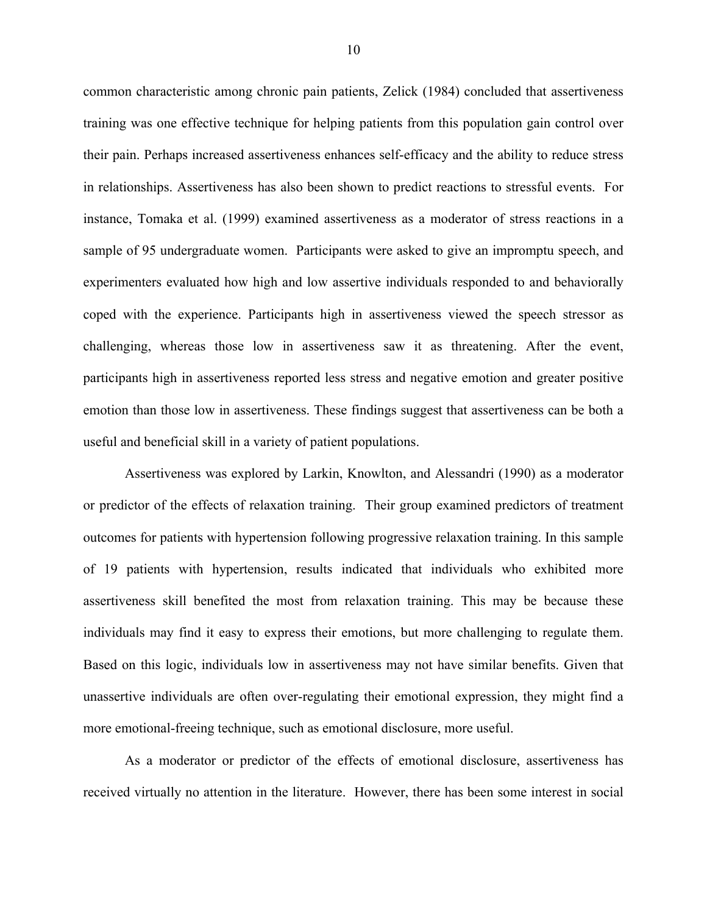common characteristic among chronic pain patients, Zelick (1984) concluded that assertiveness training was one effective technique for helping patients from this population gain control over their pain. Perhaps increased assertiveness enhances self-efficacy and the ability to reduce stress in relationships. Assertiveness has also been shown to predict reactions to stressful events. For instance, Tomaka et al. (1999) examined assertiveness as a moderator of stress reactions in a sample of 95 undergraduate women. Participants were asked to give an impromptu speech, and experimenters evaluated how high and low assertive individuals responded to and behaviorally coped with the experience. Participants high in assertiveness viewed the speech stressor as challenging, whereas those low in assertiveness saw it as threatening. After the event, participants high in assertiveness reported less stress and negative emotion and greater positive emotion than those low in assertiveness. These findings suggest that assertiveness can be both a useful and beneficial skill in a variety of patient populations.

Assertiveness was explored by Larkin, Knowlton, and Alessandri (1990) as a moderator or predictor of the effects of relaxation training. Their group examined predictors of treatment outcomes for patients with hypertension following progressive relaxation training. In this sample of 19 patients with hypertension, results indicated that individuals who exhibited more assertiveness skill benefited the most from relaxation training. This may be because these individuals may find it easy to express their emotions, but more challenging to regulate them. Based on this logic, individuals low in assertiveness may not have similar benefits. Given that unassertive individuals are often over-regulating their emotional expression, they might find a more emotional-freeing technique, such as emotional disclosure, more useful.

As a moderator or predictor of the effects of emotional disclosure, assertiveness has received virtually no attention in the literature. However, there has been some interest in social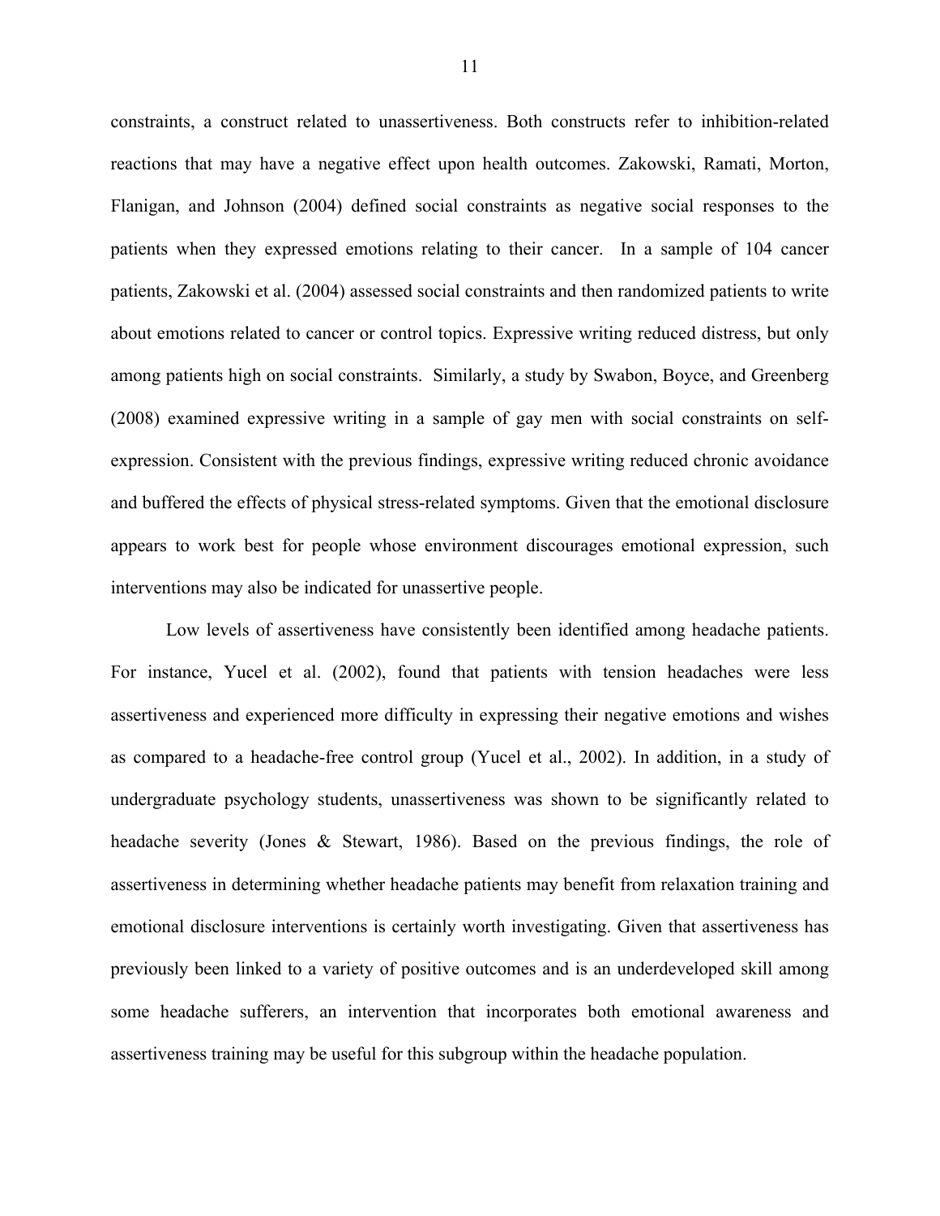constraints, a construct related to unassertiveness. Both constructs refer to inhibition-related reactions that may have a negative effect upon health outcomes. Zakowski, Ramati, Morton, Flanigan, and Johnson (2004) defined social constraints as negative social responses to the patients when they expressed emotions relating to their cancer. In a sample of 104 cancer patients, Zakowski et al. (2004) assessed social constraints and then randomized patients to write about emotions related to cancer or control topics. Expressive writing reduced distress, but only among patients high on social constraints. Similarly, a study by Swabon, Boyce, and Greenberg (2008) examined expressive writing in a sample of gay men with social constraints on self-expression. Consistent with the previous findings, expressive writing reduced chronic avoidance and buffered the effects of physical stress-related symptoms. Given that the emotional disclosure appears to work best for people whose environment discourages emotional expression, such interventions may also be indicated for unassertive people.

Low levels of assertiveness have consistently been identified among headache patients. For instance, Yucel et al. (2002), found that patients with tension headaches were less assertiveness and experienced more difficulty in expressing their negative emotions and wishes as compared to a headache-free control group (Yucel et al., 2002). In addition, in a study of undergraduate psychology students, unassertiveness was shown to be significantly related to headache severity (Jones & Stewart, 1986). Based on the previous findings, the role of assertiveness in determining whether headache patients may benefit from relaxation training and emotional disclosure interventions is certainly worth investigating. Given that assertiveness has previously been linked to a variety of positive outcomes and is an underdeveloped skill among some headache sufferers, an intervention that incorporates both emotional awareness and assertiveness training may be useful for this subgroup within the headache population.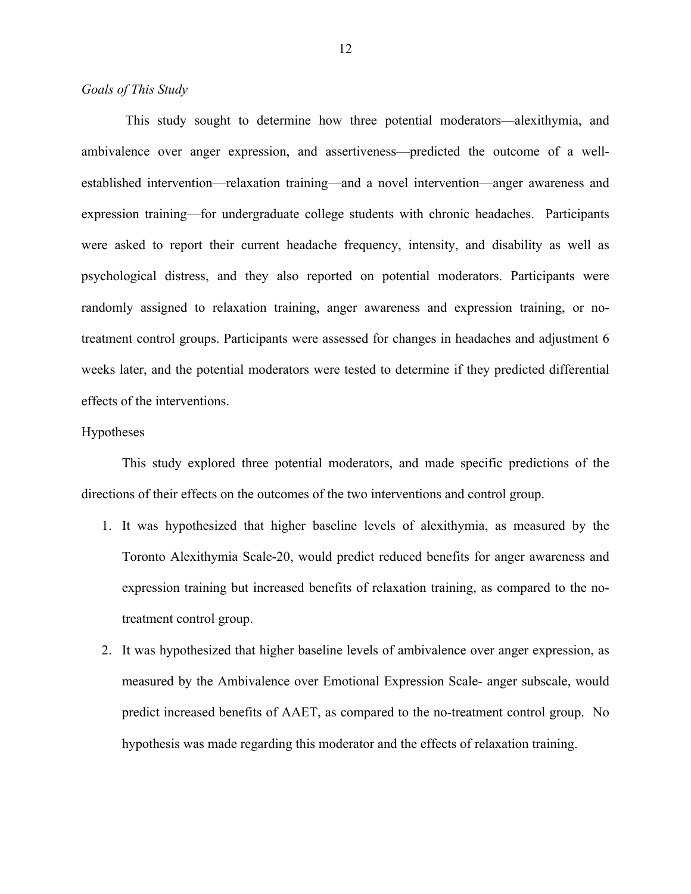*Goals of This Study*

This study sought to determine how three potential moderators—alexithymia, and ambivalence over anger expression, and assertiveness—predicted the outcome of a well-established intervention—relaxation training—and a novel intervention—anger awareness and expression training—for undergraduate college students with chronic headaches. Participants were asked to report their current headache frequency, intensity, and disability as well as psychological distress, and they also reported on potential moderators. Participants were randomly assigned to relaxation training, anger awareness and expression training, or no-treatment control groups. Participants were assessed for changes in headaches and adjustment 6 weeks later, and the potential moderators were tested to determine if they predicted differential effects of the interventions.

Hypotheses

This study explored three potential moderators, and made specific predictions of the directions of their effects on the outcomes of the two interventions and control group.

1. It was hypothesized that higher baseline levels of alexithymia, as measured by the Toronto Alexithymia Scale-20, would predict reduced benefits for anger awareness and expression training but increased benefits of relaxation training, as compared to the no-treatment control group.
2. It was hypothesized that higher baseline levels of ambivalence over anger expression, as measured by the Ambivalence over Emotional Expression Scale- anger subscale, would predict increased benefits of AAET, as compared to the no-treatment control group. No hypothesis was made regarding this moderator and the effects of relaxation training.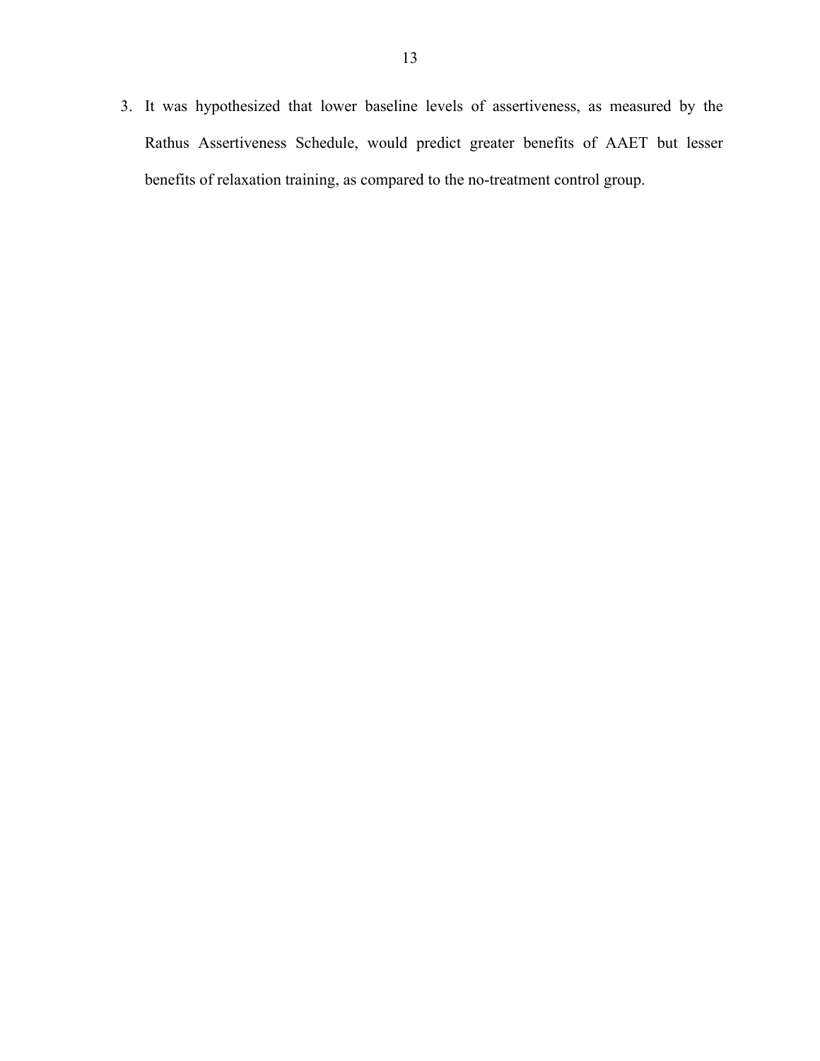3. It was hypothesized that lower baseline levels of assertiveness, as measured by the Rathus Assertiveness Schedule, would predict greater benefits of AAET but lesser benefits of relaxation training, as compared to the no-treatment control group.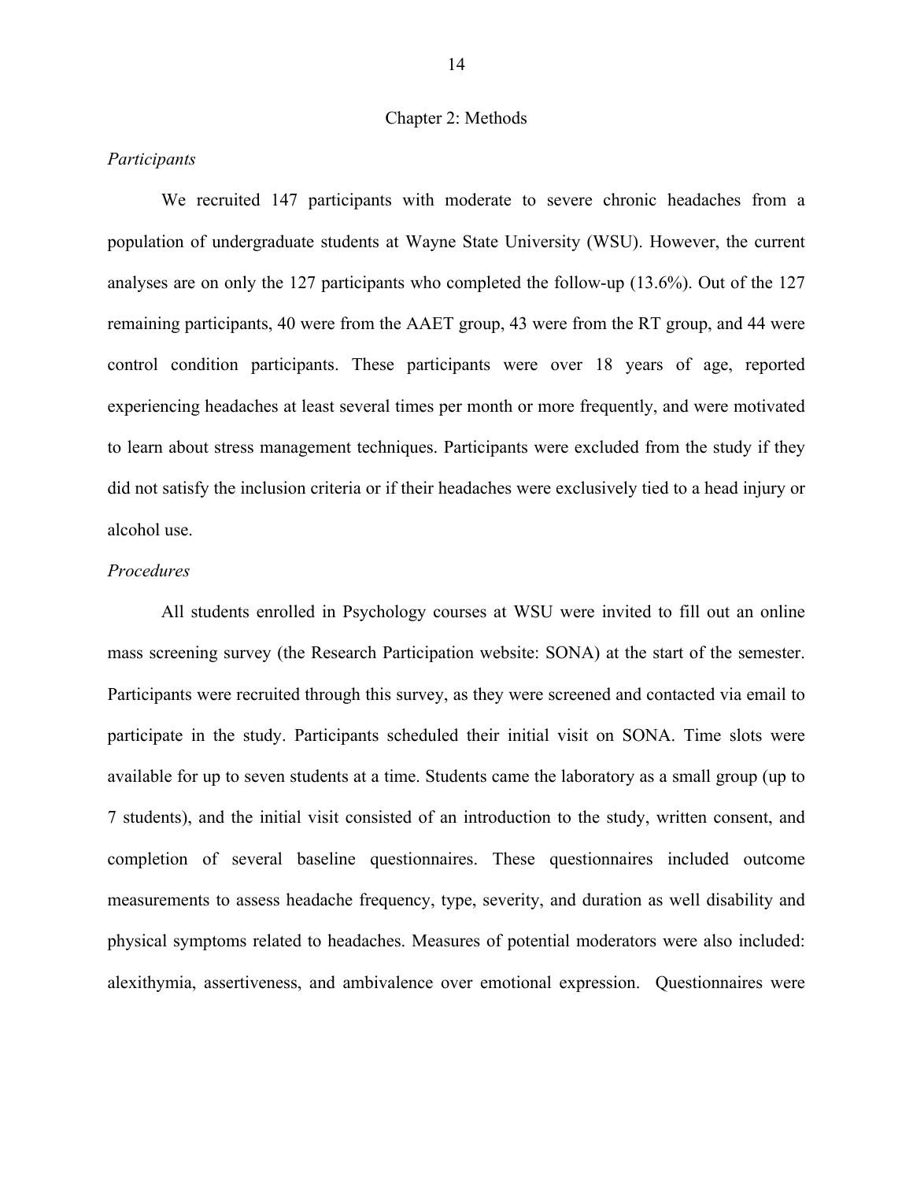# Chapter 2: Methods

*Participants*

We recruited 147 participants with moderate to severe chronic headaches from a population of undergraduate students at Wayne State University (WSU). However, the current analyses are on only the 127 participants who completed the follow-up (13.6%). Out of the 127 remaining participants, 40 were from the AAET group, 43 were from the RT group, and 44 were control condition participants. These participants were over 18 years of age, reported experiencing headaches at least several times per month or more frequently, and were motivated to learn about stress management techniques. Participants were excluded from the study if they did not satisfy the inclusion criteria or if their headaches were exclusively tied to a head injury or alcohol use.

*Procedures*

All students enrolled in Psychology courses at WSU were invited to fill out an online mass screening survey (the Research Participation website: SONA) at the start of the semester. Participants were recruited through this survey, as they were screened and contacted via email to participate in the study. Participants scheduled their initial visit on SONA. Time slots were available for up to seven students at a time. Students came the laboratory as a small group (up to 7 students), and the initial visit consisted of an introduction to the study, written consent, and completion of several baseline questionnaires. These questionnaires included outcome measurements to assess headache frequency, type, severity, and duration as well disability and physical symptoms related to headaches. Measures of potential moderators were also included: alexithymia, assertiveness, and ambivalence over emotional expression. Questionnaires were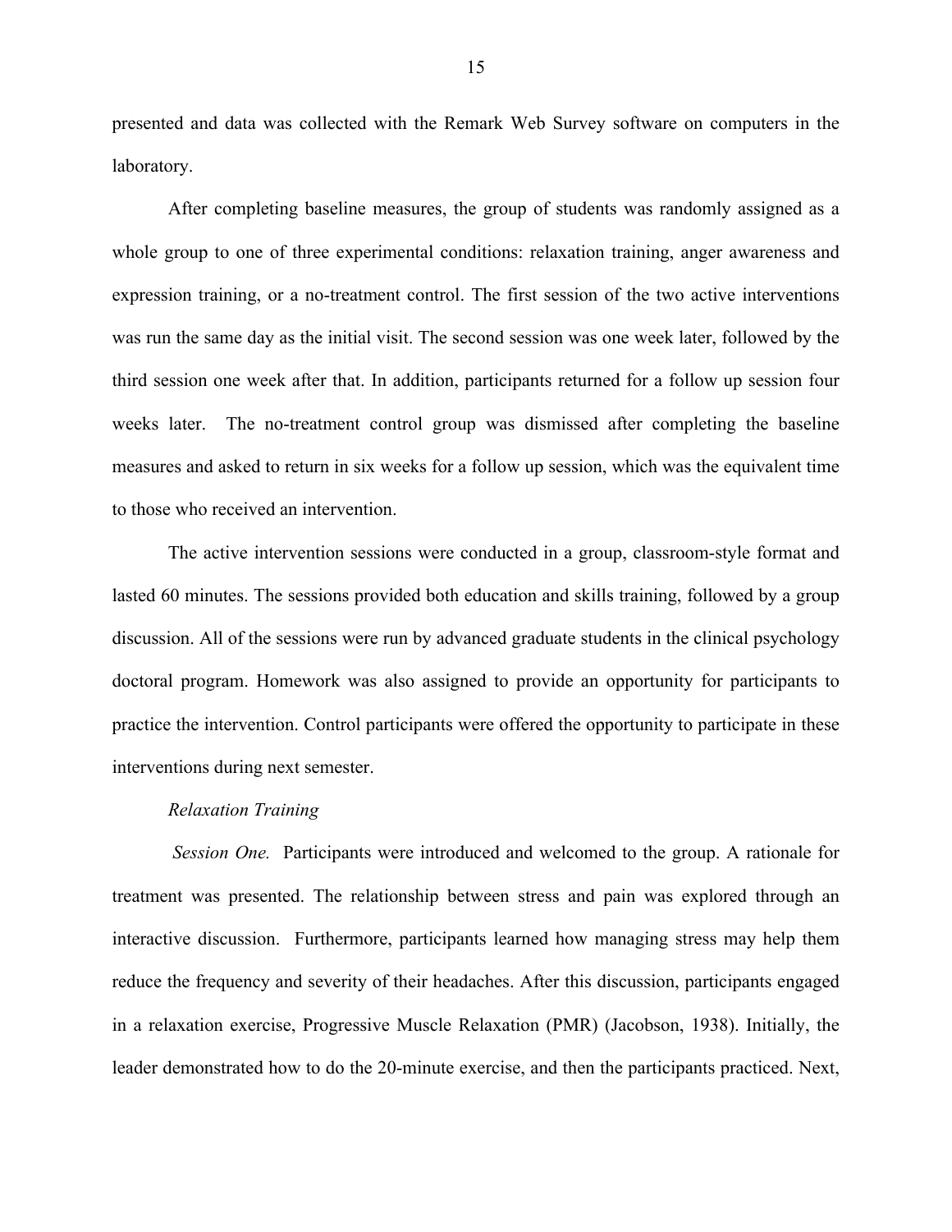presented and data was collected with the Remark Web Survey software on computers in the laboratory.

After completing baseline measures, the group of students was randomly assigned as a whole group to one of three experimental conditions: relaxation training, anger awareness and expression training, or a no-treatment control. The first session of the two active interventions was run the same day as the initial visit. The second session was one week later, followed by the third session one week after that. In addition, participants returned for a follow up session four weeks later. The no-treatment control group was dismissed after completing the baseline measures and asked to return in six weeks for a follow up session, which was the equivalent time to those who received an intervention.

The active intervention sessions were conducted in a group, classroom-style format and lasted 60 minutes. The sessions provided both education and skills training, followed by a group discussion. All of the sessions were run by advanced graduate students in the clinical psychology doctoral program. Homework was also assigned to provide an opportunity for participants to practice the intervention. Control participants were offered the opportunity to participate in these interventions during next semester.

*Relaxation Training*

*Session One.* Participants were introduced and welcomed to the group. A rationale for treatment was presented. The relationship between stress and pain was explored through an interactive discussion. Furthermore, participants learned how managing stress may help them reduce the frequency and severity of their headaches. After this discussion, participants engaged in a relaxation exercise, Progressive Muscle Relaxation (PMR) (Jacobson, 1938). Initially, the leader demonstrated how to do the 20-minute exercise, and then the participants practiced. Next,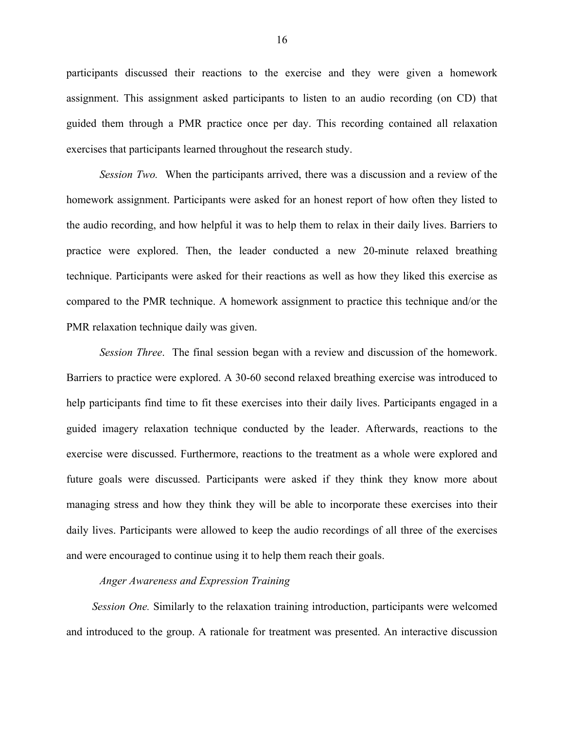participants discussed their reactions to the exercise and they were given a homework assignment. This assignment asked participants to listen to an audio recording (on CD) that guided them through a PMR practice once per day. This recording contained all relaxation exercises that participants learned throughout the research study.

*Session Two.* When the participants arrived, there was a discussion and a review of the homework assignment. Participants were asked for an honest report of how often they listed to the audio recording, and how helpful it was to help them to relax in their daily lives. Barriers to practice were explored. Then, the leader conducted a new 20-minute relaxed breathing technique. Participants were asked for their reactions as well as how they liked this exercise as compared to the PMR technique. A homework assignment to practice this technique and/or the PMR relaxation technique daily was given.

*Session Three*. The final session began with a review and discussion of the homework. Barriers to practice were explored. A 30-60 second relaxed breathing exercise was introduced to help participants find time to fit these exercises into their daily lives. Participants engaged in a guided imagery relaxation technique conducted by the leader. Afterwards, reactions to the exercise were discussed. Furthermore, reactions to the treatment as a whole were explored and future goals were discussed. Participants were asked if they think they know more about managing stress and how they think they will be able to incorporate these exercises into their daily lives. Participants were allowed to keep the audio recordings of all three of the exercises and were encouraged to continue using it to help them reach their goals.

*Anger Awareness and Expression Training*

*Session One.* Similarly to the relaxation training introduction, participants were welcomed and introduced to the group. A rationale for treatment was presented. An interactive discussion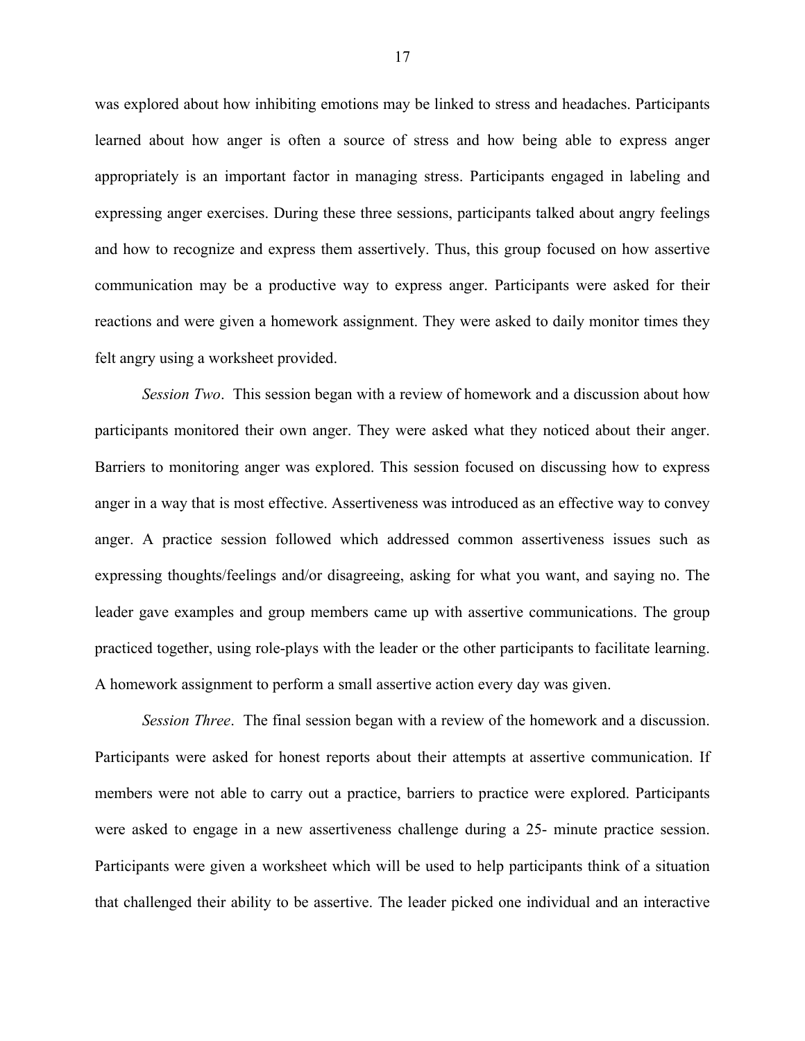was explored about how inhibiting emotions may be linked to stress and headaches. Participants learned about how anger is often a source of stress and how being able to express anger appropriately is an important factor in managing stress. Participants engaged in labeling and expressing anger exercises. During these three sessions, participants talked about angry feelings and how to recognize and express them assertively. Thus, this group focused on how assertive communication may be a productive way to express anger. Participants were asked for their reactions and were given a homework assignment. They were asked to daily monitor times they felt angry using a worksheet provided.

*Session Two*. This session began with a review of homework and a discussion about how participants monitored their own anger. They were asked what they noticed about their anger. Barriers to monitoring anger was explored. This session focused on discussing how to express anger in a way that is most effective. Assertiveness was introduced as an effective way to convey anger. A practice session followed which addressed common assertiveness issues such as expressing thoughts/feelings and/or disagreeing, asking for what you want, and saying no. The leader gave examples and group members came up with assertive communications. The group practiced together, using role-plays with the leader or the other participants to facilitate learning. A homework assignment to perform a small assertive action every day was given.

*Session Three*. The final session began with a review of the homework and a discussion. Participants were asked for honest reports about their attempts at assertive communication. If members were not able to carry out a practice, barriers to practice were explored. Participants were asked to engage in a new assertiveness challenge during a 25- minute practice session. Participants were given a worksheet which will be used to help participants think of a situation that challenged their ability to be assertive. The leader picked one individual and an interactive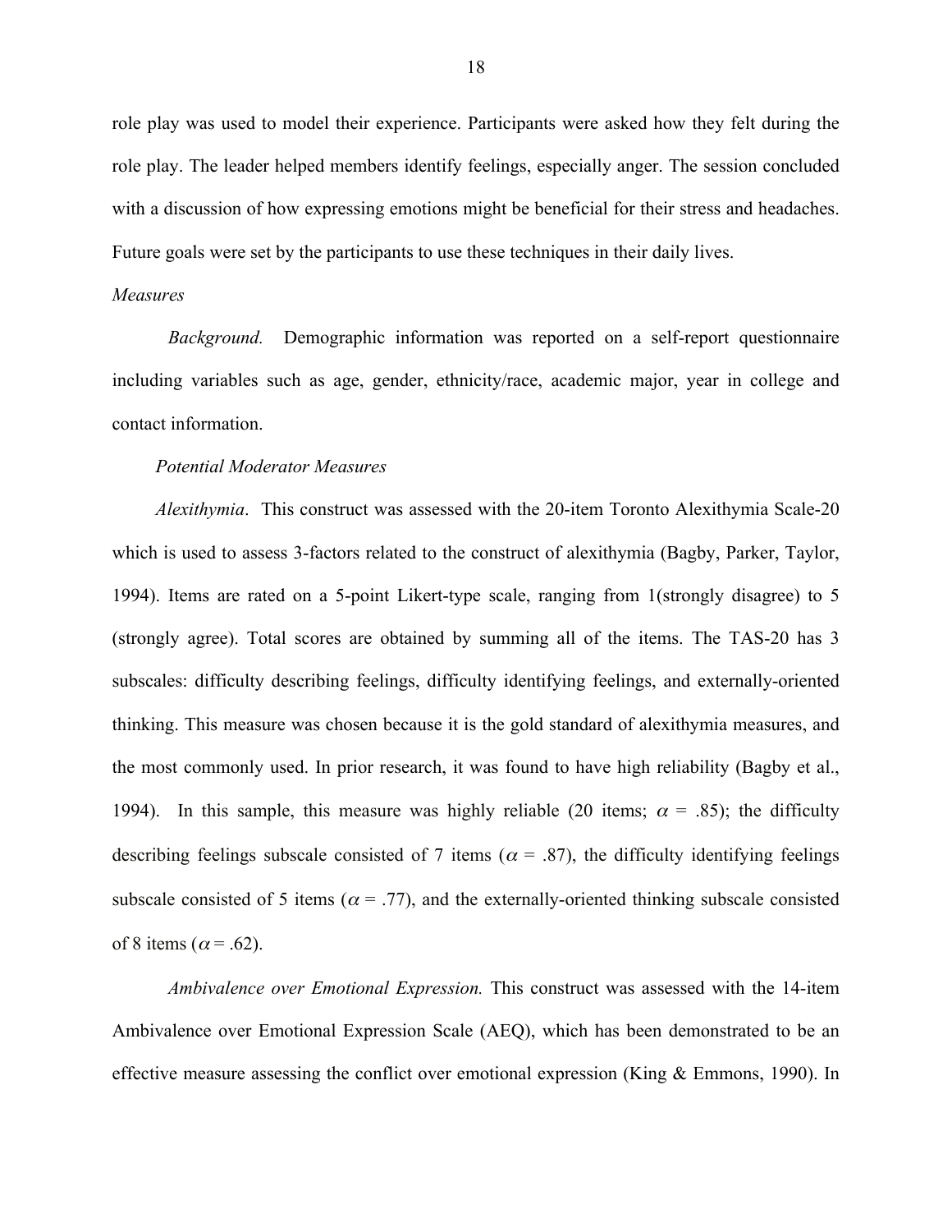role play was used to model their experience. Participants were asked how they felt during the role play. The leader helped members identify feelings, especially anger. The session concluded with a discussion of how expressing emotions might be beneficial for their stress and headaches. Future goals were set by the participants to use these techniques in their daily lives.

*Measures*

*Background.* Demographic information was reported on a self-report questionnaire including variables such as age, gender, ethnicity/race, academic major, year in college and contact information.

*Potential Moderator Measures*

*Alexithymia*. This construct was assessed with the 20-item Toronto Alexithymia Scale-20 which is used to assess 3-factors related to the construct of alexithymia (Bagby, Parker, Taylor, 1994). Items are rated on a 5-point Likert-type scale, ranging from 1(strongly disagree) to 5 (strongly agree). Total scores are obtained by summing all of the items. The TAS-20 has 3 subscales: difficulty describing feelings, difficulty identifying feelings, and externally-oriented thinking. This measure was chosen because it is the gold standard of alexithymia measures, and the most commonly used. In prior research, it was found to have high reliability (Bagby et al., 1994). In this sample, this measure was highly reliable (20 items; $\alpha$ = .85); the difficulty describing feelings subscale consisted of 7 items ($\alpha$ = .87), the difficulty identifying feelings subscale consisted of 5 items ($\alpha$ = .77), and the externally-oriented thinking subscale consisted of 8 items ($\alpha$ = .62).

*Ambivalence over Emotional Expression.* This construct was assessed with the 14-item Ambivalence over Emotional Expression Scale (AEQ), which has been demonstrated to be an effective measure assessing the conflict over emotional expression (King & Emmons, 1990). In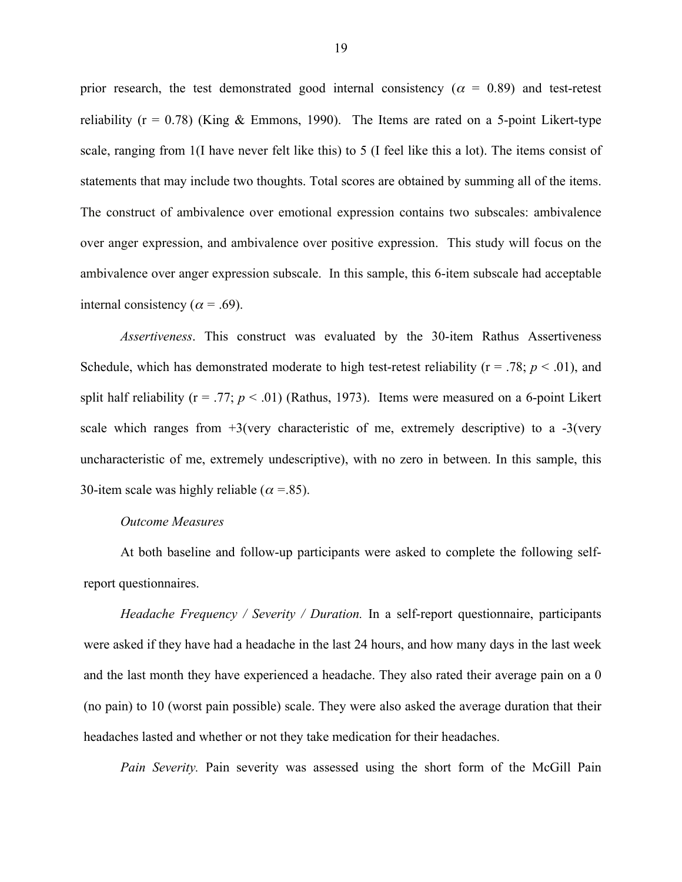prior research, the test demonstrated good internal consistency ($\alpha$ = 0.89) and test-retest reliability (r = 0.78) (King & Emmons, 1990). The Items are rated on a 5-point Likert-type scale, ranging from 1(I have never felt like this) to 5 (I feel like this a lot). The items consist of statements that may include two thoughts. Total scores are obtained by summing all of the items. The construct of ambivalence over emotional expression contains two subscales: ambivalence over anger expression, and ambivalence over positive expression. This study will focus on the ambivalence over anger expression subscale. In this sample, this 6-item subscale had acceptable internal consistency ($\alpha$ = .69).

*Assertiveness*. This construct was evaluated by the 30-item Rathus Assertiveness Schedule, which has demonstrated moderate to high test-retest reliability (r = .78; $p < .01$), and split half reliability (r = .77; $p < .01$) (Rathus, 1973). Items were measured on a 6-point Likert scale which ranges from +3(very characteristic of me, extremely descriptive) to a -3(very uncharacteristic of me, extremely undescriptive), with no zero in between. In this sample, this 30-item scale was highly reliable ($\alpha$ =.85).

*Outcome Measures*

At both baseline and follow-up participants were asked to complete the following self-report questionnaires.

*Headache Frequency / Severity / Duration.* In a self-report questionnaire, participants were asked if they have had a headache in the last 24 hours, and how many days in the last week and the last month they have experienced a headache. They also rated their average pain on a 0 (no pain) to 10 (worst pain possible) scale. They were also asked the average duration that their headaches lasted and whether or not they take medication for their headaches.

*Pain Severity.* Pain severity was assessed using the short form of the McGill Pain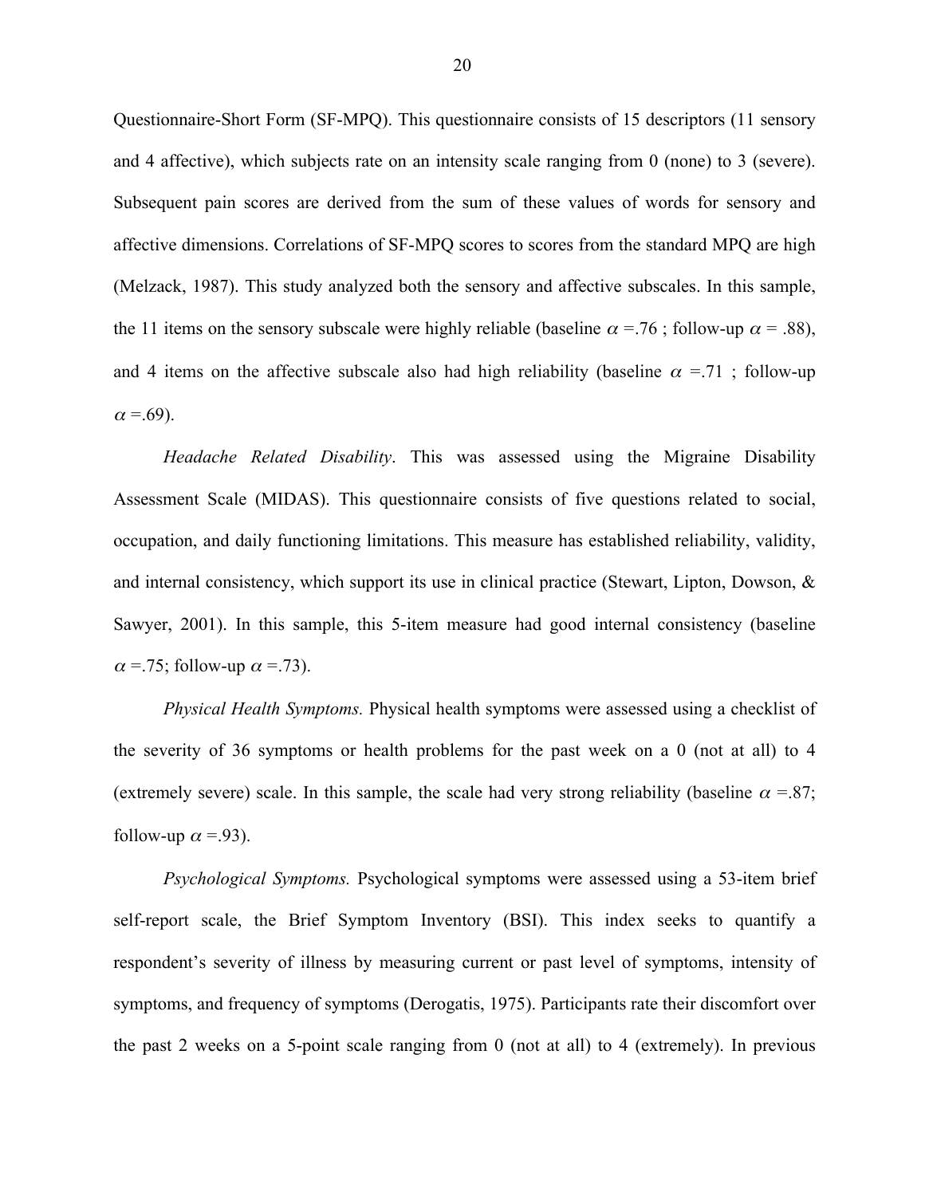Questionnaire-Short Form (SF-MPQ). This questionnaire consists of 15 descriptors (11 sensory and 4 affective), which subjects rate on an intensity scale ranging from 0 (none) to 3 (severe). Subsequent pain scores are derived from the sum of these values of words for sensory and affective dimensions. Correlations of SF-MPQ scores to scores from the standard MPQ are high (Melzack, 1987). This study analyzed both the sensory and affective subscales. In this sample, the 11 items on the sensory subscale were highly reliable (baseline $\alpha$ =.76 ; follow-up $\alpha$ = .88), and 4 items on the affective subscale also had high reliability (baseline $\alpha$ =.71 ; follow-up $\alpha$ =.69).

*Headache Related Disability*. This was assessed using the Migraine Disability Assessment Scale (MIDAS). This questionnaire consists of five questions related to social, occupation, and daily functioning limitations. This measure has established reliability, validity, and internal consistency, which support its use in clinical practice (Stewart, Lipton, Dowson, & Sawyer, 2001). In this sample, this 5-item measure had good internal consistency (baseline $\alpha$ =.75; follow-up $\alpha$ =.73).

*Physical Health Symptoms.* Physical health symptoms were assessed using a checklist of the severity of 36 symptoms or health problems for the past week on a 0 (not at all) to 4 (extremely severe) scale. In this sample, the scale had very strong reliability (baseline $\alpha$ =.87; follow-up $\alpha$ =.93).

*Psychological Symptoms.* Psychological symptoms were assessed using a 53-item brief self-report scale, the Brief Symptom Inventory (BSI). This index seeks to quantify a respondent's severity of illness by measuring current or past level of symptoms, intensity of symptoms, and frequency of symptoms (Derogatis, 1975). Participants rate their discomfort over the past 2 weeks on a 5-point scale ranging from 0 (not at all) to 4 (extremely). In previous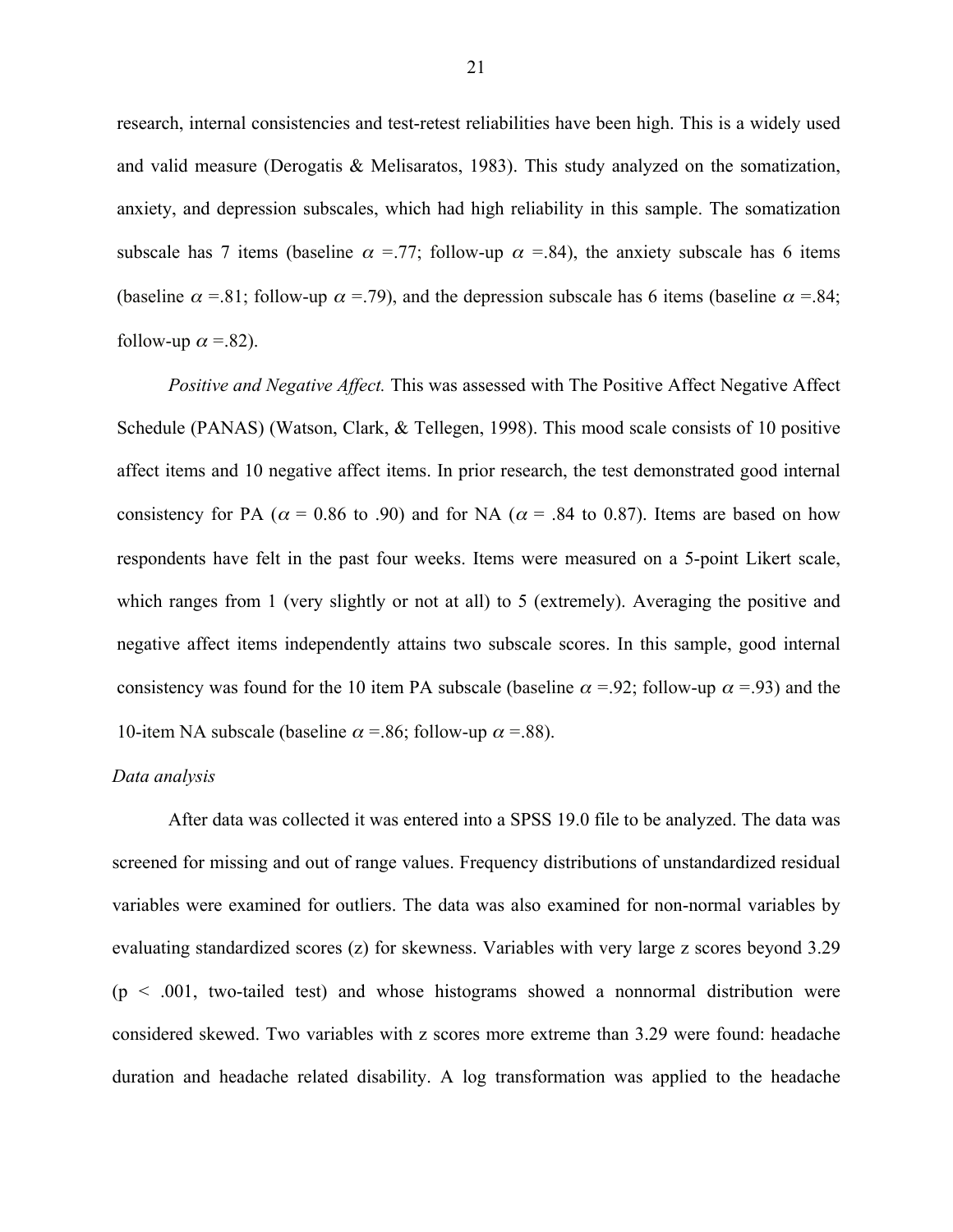research, internal consistencies and test-retest reliabilities have been high. This is a widely used and valid measure (Derogatis & Melisaratos, 1983). This study analyzed on the somatization, anxiety, and depression subscales, which had high reliability in this sample. The somatization subscale has 7 items (baseline $\alpha$ =.77; follow-up $\alpha$ =.84), the anxiety subscale has 6 items (baseline $\alpha$ =.81; follow-up $\alpha$ =.79), and the depression subscale has 6 items (baseline $\alpha$ =.84; follow-up $\alpha$ =.82).

*Positive and Negative Affect.* This was assessed with The Positive Affect Negative Affect Schedule (PANAS) (Watson, Clark, & Tellegen, 1998). This mood scale consists of 10 positive affect items and 10 negative affect items. In prior research, the test demonstrated good internal consistency for PA ($\alpha$ = 0.86 to .90) and for NA ($\alpha$ = .84 to 0.87). Items are based on how respondents have felt in the past four weeks. Items were measured on a 5-point Likert scale, which ranges from 1 (very slightly or not at all) to 5 (extremely). Averaging the positive and negative affect items independently attains two subscale scores. In this sample, good internal consistency was found for the 10 item PA subscale (baseline $\alpha$ =.92; follow-up $\alpha$ =.93) and the 10-item NA subscale (baseline $\alpha$ =.86; follow-up $\alpha$ =.88).

*Data analysis*

After data was collected it was entered into a SPSS 19.0 file to be analyzed. The data was screened for missing and out of range values. Frequency distributions of unstandardized residual variables were examined for outliers. The data was also examined for non-normal variables by evaluating standardized scores (z) for skewness. Variables with very large z scores beyond 3.29 ($p < .001$, two-tailed test) and whose histograms showed a nonnormal distribution were considered skewed. Two variables with z scores more extreme than 3.29 were found: headache duration and headache related disability. A log transformation was applied to the headache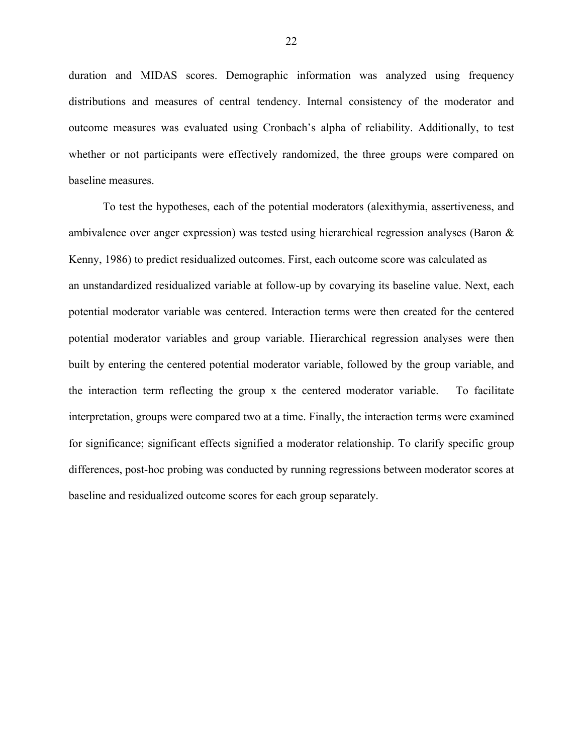duration and MIDAS scores. Demographic information was analyzed using frequency distributions and measures of central tendency. Internal consistency of the moderator and outcome measures was evaluated using Cronbach's alpha of reliability. Additionally, to test whether or not participants were effectively randomized, the three groups were compared on baseline measures.

To test the hypotheses, each of the potential moderators (alexithymia, assertiveness, and ambivalence over anger expression) was tested using hierarchical regression analyses (Baron & Kenny, 1986) to predict residualized outcomes. First, each outcome score was calculated as an unstandardized residualized variable at follow-up by covarying its baseline value. Next, each potential moderator variable was centered. Interaction terms were then created for the centered potential moderator variables and group variable. Hierarchical regression analyses were then built by entering the centered potential moderator variable, followed by the group variable, and the interaction term reflecting the group x the centered moderator variable. To facilitate interpretation, groups were compared two at a time. Finally, the interaction terms were examined for significance; significant effects signified a moderator relationship. To clarify specific group differences, post-hoc probing was conducted by running regressions between moderator scores at baseline and residualized outcome scores for each group separately.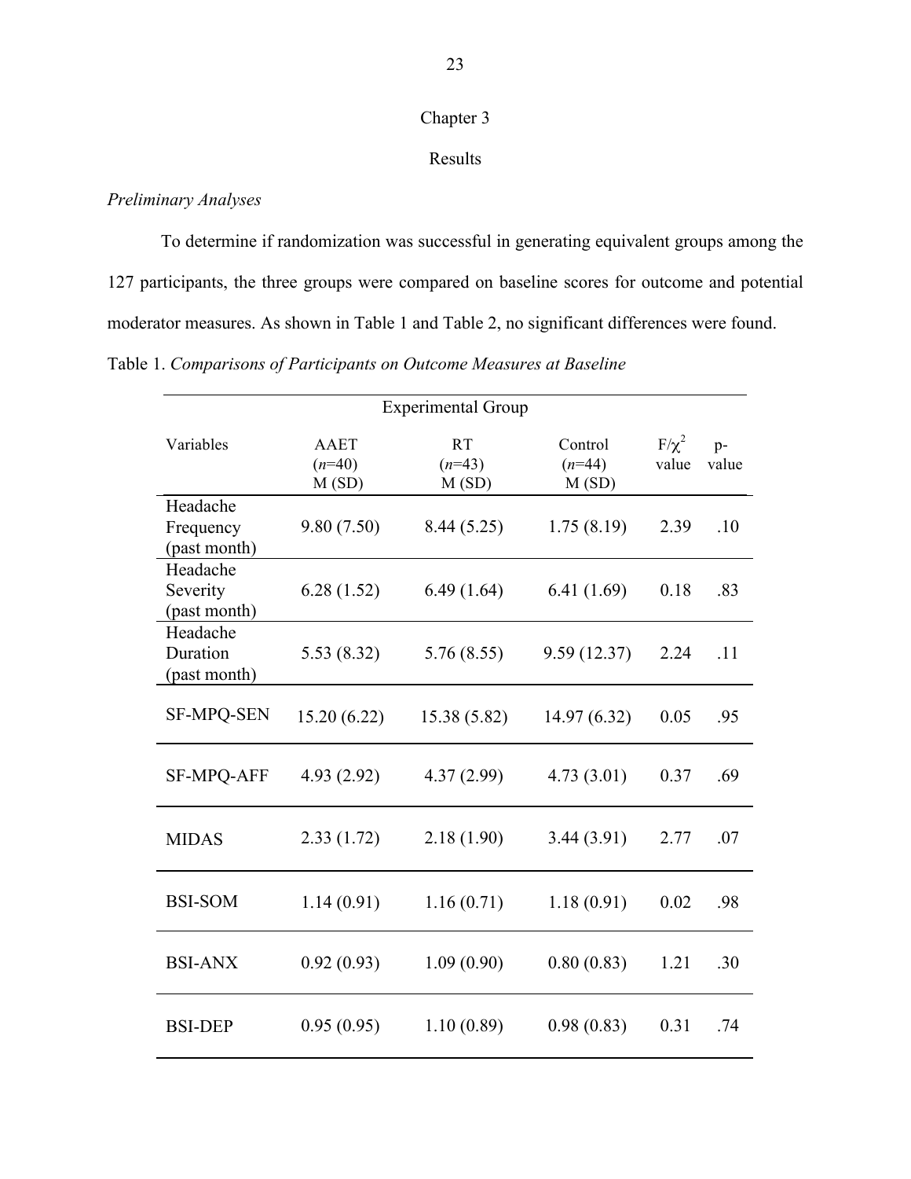# Chapter 3

# Results

*Preliminary Analyses*

To determine if randomization was successful in generating equivalent groups among the 127 participants, the three groups were compared on baseline scores for outcome and potential moderator measures. As shown in Table 1 and Table 2, no significant differences were found.

Table 1. *Comparisons of Participants on Outcome Measures at Baseline*

| | Experimental Group | | | | |
|---|---|---|---|---|---|
| Variables | AAET (*n*=40) M (SD) | RT (*n*=43) M (SD) | Control (*n*=44) M (SD) | $F/\chi^2$ value | p-value |
| Headache Frequency (past month) | 9.80 (7.50) | 8.44 (5.25) | 1.75 (8.19) | 2.39 | .10 |
| Headache Severity (past month) | 6.28 (1.52) | 6.49 (1.64) | 6.41 (1.69) | 0.18 | .83 |
| Headache Duration (past month) | 5.53 (8.32) | 5.76 (8.55) | 9.59 (12.37) | 2.24 | .11 |
| SF-MPQ-SEN | 15.20 (6.22) | 15.38 (5.82) | 14.97 (6.32) | 0.05 | .95 |
| SF-MPQ-AFF | 4.93 (2.92) | 4.37 (2.99) | 4.73 (3.01) | 0.37 | .69 |
| MIDAS | 2.33 (1.72) | 2.18 (1.90) | 3.44 (3.91) | 2.77 | .07 |
| BSI-SOM | 1.14 (0.91) | 1.16 (0.71) | 1.18 (0.91) | 0.02 | .98 |
| BSI-ANX | 0.92 (0.93) | 1.09 (0.90) | 0.80 (0.83) | 1.21 | .30 |
| BSI-DEP | 0.95 (0.95) | 1.10 (0.89) | 0.98 (0.83) | 0.31 | .74 |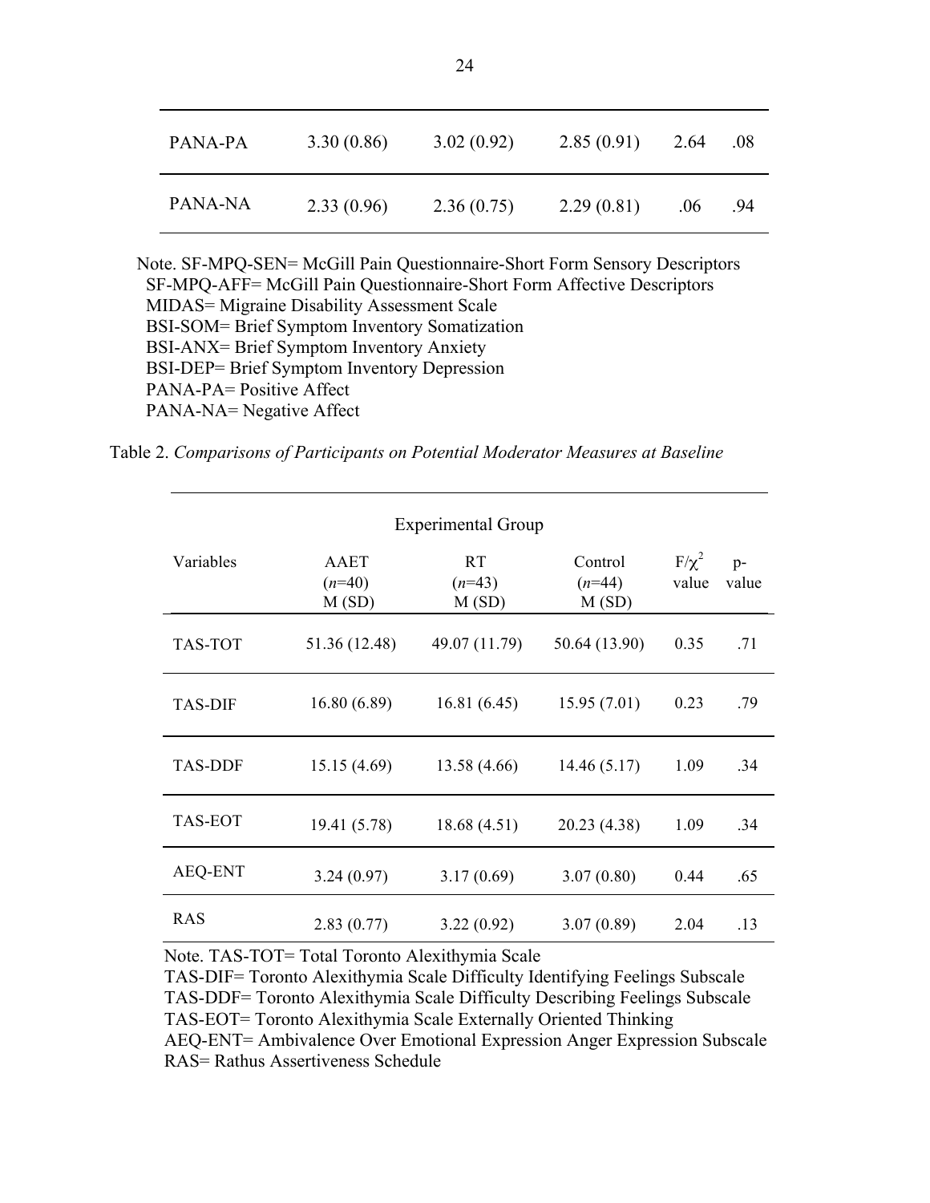| PANA-PA | 3.30 (0.86) | 3.02 (0.92) | 2.85 (0.91) | 2.64 | .08 |
|---|---|---|---|---|---|
| PANA-NA | 2.33 (0.96) | 2.36 (0.75) | 2.29 (0.81) | .06 | .94 |

Note. SF-MPQ-SEN= McGill Pain Questionnaire-Short Form Sensory Descriptors
SF-MPQ-AFF= McGill Pain Questionnaire-Short Form Affective Descriptors
MIDAS= Migraine Disability Assessment Scale
BSI-SOM= Brief Symptom Inventory Somatization
BSI-ANX= Brief Symptom Inventory Anxiety
BSI-DEP= Brief Symptom Inventory Depression
PANA-PA= Positive Affect
PANA-NA= Negative Affect

Table 2. *Comparisons of Participants on Potential Moderator Measures at Baseline*

| | Experimental Group | | | | |
|---|---|---|---|---|---|
| Variables | AAET (*n*=40) M (SD) | RT (*n*=43) M (SD) | Control (*n*=44) M (SD) | $F/\chi^2$ value | p-value |
| TAS-TOT | 51.36 (12.48) | 49.07 (11.79) | 50.64 (13.90) | 0.35 | .71 |
| TAS-DIF | 16.80 (6.89) | 16.81 (6.45) | 15.95 (7.01) | 0.23 | .79 |
| TAS-DDF | 15.15 (4.69) | 13.58 (4.66) | 14.46 (5.17) | 1.09 | .34 |
| TAS-EOT | 19.41 (5.78) | 18.68 (4.51) | 20.23 (4.38) | 1.09 | .34 |
| AEQ-ENT | 3.24 (0.97) | 3.17 (0.69) | 3.07 (0.80) | 0.44 | .65 |
| RAS | 2.83 (0.77) | 3.22 (0.92) | 3.07 (0.89) | 2.04 | .13 |

Note. TAS-TOT= Total Toronto Alexithymia Scale
TAS-DIF= Toronto Alexithymia Scale Difficulty Identifying Feelings Subscale
TAS-DDF= Toronto Alexithymia Scale Difficulty Describing Feelings Subscale
TAS-EOT= Toronto Alexithymia Scale Externally Oriented Thinking
AEQ-ENT= Ambivalence Over Emotional Expression Anger Expression Subscale
RAS= Rathus Assertiveness Schedule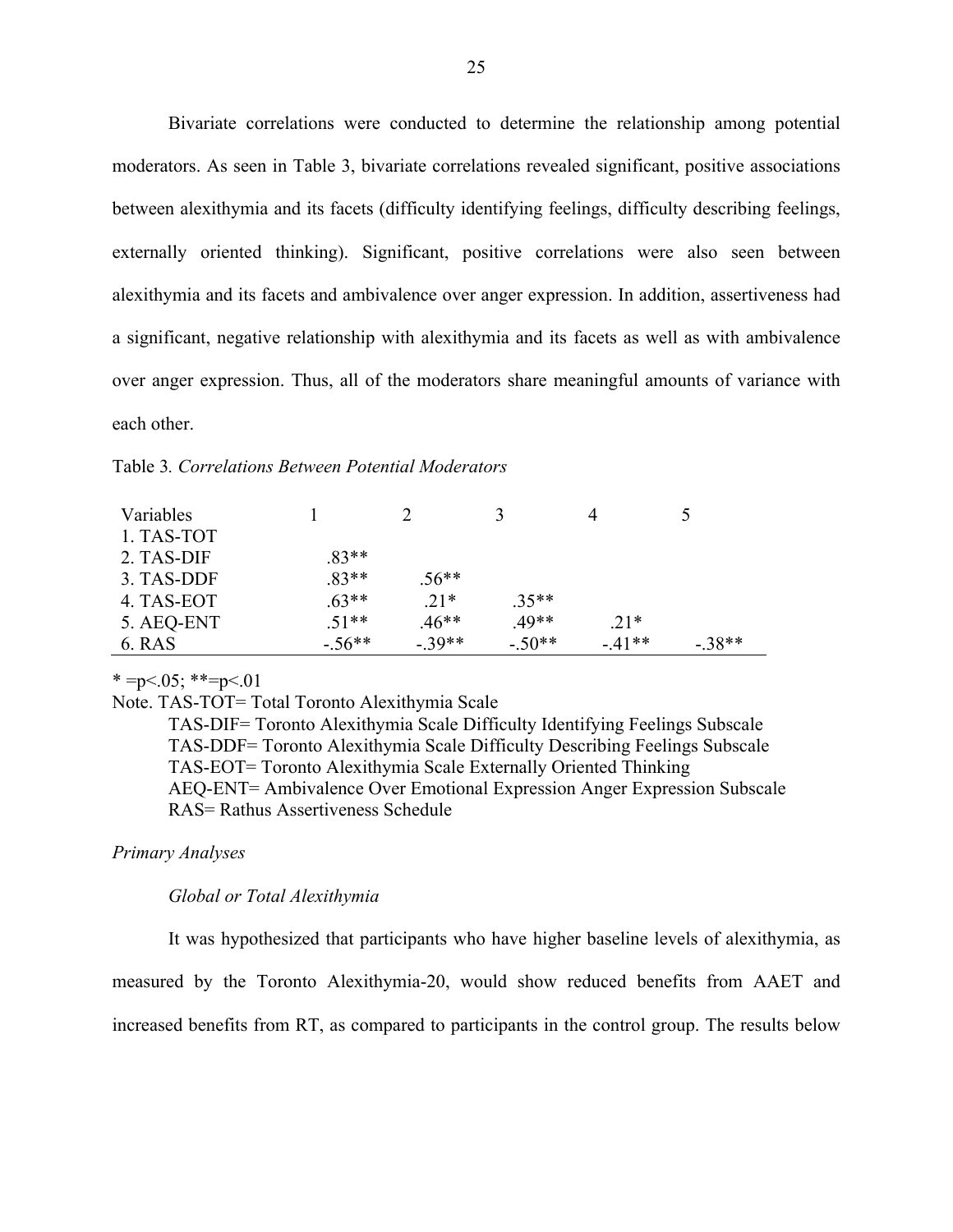Bivariate correlations were conducted to determine the relationship among potential moderators. As seen in Table 3, bivariate correlations revealed significant, positive associations between alexithymia and its facets (difficulty identifying feelings, difficulty describing feelings, externally oriented thinking). Significant, positive correlations were also seen between alexithymia and its facets and ambivalence over anger expression. In addition, assertiveness had a significant, negative relationship with alexithymia and its facets as well as with ambivalence over anger expression. Thus, all of the moderators share meaningful amounts of variance with each other.

Table 3. *Correlations Between Potential Moderators*

| Variables | 1 | 2 | 3 | 4 | 5 |
|---|---|---|---|---|---|
| 1. TAS-TOT | | | | | |
| 2. TAS-DIF | .83** | | | | |
| 3. TAS-DDF | .83** | .56** | | | |
| 4. TAS-EOT | .63** | .21* | .35** | | |
| 5. AEQ-ENT | .51** | .46** | .49** | .21* | |
| 6. RAS | -.56** | -.39** | -.50** | -.41** | -.38** |

* =p<.05; **=p<.01

Note. TAS-TOT= Total Toronto Alexithymia Scale

TAS-DIF= Toronto Alexithymia Scale Difficulty Identifying Feelings Subscale

TAS-DDF= Toronto Alexithymia Scale Difficulty Describing Feelings Subscale

TAS-EOT= Toronto Alexithymia Scale Externally Oriented Thinking

AEQ-ENT= Ambivalence Over Emotional Expression Anger Expression Subscale

RAS= Rathus Assertiveness Schedule

*Primary Analyses*

*Global or Total Alexithymia*

It was hypothesized that participants who have higher baseline levels of alexithymia, as measured by the Toronto Alexithymia-20, would show reduced benefits from AAET and increased benefits from RT, as compared to participants in the control group. The results below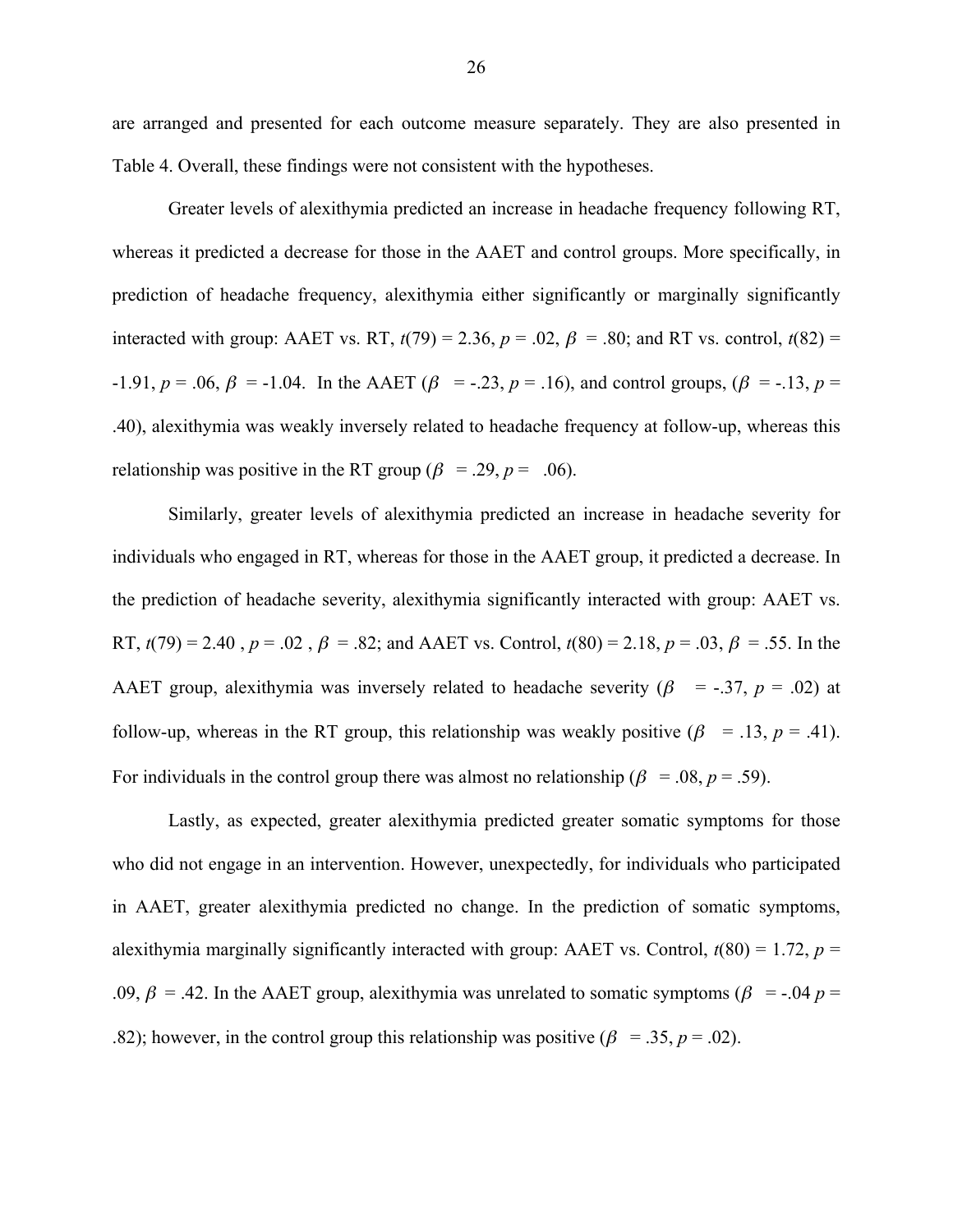are arranged and presented for each outcome measure separately. They are also presented in Table 4. Overall, these findings were not consistent with the hypotheses.

Greater levels of alexithymia predicted an increase in headache frequency following RT, whereas it predicted a decrease for those in the AAET and control groups. More specifically, in prediction of headache frequency, alexithymia either significantly or marginally significantly interacted with group: AAET vs. RT, $t(79) = 2.36$, $p = .02$, $\beta = .80$; and RT vs. control, $t(82) = -1.91$, $p = .06$, $\beta = -1.04$. In the AAET ($\beta = -.23$, $p = .16$), and control groups, ($\beta = -.13$, $p = .40$), alexithymia was weakly inversely related to headache frequency at follow-up, whereas this relationship was positive in the RT group ($\beta = .29$, $p = .06$).

Similarly, greater levels of alexithymia predicted an increase in headache severity for individuals who engaged in RT, whereas for those in the AAET group, it predicted a decrease. In the prediction of headache severity, alexithymia significantly interacted with group: AAET vs. RT, $t(79) = 2.40$, $p = .02$, $\beta = .82$; and AAET vs. Control, $t(80) = 2.18$, $p = .03$, $\beta = .55$. In the AAET group, alexithymia was inversely related to headache severity ($\beta = -.37$, $p = .02$) at follow-up, whereas in the RT group, this relationship was weakly positive ($\beta = .13$, $p = .41$). For individuals in the control group there was almost no relationship ($\beta = .08$, $p = .59$).

Lastly, as expected, greater alexithymia predicted greater somatic symptoms for those who did not engage in an intervention. However, unexpectedly, for individuals who participated in AAET, greater alexithymia predicted no change. In the prediction of somatic symptoms, alexithymia marginally significantly interacted with group: AAET vs. Control, $t(80) = 1.72$, $p = .09$, $\beta = .42$. In the AAET group, alexithymia was unrelated to somatic symptoms ($\beta = -.04$ $p = .82$); however, in the control group this relationship was positive ($\beta = .35$, $p = .02$).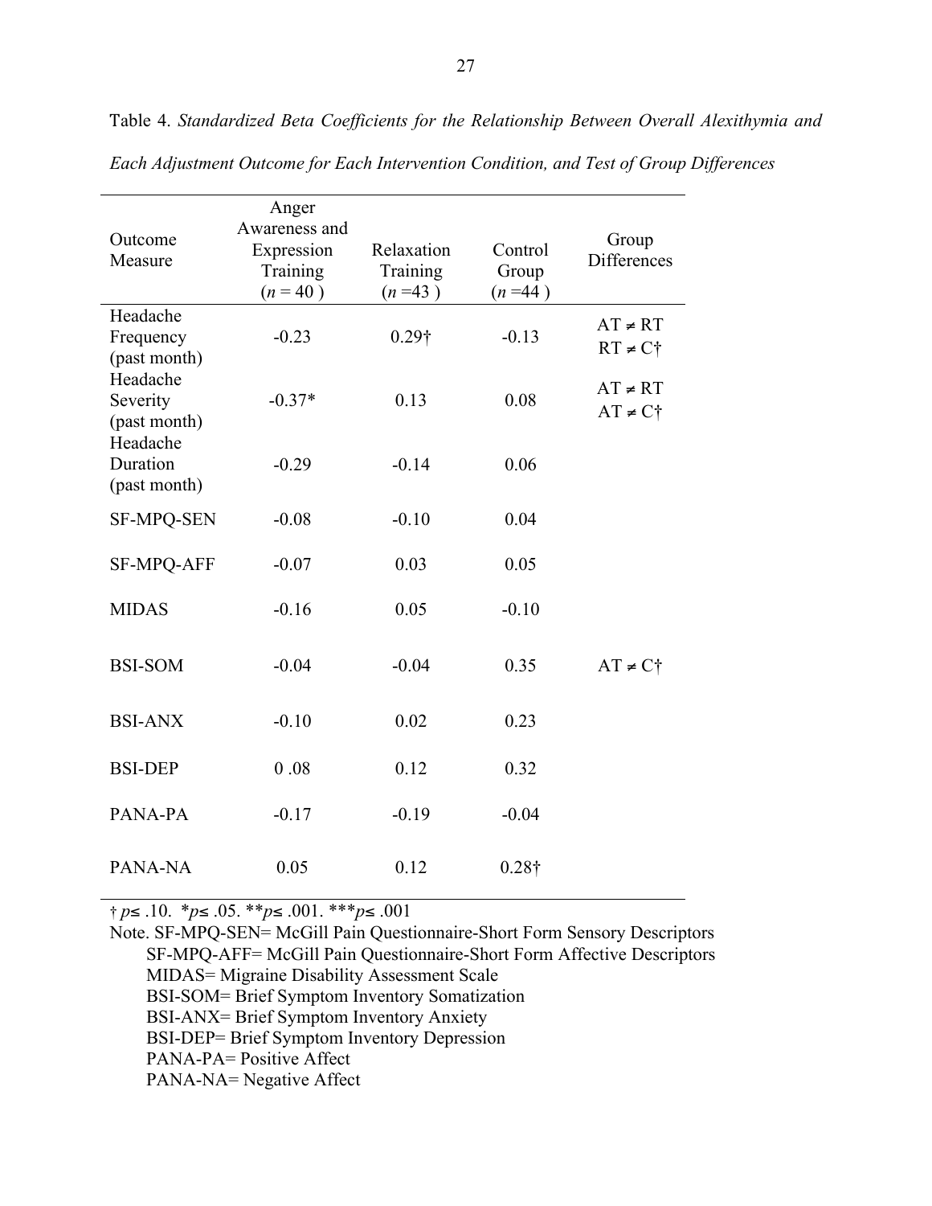Table 4. *Standardized Beta Coefficients for the Relationship Between Overall Alexithymia and Each Adjustment Outcome for Each Intervention Condition, and Test of Group Differences*

| Outcome Measure | Anger Awareness and Expression Training ($n = 40$) | Relaxation Training ($n = 43$) | Control Group ($n = 44$) | Group Differences |
|---|---|---|---|---|
| Headache Frequency (past month) | -0.23 | 0.29† | -0.13 | AT ≠ RT<br>RT ≠ C† |
| Headache Severity (past month) | -0.37* | 0.13 | 0.08 | AT ≠ RT<br>AT ≠ C† |
| Headache Duration (past month) | -0.29 | -0.14 | 0.06 | |
| SF-MPQ-SEN | -0.08 | -0.10 | 0.04 | |
| SF-MPQ-AFF | -0.07 | 0.03 | 0.05 | |
| MIDAS | -0.16 | 0.05 | -0.10 | |
| BSI-SOM | -0.04 | -0.04 | 0.35 | AT ≠ C† |
| BSI-ANX | -0.10 | 0.02 | 0.23 | |
| BSI-DEP | 0 .08 | 0.12 | 0.32 | |
| PANA-PA | -0.17 | -0.19 | -0.04 | |
| PANA-NA | 0.05 | 0.12 | 0.28† | |

† $p \leq .10$. * $p \leq .05$. ** $p \leq .001$. *** $p \leq .001$

Note. SF-MPQ-SEN= McGill Pain Questionnaire-Short Form Sensory Descriptors
SF-MPQ-AFF= McGill Pain Questionnaire-Short Form Affective Descriptors
MIDAS= Migraine Disability Assessment Scale
BSI-SOM= Brief Symptom Inventory Somatization
BSI-ANX= Brief Symptom Inventory Anxiety
BSI-DEP= Brief Symptom Inventory Depression
PANA-PA= Positive Affect
PANA-NA= Negative Affect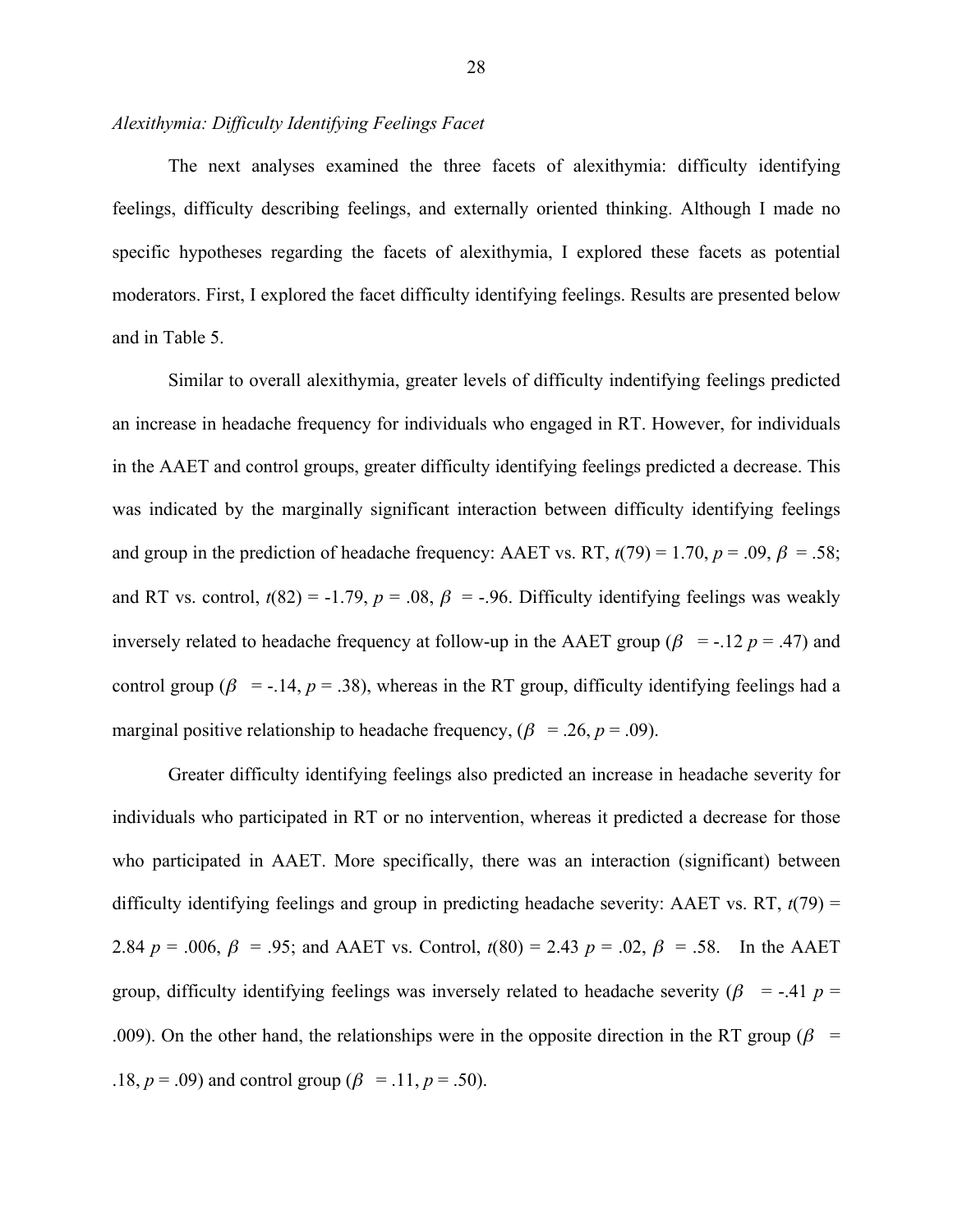*Alexithymia: Difficulty Identifying Feelings Facet*

The next analyses examined the three facets of alexithymia: difficulty identifying feelings, difficulty describing feelings, and externally oriented thinking. Although I made no specific hypotheses regarding the facets of alexithymia, I explored these facets as potential moderators. First, I explored the facet difficulty identifying feelings. Results are presented below and in Table 5.

Similar to overall alexithymia, greater levels of difficulty indentifying feelings predicted an increase in headache frequency for individuals who engaged in RT. However, for individuals in the AAET and control groups, greater difficulty identifying feelings predicted a decrease. This was indicated by the marginally significant interaction between difficulty identifying feelings and group in the prediction of headache frequency: AAET vs. RT, $t(79) = 1.70$, $p = .09$, $\beta = .58$; and RT vs. control, $t(82) = -1.79$, $p = .08$, $\beta = -.96$. Difficulty identifying feelings was weakly inversely related to headache frequency at follow-up in the AAET group ($\beta = -.12$ $p = .47$) and control group ($\beta = -.14$, $p = .38$), whereas in the RT group, difficulty identifying feelings had a marginal positive relationship to headache frequency, ($\beta = .26$, $p = .09$).

Greater difficulty identifying feelings also predicted an increase in headache severity for individuals who participated in RT or no intervention, whereas it predicted a decrease for those who participated in AAET. More specifically, there was an interaction (significant) between difficulty identifying feelings and group in predicting headache severity: AAET vs. RT, $t(79) = 2.84$ $p = .006$, $\beta = .95$; and AAET vs. Control, $t(80) = 2.43$ $p = .02$, $\beta = .58$. In the AAET group, difficulty identifying feelings was inversely related to headache severity ($\beta = -.41$ $p = .009$). On the other hand, the relationships were in the opposite direction in the RT group ($\beta = .18$, $p = .09$) and control group ($\beta = .11$, $p = .50$).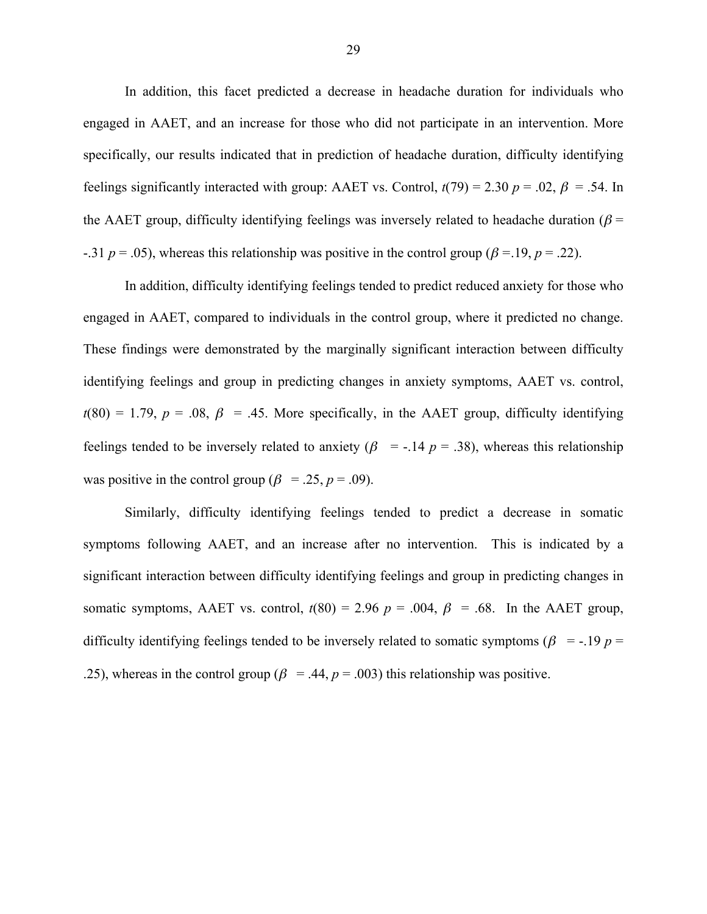In addition, this facet predicted a decrease in headache duration for individuals who engaged in AAET, and an increase for those who did not participate in an intervention. More specifically, our results indicated that in prediction of headache duration, difficulty identifying feelings significantly interacted with group: AAET vs. Control, $t(79) = 2.30$ $p = .02$, $\beta = .54$. In the AAET group, difficulty identifying feelings was inversely related to headache duration ($\beta = -.31$ $p = .05$), whereas this relationship was positive in the control group ($\beta = .19$, $p = .22$).

In addition, difficulty identifying feelings tended to predict reduced anxiety for those who engaged in AAET, compared to individuals in the control group, where it predicted no change. These findings were demonstrated by the marginally significant interaction between difficulty identifying feelings and group in predicting changes in anxiety symptoms, AAET vs. control, $t(80) = 1.79$, $p = .08$, $\beta = .45$. More specifically, in the AAET group, difficulty identifying feelings tended to be inversely related to anxiety ($\beta = -.14$ $p = .38$), whereas this relationship was positive in the control group ($\beta = .25$, $p = .09$).

Similarly, difficulty identifying feelings tended to predict a decrease in somatic symptoms following AAET, and an increase after no intervention. This is indicated by a significant interaction between difficulty identifying feelings and group in predicting changes in somatic symptoms, AAET vs. control, $t(80) = 2.96$ $p = .004$, $\beta = .68$. In the AAET group, difficulty identifying feelings tended to be inversely related to somatic symptoms ($\beta = -.19$ $p = .25$), whereas in the control group ($\beta = .44$, $p = .003$) this relationship was positive.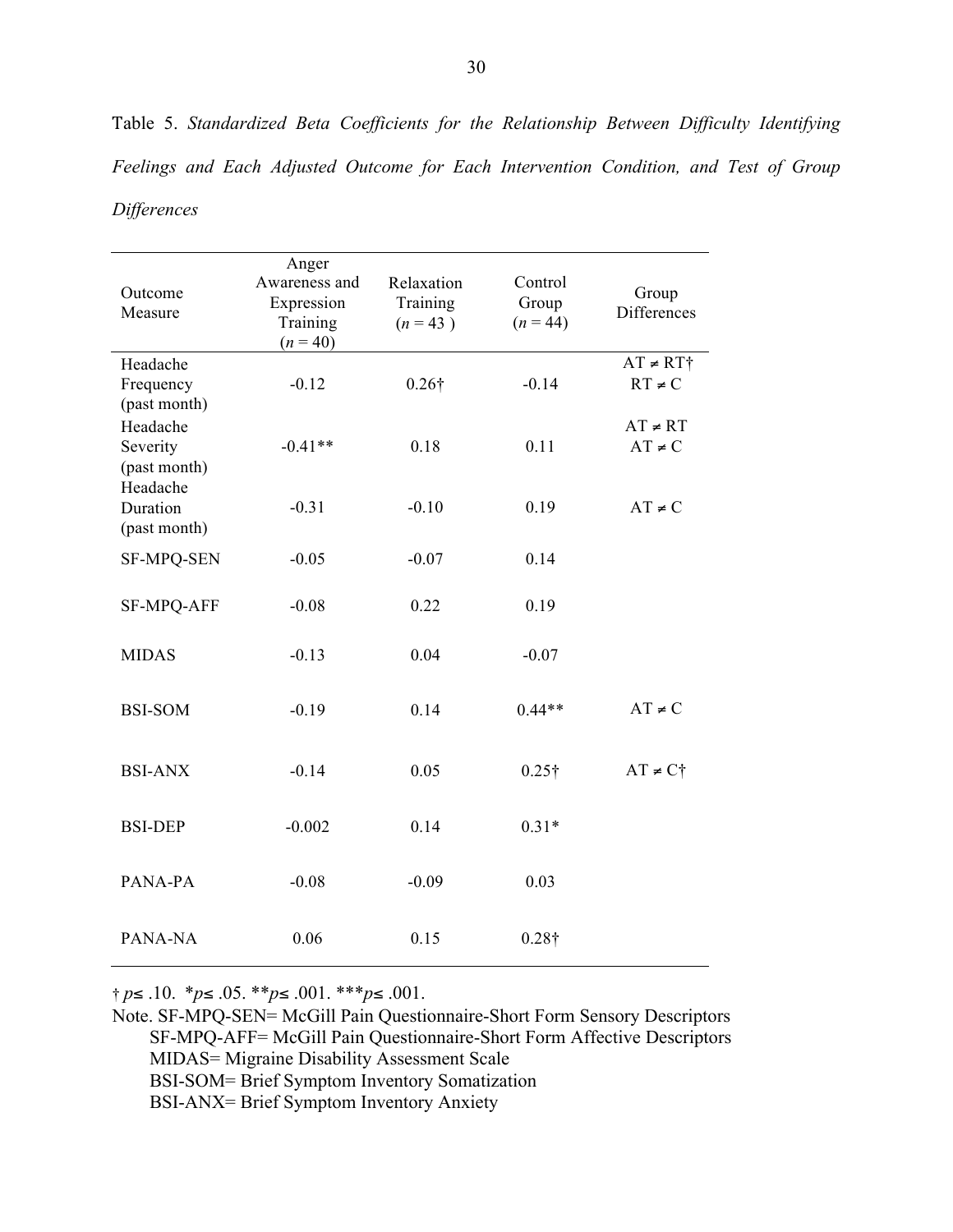Table 5. *Standardized Beta Coefficients for the Relationship Between Difficulty Identifying Feelings and Each Adjusted Outcome for Each Intervention Condition, and Test of Group Differences*

| Outcome Measure | Anger Awareness and Expression Training ($n$ = 40) | Relaxation Training ($n$ = 43 ) | Control Group ($n$ = 44) | Group Differences |
|---|---|---|---|---|
| Headache Frequency (past month) | -0.12 | 0.26† | -0.14 | AT ≠ RT† RT ≠ C |
| Headache Severity (past month) | -0.41** | 0.18 | 0.11 | AT ≠ RT AT ≠ C |
| Headache Duration (past month) | -0.31 | -0.10 | 0.19 | AT ≠ C |
| SF-MPQ-SEN | -0.05 | -0.07 | 0.14 | |
| SF-MPQ-AFF | -0.08 | 0.22 | 0.19 | |
| MIDAS | -0.13 | 0.04 | -0.07 | |
| BSI-SOM | -0.19 | 0.14 | 0.44** | AT ≠ C |
| BSI-ANX | -0.14 | 0.05 | 0.25† | AT ≠ C† |
| BSI-DEP | -0.002 | 0.14 | 0.31* | |
| PANA-PA | -0.08 | -0.09 | 0.03 | |
| PANA-NA | 0.06 | 0.15 | 0.28† | |

† $p \leq .10$. *$p \leq .05$. **$p \leq .001$. ***$p \leq .001$.

Note. SF-MPQ-SEN= McGill Pain Questionnaire-Short Form Sensory Descriptors
SF-MPQ-AFF= McGill Pain Questionnaire-Short Form Affective Descriptors
MIDAS= Migraine Disability Assessment Scale
BSI-SOM= Brief Symptom Inventory Somatization
BSI-ANX= Brief Symptom Inventory Anxiety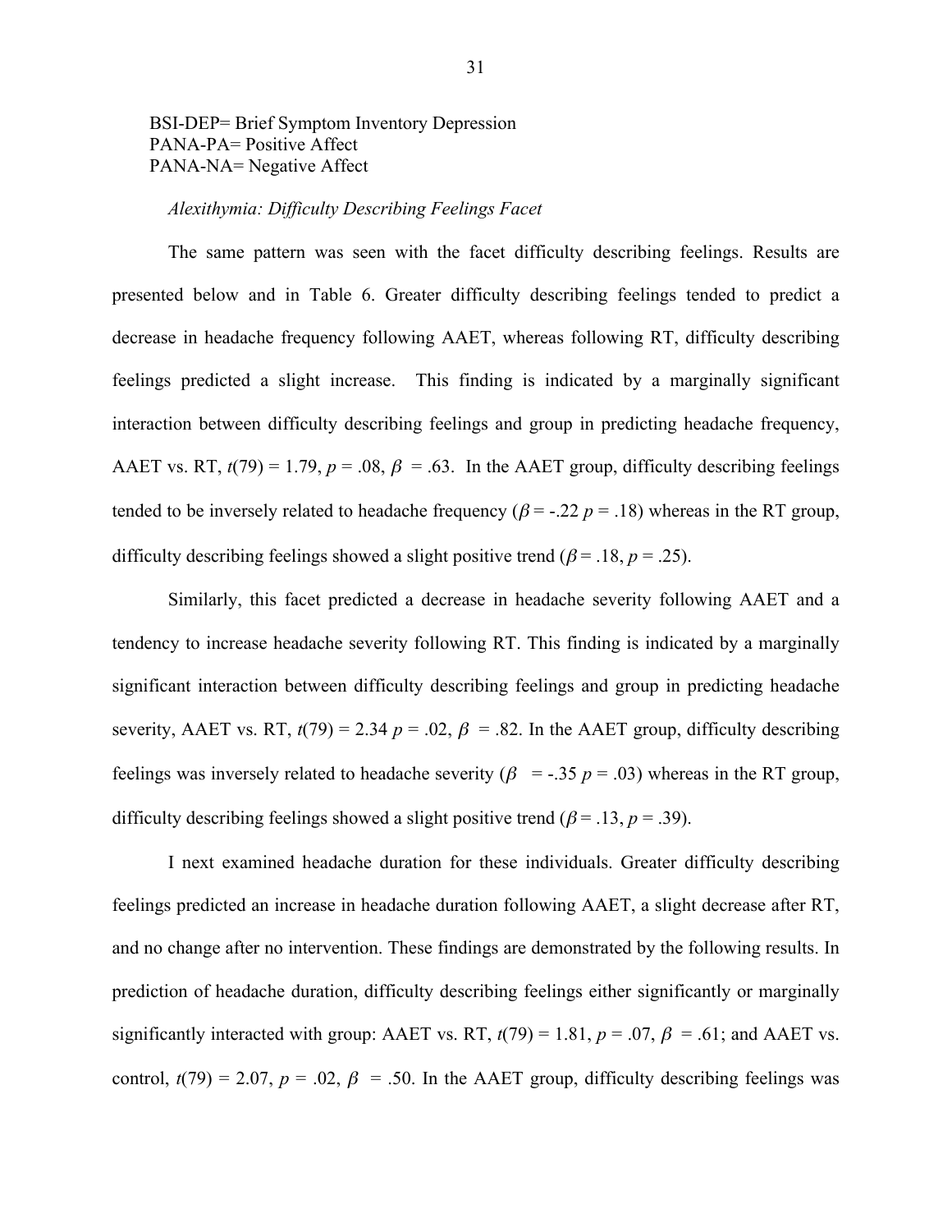BSI-DEP= Brief Symptom Inventory Depression
PANA-PA= Positive Affect
PANA-NA= Negative Affect

*Alexithymia: Difficulty Describing Feelings Facet*

The same pattern was seen with the facet difficulty describing feelings. Results are presented below and in Table 6. Greater difficulty describing feelings tended to predict a decrease in headache frequency following AAET, whereas following RT, difficulty describing feelings predicted a slight increase. This finding is indicated by a marginally significant interaction between difficulty describing feelings and group in predicting headache frequency, AAET vs. RT, $t(79) = 1.79$, $p = .08$, $\beta = .63$. In the AAET group, difficulty describing feelings tended to be inversely related to headache frequency ($\beta = -.22$ $p = .18$) whereas in the RT group, difficulty describing feelings showed a slight positive trend ($\beta = .18$, $p = .25$).

Similarly, this facet predicted a decrease in headache severity following AAET and a tendency to increase headache severity following RT. This finding is indicated by a marginally significant interaction between difficulty describing feelings and group in predicting headache severity, AAET vs. RT, $t(79) = 2.34$ $p = .02$, $\beta = .82$. In the AAET group, difficulty describing feelings was inversely related to headache severity ($\beta = -.35$ $p = .03$) whereas in the RT group, difficulty describing feelings showed a slight positive trend ($\beta = .13$, $p = .39$).

I next examined headache duration for these individuals. Greater difficulty describing feelings predicted an increase in headache duration following AAET, a slight decrease after RT, and no change after no intervention. These findings are demonstrated by the following results. In prediction of headache duration, difficulty describing feelings either significantly or marginally significantly interacted with group: AAET vs. RT, $t(79) = 1.81$, $p = .07$, $\beta = .61$; and AAET vs. control, $t(79) = 2.07$, $p = .02$, $\beta = .50$. In the AAET group, difficulty describing feelings was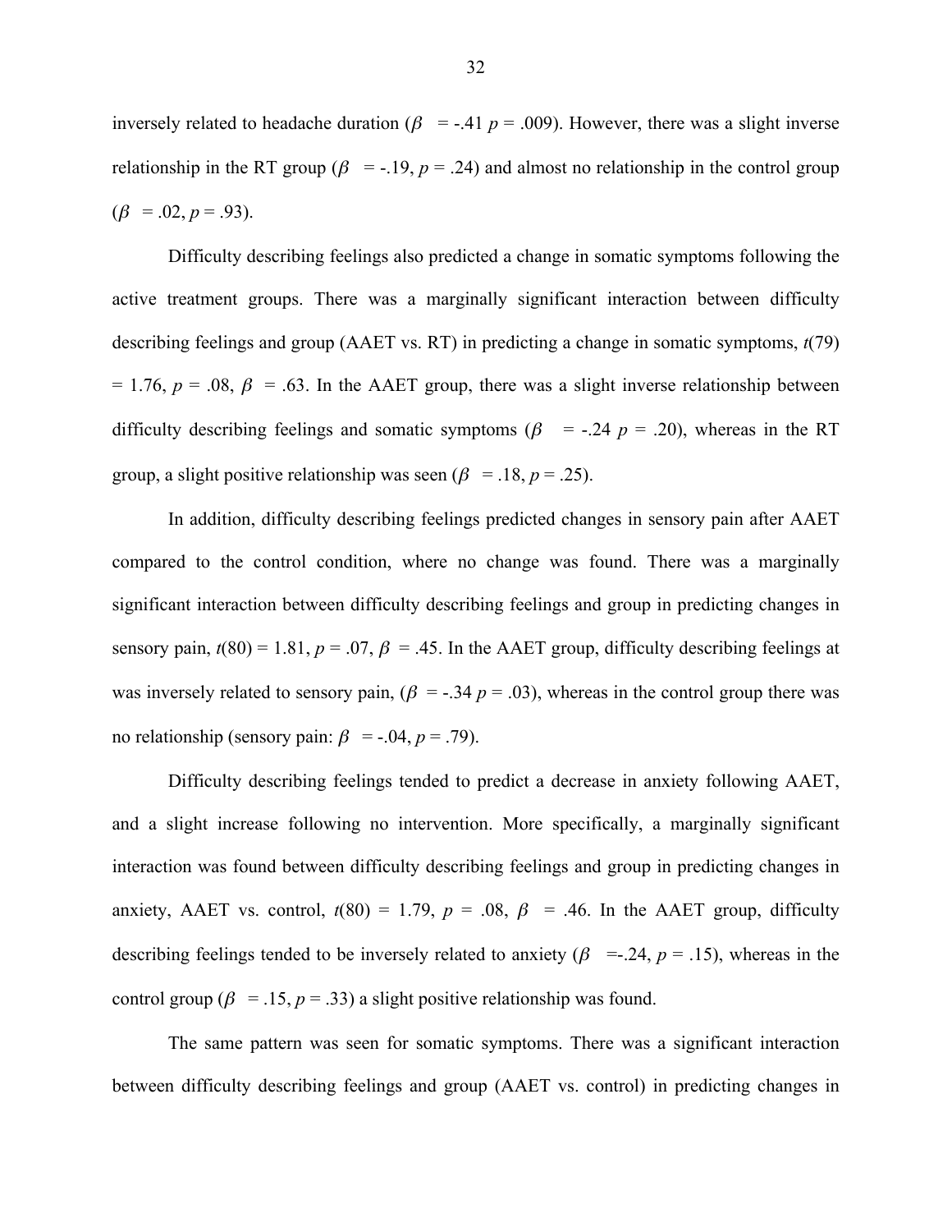inversely related to headache duration ($\beta$ = -.41 $p$ = .009). However, there was a slight inverse relationship in the RT group ($\beta$ = -.19, $p$ = .24) and almost no relationship in the control group ($\beta$ = .02, $p$ = .93).

Difficulty describing feelings also predicted a change in somatic symptoms following the active treatment groups. There was a marginally significant interaction between difficulty describing feelings and group (AAET vs. RT) in predicting a change in somatic symptoms, $t(79)$ = 1.76, $p$ = .08, $\beta$ = .63. In the AAET group, there was a slight inverse relationship between difficulty describing feelings and somatic symptoms ($\beta$ = -.24 $p$ = .20), whereas in the RT group, a slight positive relationship was seen ($\beta$ = .18, $p$ = .25).

In addition, difficulty describing feelings predicted changes in sensory pain after AAET compared to the control condition, where no change was found. There was a marginally significant interaction between difficulty describing feelings and group in predicting changes in sensory pain, $t(80)$ = 1.81, $p$ = .07, $\beta$ = .45. In the AAET group, difficulty describing feelings at was inversely related to sensory pain, ($\beta$ = -.34 $p$ = .03), whereas in the control group there was no relationship (sensory pain: $\beta$ = -.04, $p$ = .79).

Difficulty describing feelings tended to predict a decrease in anxiety following AAET, and a slight increase following no intervention. More specifically, a marginally significant interaction was found between difficulty describing feelings and group in predicting changes in anxiety, AAET vs. control, $t(80)$ = 1.79, $p$ = .08, $\beta$ = .46. In the AAET group, difficulty describing feelings tended to be inversely related to anxiety ($\beta$ =-.24, $p$ = .15), whereas in the control group ($\beta$ = .15, $p$ = .33) a slight positive relationship was found.

The same pattern was seen for somatic symptoms. There was a significant interaction between difficulty describing feelings and group (AAET vs. control) in predicting changes in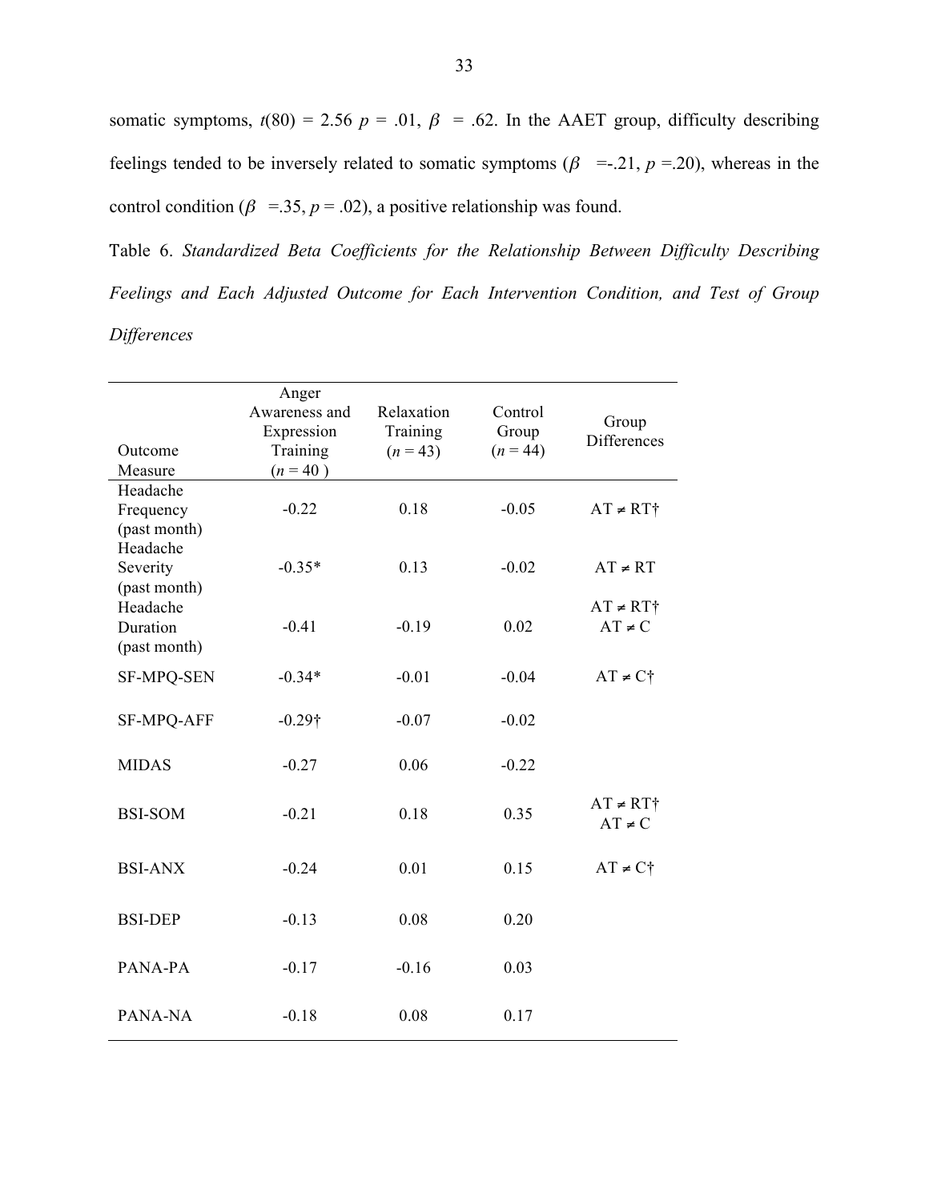somatic symptoms, $t(80) = 2.56$ $p = .01$, $\beta = .62$. In the AAET group, difficulty describing feelings tended to be inversely related to somatic symptoms ($\beta$ =-.21, $p$ =.20), whereas in the control condition ($\beta$ =.35, $p$ = .02), a positive relationship was found.

Table 6. *Standardized Beta Coefficients for the Relationship Between Difficulty Describing Feelings and Each Adjusted Outcome for Each Intervention Condition, and Test of Group Differences*

| Outcome Measure | Anger Awareness and Expression Training ($n$ = 40 ) | Relaxation Training ($n$ = 43) | Control Group ($n$ = 44) | Group Differences |
|---|---|---|---|---|
| Headache Frequency (past month) | -0.22 | 0.18 | -0.05 | AT ≠ RT† |
| Headache Severity (past month) | -0.35* | 0.13 | -0.02 | AT ≠ RT |
| Headache Duration (past month) | -0.41 | -0.19 | 0.02 | AT ≠ RT†<br>AT ≠ C |
| SF-MPQ-SEN | -0.34* | -0.01 | -0.04 | AT ≠ C† |
| SF-MPQ-AFF | -0.29† | -0.07 | -0.02 | |
| MIDAS | -0.27 | 0.06 | -0.22 | |
| BSI-SOM | -0.21 | 0.18 | 0.35 | AT ≠ RT†<br>AT ≠ C |
| BSI-ANX | -0.24 | 0.01 | 0.15 | AT ≠ C† |
| BSI-DEP | -0.13 | 0.08 | 0.20 | |
| PANA-PA | -0.17 | -0.16 | 0.03 | |
| PANA-NA | -0.18 | 0.08 | 0.17 | |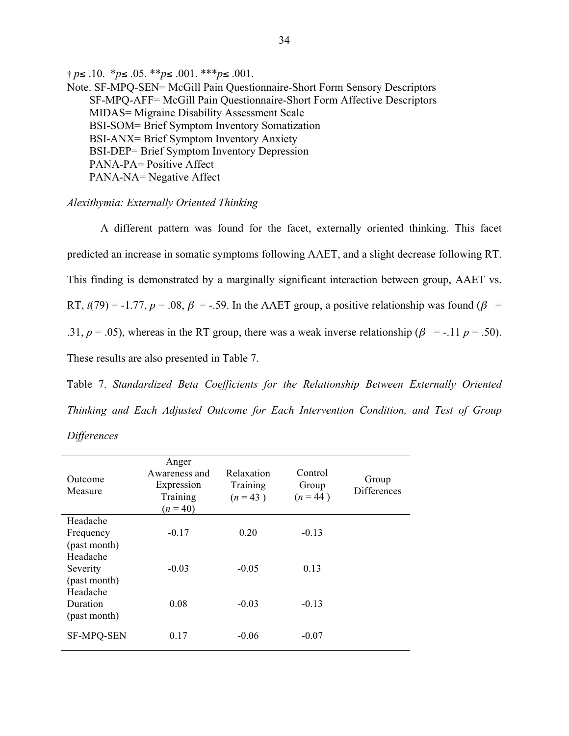† $p \leq .10$. * $p \leq .05$. ** $p \leq .001$. *** $p \leq .001$.

Note. SF-MPQ-SEN= McGill Pain Questionnaire-Short Form Sensory Descriptors
SF-MPQ-AFF= McGill Pain Questionnaire-Short Form Affective Descriptors
MIDAS= Migraine Disability Assessment Scale
BSI-SOM= Brief Symptom Inventory Somatization
BSI-ANX= Brief Symptom Inventory Anxiety
BSI-DEP= Brief Symptom Inventory Depression
PANA-PA= Positive Affect
PANA-NA= Negative Affect

*Alexithymia: Externally Oriented Thinking*

A different pattern was found for the facet, externally oriented thinking. This facet predicted an increase in somatic symptoms following AAET, and a slight decrease following RT. This finding is demonstrated by a marginally significant interaction between group, AAET vs. RT, $t(79) = -1.77$, $p = .08$, $\beta = -.59$. In the AAET group, a positive relationship was found ($\beta = .31$, $p = .05$), whereas in the RT group, there was a weak inverse relationship ($\beta = -.11$ $p = .50$). These results are also presented in Table 7.

Table 7. *Standardized Beta Coefficients for the Relationship Between Externally Oriented Thinking and Each Adjusted Outcome for Each Intervention Condition, and Test of Group Differences*

| Outcome Measure | Anger Awareness and Expression Training ($n = 40$) | Relaxation Training ($n = 43$) | Control Group ($n = 44$) | Group Differences |
|---|---|---|---|---|
| Headache Frequency (past month) | -0.17 | 0.20 | -0.13 | |
| Headache Severity (past month) | -0.03 | -0.05 | 0.13 | |
| Headache Duration (past month) | 0.08 | -0.03 | -0.13 | |
| SF-MPQ-SEN | 0.17 | -0.06 | -0.07 | |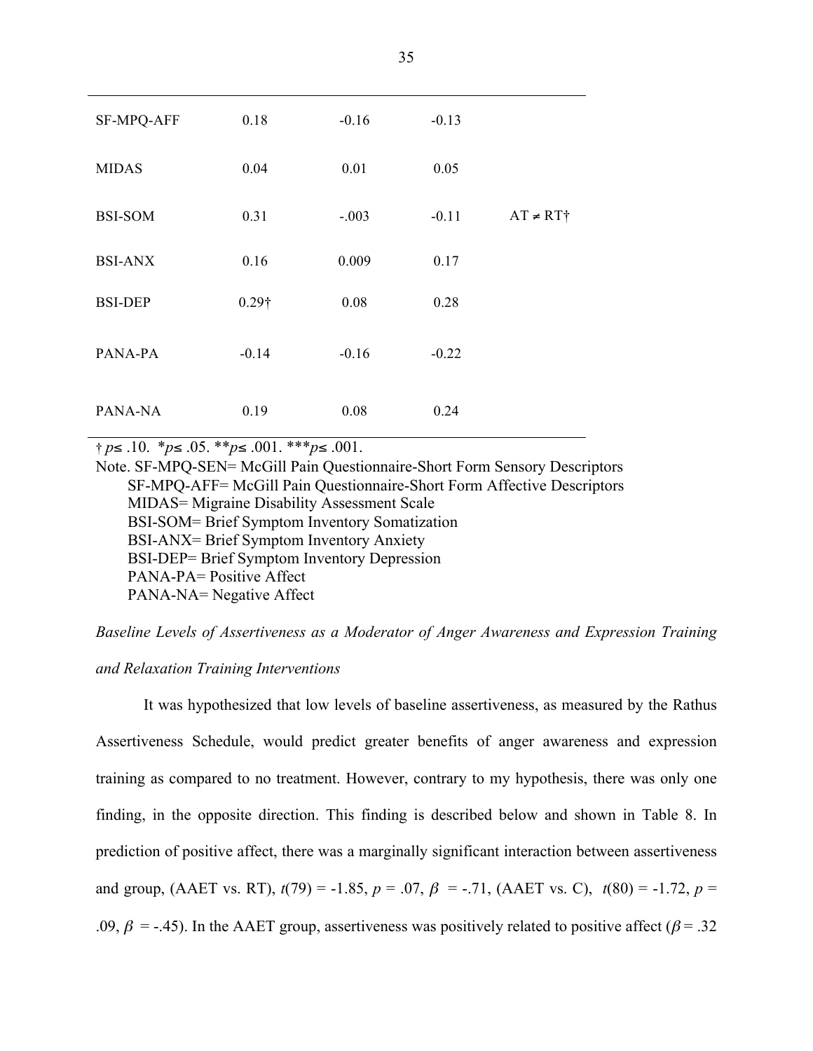| | | | | |
|---|---|---|---|---|
| SF-MPQ-AFF | 0.18 | -0.16 | -0.13 | |
| MIDAS | 0.04 | 0.01 | 0.05 | |
| BSI-SOM | 0.31 | -.003 | -0.11 | AT ≠ RT† |
| BSI-ANX | 0.16 | 0.009 | 0.17 | |
| BSI-DEP | 0.29† | 0.08 | 0.28 | |
| PANA-PA | -0.14 | -0.16 | -0.22 | |
| PANA-NA | 0.19 | 0.08 | 0.24 | |

† $p \leq .10$. \* $p \leq .05$. \*\* $p \leq .001$. \*\*\* $p \leq .001$.

Note. SF-MPQ-SEN= McGill Pain Questionnaire-Short Form Sensory Descriptors
SF-MPQ-AFF= McGill Pain Questionnaire-Short Form Affective Descriptors
MIDAS= Migraine Disability Assessment Scale
BSI-SOM= Brief Symptom Inventory Somatization
BSI-ANX= Brief Symptom Inventory Anxiety
BSI-DEP= Brief Symptom Inventory Depression
PANA-PA= Positive Affect
PANA-NA= Negative Affect

*Baseline Levels of Assertiveness as a Moderator of Anger Awareness and Expression Training and Relaxation Training Interventions*

It was hypothesized that low levels of baseline assertiveness, as measured by the Rathus Assertiveness Schedule, would predict greater benefits of anger awareness and expression training as compared to no treatment. However, contrary to my hypothesis, there was only one finding, in the opposite direction. This finding is described below and shown in Table 8. In prediction of positive affect, there was a marginally significant interaction between assertiveness and group, (AAET vs. RT), $t(79) = -1.85$, $p = .07$, $\beta = -.71$, (AAET vs. C), $t(80) = -1.72$, $p = .09$, $\beta = -.45$). In the AAET group, assertiveness was positively related to positive affect ($\beta = .32$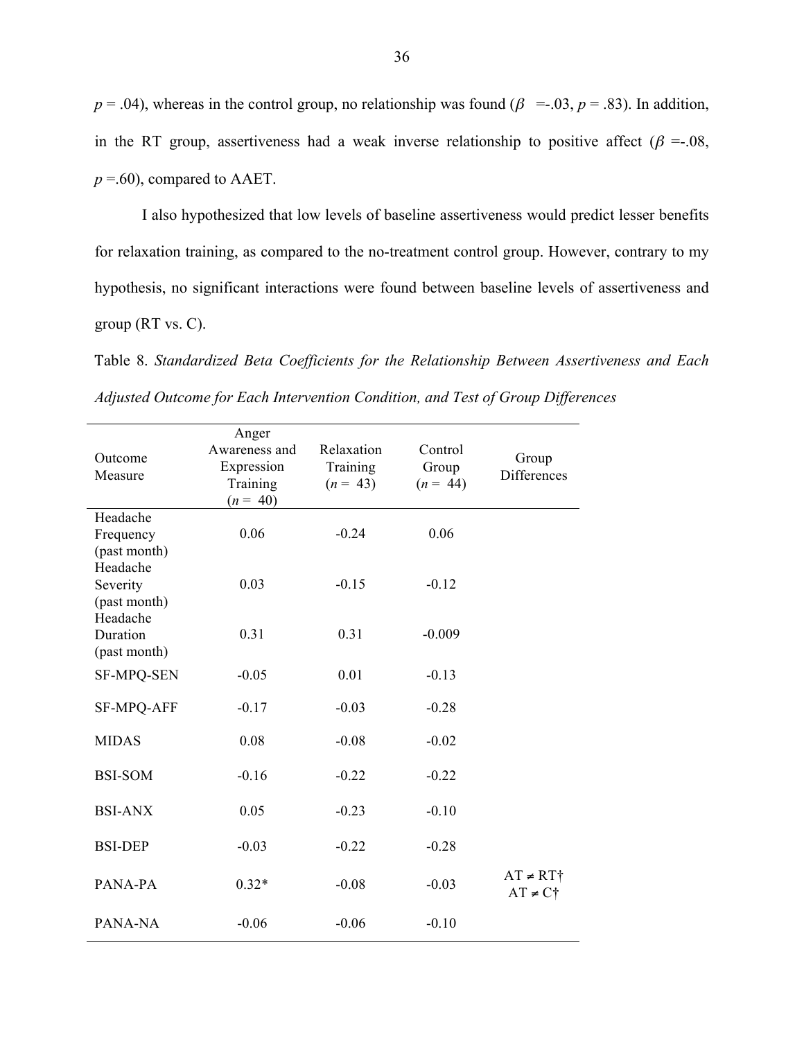$p$ = .04), whereas in the control group, no relationship was found ($\beta$ =-.03, $p$ = .83). In addition, in the RT group, assertiveness had a weak inverse relationship to positive affect ($\beta$ =-.08, $p$ =.60), compared to AAET.

I also hypothesized that low levels of baseline assertiveness would predict lesser benefits for relaxation training, as compared to the no-treatment control group. However, contrary to my hypothesis, no significant interactions were found between baseline levels of assertiveness and group (RT vs. C).

Table 8. *Standardized Beta Coefficients for the Relationship Between Assertiveness and Each Adjusted Outcome for Each Intervention Condition, and Test of Group Differences*

| Outcome Measure | Anger Awareness and Expression Training ($n$ = 40) | Relaxation Training ($n$ = 43) | Control Group ($n$ = 44) | Group Differences |
|---|---|---|---|---|
| Headache Frequency (past month) | 0.06 | -0.24 | 0.06 | |
| Headache Severity (past month) | 0.03 | -0.15 | -0.12 | |
| Headache Duration (past month) | 0.31 | 0.31 | -0.009 | |
| SF-MPQ-SEN | -0.05 | 0.01 | -0.13 | |
| SF-MPQ-AFF | -0.17 | -0.03 | -0.28 | |
| MIDAS | 0.08 | -0.08 | -0.02 | |
| BSI-SOM | -0.16 | -0.22 | -0.22 | |
| BSI-ANX | 0.05 | -0.23 | -0.10 | |
| BSI-DEP | -0.03 | -0.22 | -0.28 | |
| PANA-PA | 0.32* | -0.08 | -0.03 | AT ≠ RT† AT ≠ C† |
| PANA-NA | -0.06 | -0.06 | -0.10 | |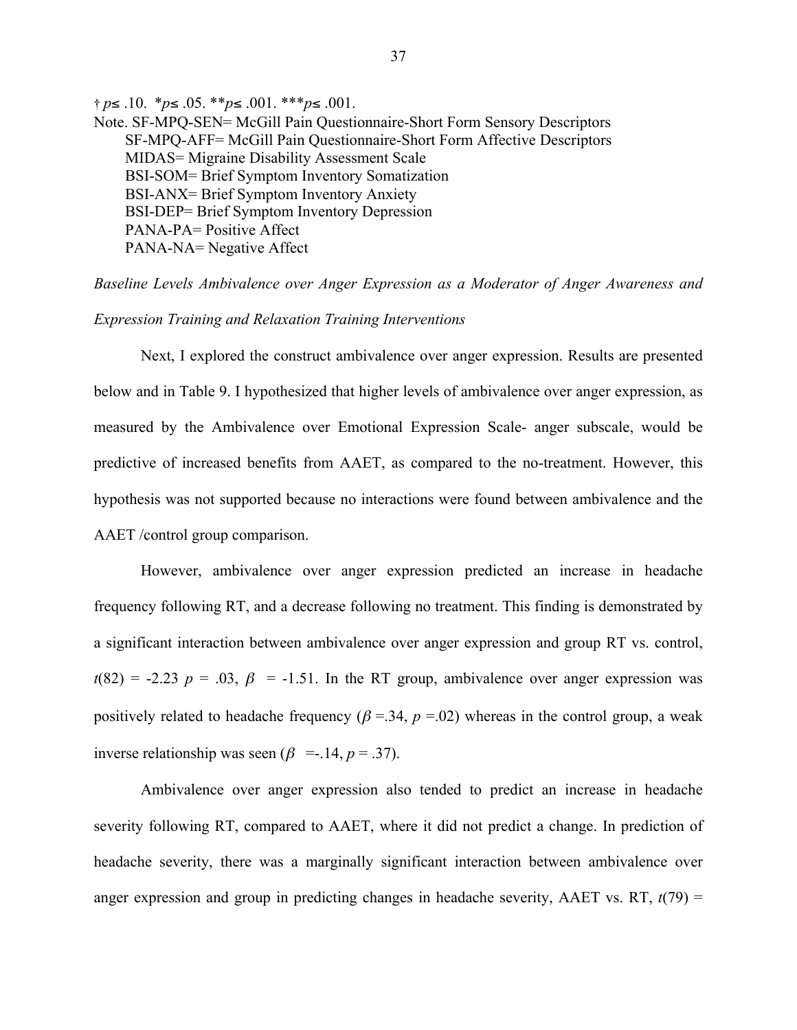† $p \leq .10$. * $p \leq .05$. ** $p \leq .001$. *** $p \leq .001$.

Note. SF-MPQ-SEN= McGill Pain Questionnaire-Short Form Sensory Descriptors
SF-MPQ-AFF= McGill Pain Questionnaire-Short Form Affective Descriptors
MIDAS= Migraine Disability Assessment Scale
BSI-SOM= Brief Symptom Inventory Somatization
BSI-ANX= Brief Symptom Inventory Anxiety
BSI-DEP= Brief Symptom Inventory Depression
PANA-PA= Positive Affect
PANA-NA= Negative Affect

*Baseline Levels Ambivalence over Anger Expression as a Moderator of Anger Awareness and Expression Training and Relaxation Training Interventions*

Next, I explored the construct ambivalence over anger expression. Results are presented below and in Table 9. I hypothesized that higher levels of ambivalence over anger expression, as measured by the Ambivalence over Emotional Expression Scale- anger subscale, would be predictive of increased benefits from AAET, as compared to the no-treatment. However, this hypothesis was not supported because no interactions were found between ambivalence and the AAET /control group comparison.

However, ambivalence over anger expression predicted an increase in headache frequency following RT, and a decrease following no treatment. This finding is demonstrated by a significant interaction between ambivalence over anger expression and group RT vs. control, $t(82) = -2.23$ $p = .03$, $\beta = -1.51$. In the RT group, ambivalence over anger expression was positively related to headache frequency ($\beta = .34$, $p = .02$) whereas in the control group, a weak inverse relationship was seen ($\beta = -.14$, $p = .37$).

Ambivalence over anger expression also tended to predict an increase in headache severity following RT, compared to AAET, where it did not predict a change. In prediction of headache severity, there was a marginally significant interaction between ambivalence over anger expression and group in predicting changes in headache severity, AAET vs. RT, $t(79) =$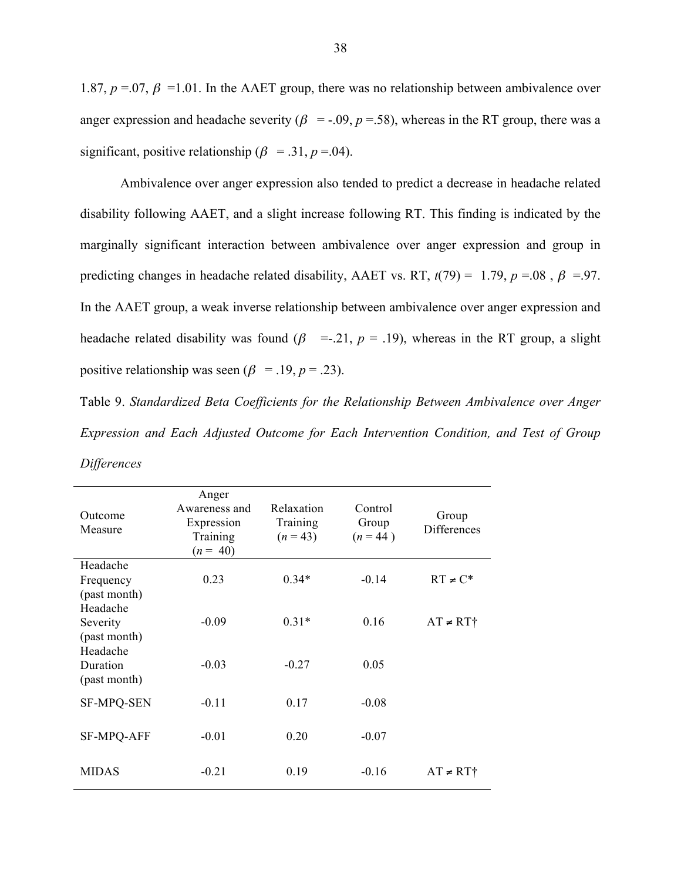1.87, $p$ =.07, $\beta$ =1.01. In the AAET group, there was no relationship between ambivalence over anger expression and headache severity ($\beta$ = -.09, $p$ =.58), whereas in the RT group, there was a significant, positive relationship ($\beta$ = .31, $p$ =.04).

Ambivalence over anger expression also tended to predict a decrease in headache related disability following AAET, and a slight increase following RT. This finding is indicated by the marginally significant interaction between ambivalence over anger expression and group in predicting changes in headache related disability, AAET vs. RT, $t(79)$ = 1.79, $p$ =.08 , $\beta$ =.97. In the AAET group, a weak inverse relationship between ambivalence over anger expression and headache related disability was found ($\beta$ =-.21, $p$ = .19), whereas in the RT group, a slight positive relationship was seen ($\beta$ = .19, $p$ = .23).

Table 9. *Standardized Beta Coefficients for the Relationship Between Ambivalence over Anger Expression and Each Adjusted Outcome for Each Intervention Condition, and Test of Group Differences*

| Outcome Measure | Anger Awareness and Expression Training ($n$ = 40) | Relaxation Training ($n$ = 43) | Control Group ($n$ = 44 ) | Group Differences |
|---|---|---|---|---|
| Headache Frequency (past month) | 0.23 | 0.34* | -0.14 | RT ≠ C* |
| Headache Severity (past month) | -0.09 | 0.31* | 0.16 | AT ≠ RT† |
| Headache Duration (past month) | -0.03 | -0.27 | 0.05 | |
| SF-MPQ-SEN | -0.11 | 0.17 | -0.08 | |
| SF-MPQ-AFF | -0.01 | 0.20 | -0.07 | |
| MIDAS | -0.21 | 0.19 | -0.16 | AT ≠ RT† |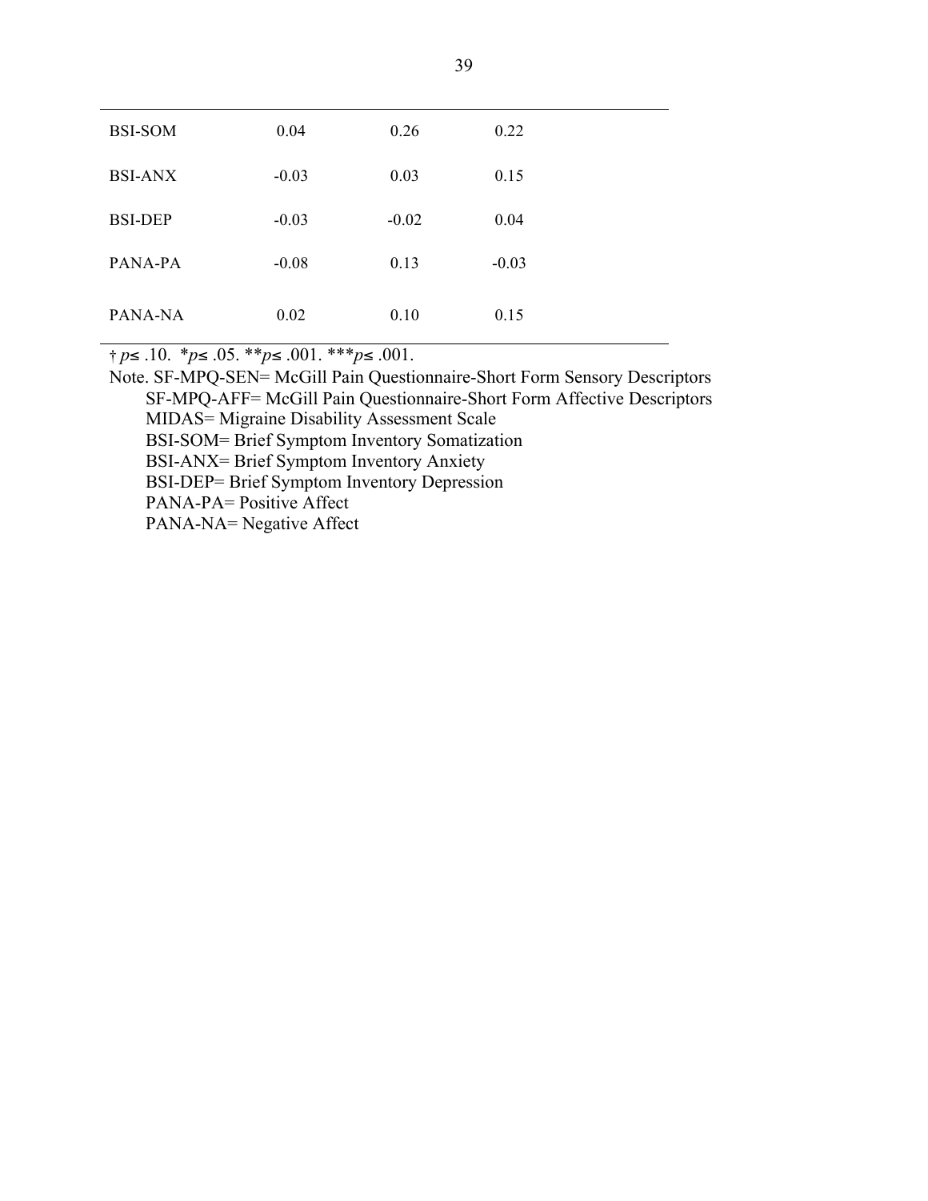| | | | |
|---|---|---|---|
| BSI-SOM | 0.04 | 0.26 | 0.22 |
| BSI-ANX | -0.03 | 0.03 | 0.15 |
| BSI-DEP | -0.03 | -0.02 | 0.04 |
| PANA-PA | -0.08 | 0.13 | -0.03 |
| PANA-NA | 0.02 | 0.10 | 0.15 |

† $p \leq .10$. *$p \leq .05$. **$p \leq .001$. ***$p \leq .001$.

Note. SF-MPQ-SEN= McGill Pain Questionnaire-Short Form Sensory Descriptors
SF-MPQ-AFF= McGill Pain Questionnaire-Short Form Affective Descriptors
MIDAS= Migraine Disability Assessment Scale
BSI-SOM= Brief Symptom Inventory Somatization
BSI-ANX= Brief Symptom Inventory Anxiety
BSI-DEP= Brief Symptom Inventory Depression
PANA-PA= Positive Affect
PANA-NA= Negative Affect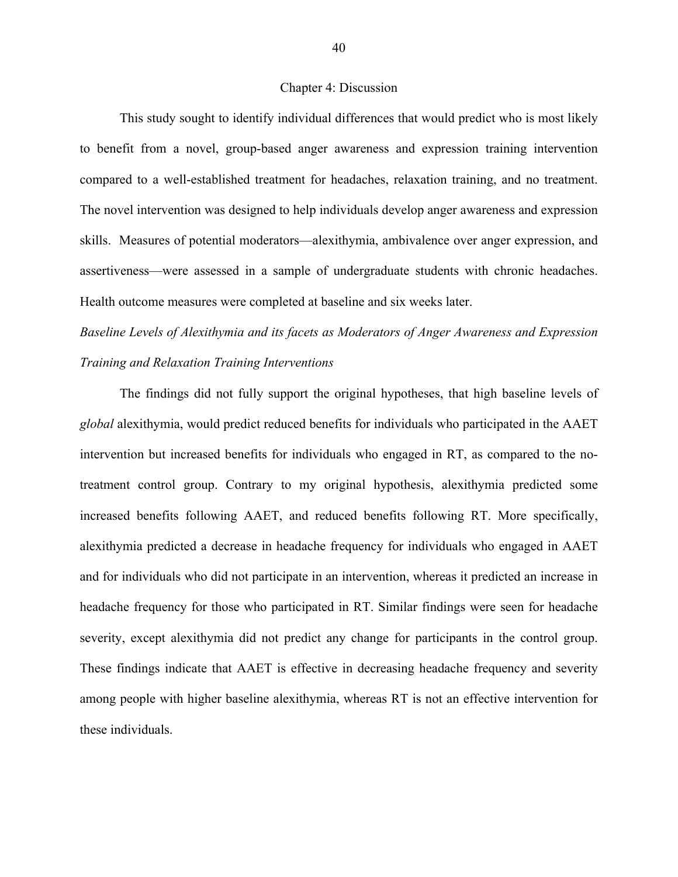# Chapter 4: Discussion

This study sought to identify individual differences that would predict who is most likely to benefit from a novel, group-based anger awareness and expression training intervention compared to a well-established treatment for headaches, relaxation training, and no treatment. The novel intervention was designed to help individuals develop anger awareness and expression skills. Measures of potential moderators—alexithymia, ambivalence over anger expression, and assertiveness—were assessed in a sample of undergraduate students with chronic headaches. Health outcome measures were completed at baseline and six weeks later.

*Baseline Levels of Alexithymia and its facets as Moderators of Anger Awareness and Expression Training and Relaxation Training Interventions*

The findings did not fully support the original hypotheses, that high baseline levels of *global* alexithymia, would predict reduced benefits for individuals who participated in the AAET intervention but increased benefits for individuals who engaged in RT, as compared to the no-treatment control group. Contrary to my original hypothesis, alexithymia predicted some increased benefits following AAET, and reduced benefits following RT. More specifically, alexithymia predicted a decrease in headache frequency for individuals who engaged in AAET and for individuals who did not participate in an intervention, whereas it predicted an increase in headache frequency for those who participated in RT. Similar findings were seen for headache severity, except alexithymia did not predict any change for participants in the control group. These findings indicate that AAET is effective in decreasing headache frequency and severity among people with higher baseline alexithymia, whereas RT is not an effective intervention for these individuals.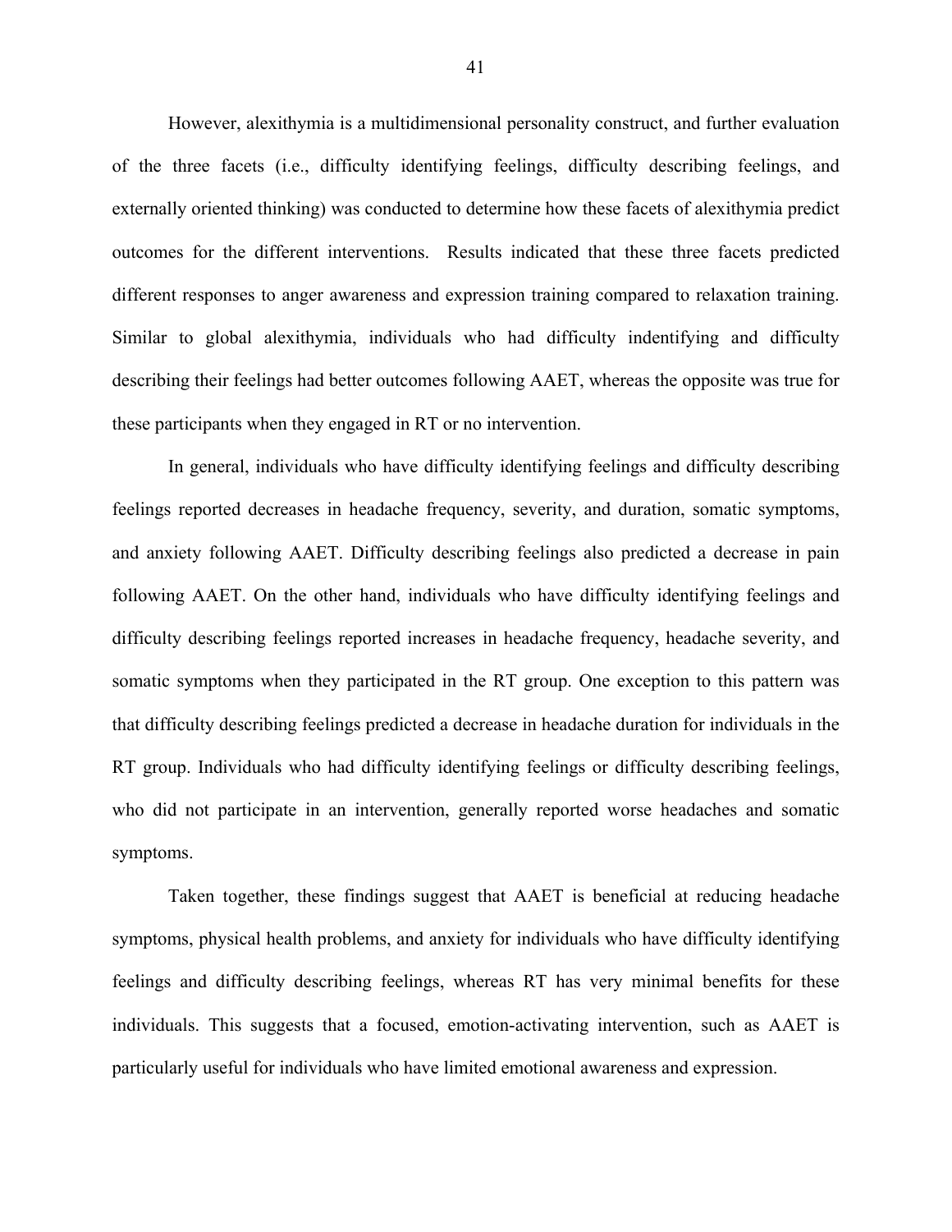However, alexithymia is a multidimensional personality construct, and further evaluation of the three facets (i.e., difficulty identifying feelings, difficulty describing feelings, and externally oriented thinking) was conducted to determine how these facets of alexithymia predict outcomes for the different interventions. Results indicated that these three facets predicted different responses to anger awareness and expression training compared to relaxation training. Similar to global alexithymia, individuals who had difficulty indentifying and difficulty describing their feelings had better outcomes following AAET, whereas the opposite was true for these participants when they engaged in RT or no intervention.

In general, individuals who have difficulty identifying feelings and difficulty describing feelings reported decreases in headache frequency, severity, and duration, somatic symptoms, and anxiety following AAET. Difficulty describing feelings also predicted a decrease in pain following AAET. On the other hand, individuals who have difficulty identifying feelings and difficulty describing feelings reported increases in headache frequency, headache severity, and somatic symptoms when they participated in the RT group. One exception to this pattern was that difficulty describing feelings predicted a decrease in headache duration for individuals in the RT group. Individuals who had difficulty identifying feelings or difficulty describing feelings, who did not participate in an intervention, generally reported worse headaches and somatic symptoms.

Taken together, these findings suggest that AAET is beneficial at reducing headache symptoms, physical health problems, and anxiety for individuals who have difficulty identifying feelings and difficulty describing feelings, whereas RT has very minimal benefits for these individuals. This suggests that a focused, emotion-activating intervention, such as AAET is particularly useful for individuals who have limited emotional awareness and expression.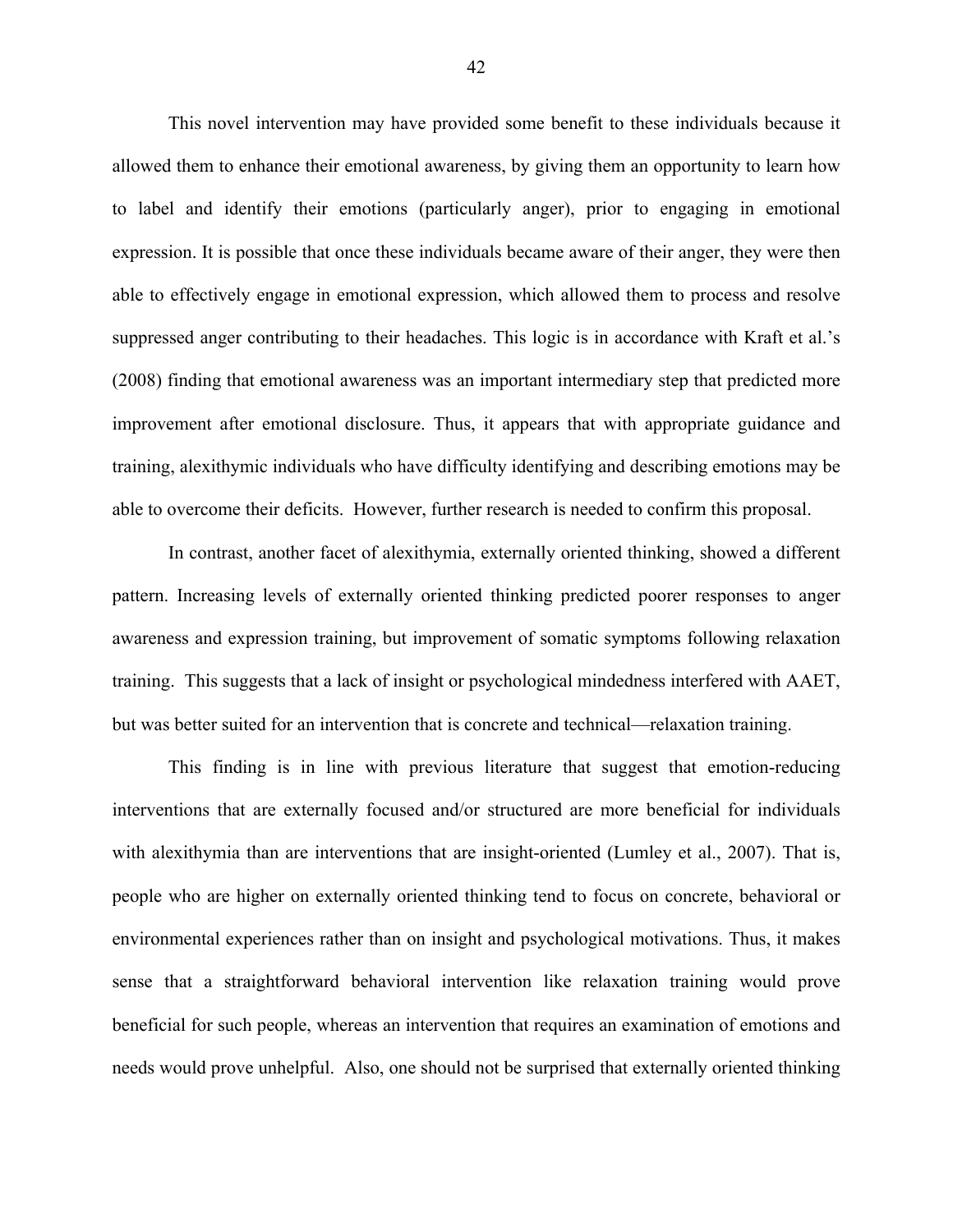This novel intervention may have provided some benefit to these individuals because it allowed them to enhance their emotional awareness, by giving them an opportunity to learn how to label and identify their emotions (particularly anger), prior to engaging in emotional expression. It is possible that once these individuals became aware of their anger, they were then able to effectively engage in emotional expression, which allowed them to process and resolve suppressed anger contributing to their headaches. This logic is in accordance with Kraft et al.'s (2008) finding that emotional awareness was an important intermediary step that predicted more improvement after emotional disclosure. Thus, it appears that with appropriate guidance and training, alexithymic individuals who have difficulty identifying and describing emotions may be able to overcome their deficits. However, further research is needed to confirm this proposal.

In contrast, another facet of alexithymia, externally oriented thinking, showed a different pattern. Increasing levels of externally oriented thinking predicted poorer responses to anger awareness and expression training, but improvement of somatic symptoms following relaxation training. This suggests that a lack of insight or psychological mindedness interfered with AAET, but was better suited for an intervention that is concrete and technical—relaxation training.

This finding is in line with previous literature that suggest that emotion-reducing interventions that are externally focused and/or structured are more beneficial for individuals with alexithymia than are interventions that are insight-oriented (Lumley et al., 2007). That is, people who are higher on externally oriented thinking tend to focus on concrete, behavioral or environmental experiences rather than on insight and psychological motivations. Thus, it makes sense that a straightforward behavioral intervention like relaxation training would prove beneficial for such people, whereas an intervention that requires an examination of emotions and needs would prove unhelpful. Also, one should not be surprised that externally oriented thinking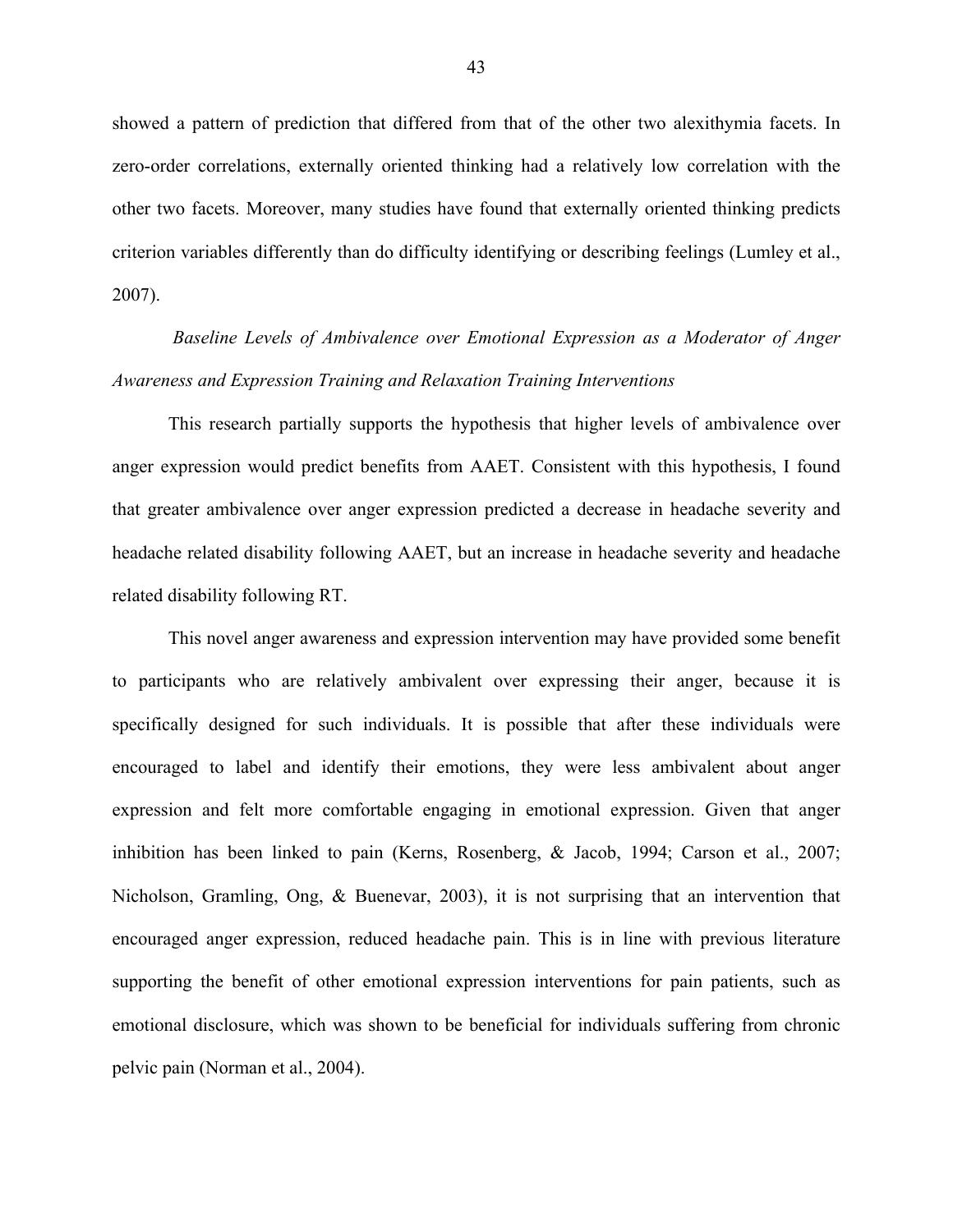showed a pattern of prediction that differed from that of the other two alexithymia facets. In zero-order correlations, externally oriented thinking had a relatively low correlation with the other two facets. Moreover, many studies have found that externally oriented thinking predicts criterion variables differently than do difficulty identifying or describing feelings (Lumley et al., 2007).

### *Baseline Levels of Ambivalence over Emotional Expression as a Moderator of Anger Awareness and Expression Training and Relaxation Training Interventions*

This research partially supports the hypothesis that higher levels of ambivalence over anger expression would predict benefits from AAET. Consistent with this hypothesis, I found that greater ambivalence over anger expression predicted a decrease in headache severity and headache related disability following AAET, but an increase in headache severity and headache related disability following RT.

This novel anger awareness and expression intervention may have provided some benefit to participants who are relatively ambivalent over expressing their anger, because it is specifically designed for such individuals. It is possible that after these individuals were encouraged to label and identify their emotions, they were less ambivalent about anger expression and felt more comfortable engaging in emotional expression. Given that anger inhibition has been linked to pain (Kerns, Rosenberg, & Jacob, 1994; Carson et al., 2007; Nicholson, Gramling, Ong, & Buenevar, 2003), it is not surprising that an intervention that encouraged anger expression, reduced headache pain. This is in line with previous literature supporting the benefit of other emotional expression interventions for pain patients, such as emotional disclosure, which was shown to be beneficial for individuals suffering from chronic pelvic pain (Norman et al., 2004).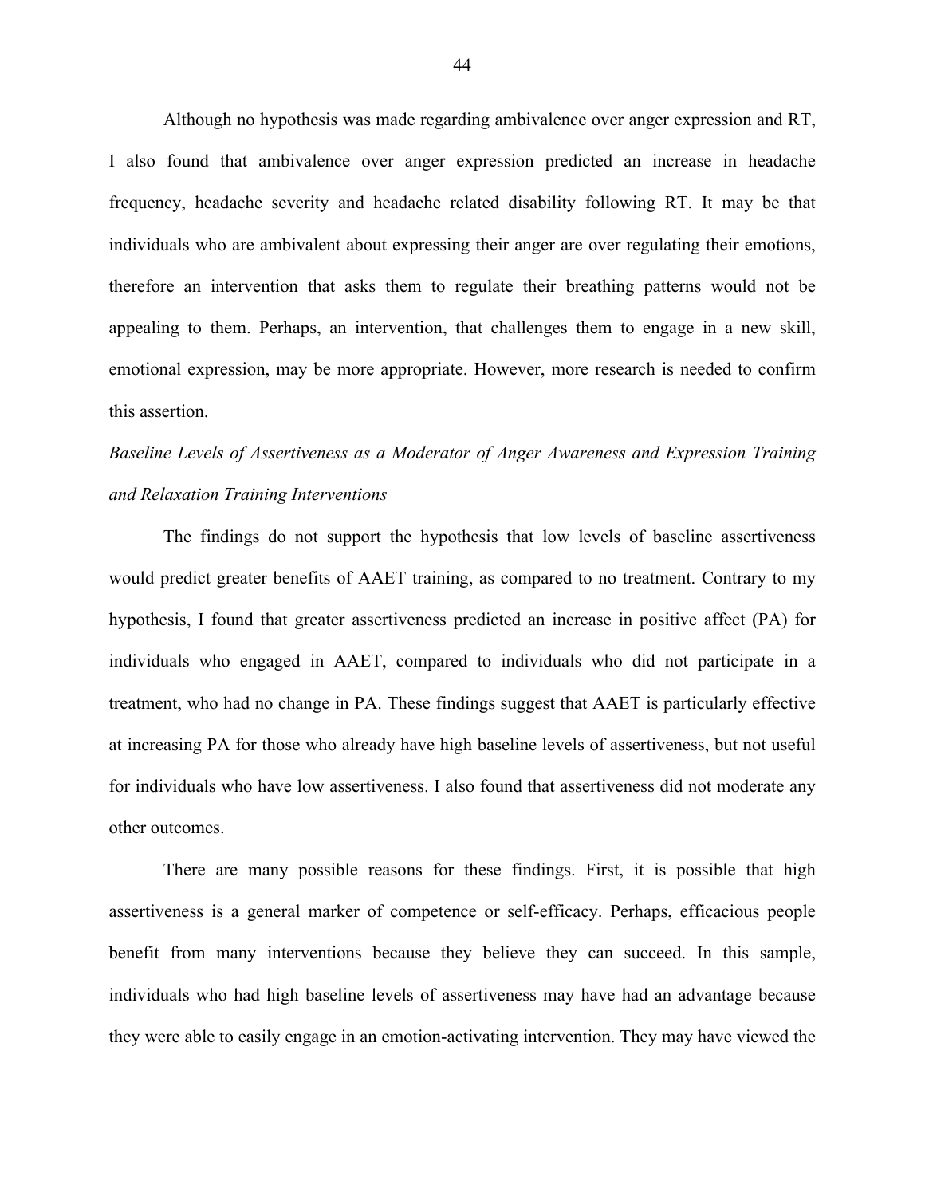Although no hypothesis was made regarding ambivalence over anger expression and RT, I also found that ambivalence over anger expression predicted an increase in headache frequency, headache severity and headache related disability following RT. It may be that individuals who are ambivalent about expressing their anger are over regulating their emotions, therefore an intervention that asks them to regulate their breathing patterns would not be appealing to them. Perhaps, an intervention, that challenges them to engage in a new skill, emotional expression, may be more appropriate. However, more research is needed to confirm this assertion.

*Baseline Levels of Assertiveness as a Moderator of Anger Awareness and Expression Training and Relaxation Training Interventions*

The findings do not support the hypothesis that low levels of baseline assertiveness would predict greater benefits of AAET training, as compared to no treatment. Contrary to my hypothesis, I found that greater assertiveness predicted an increase in positive affect (PA) for individuals who engaged in AAET, compared to individuals who did not participate in a treatment, who had no change in PA. These findings suggest that AAET is particularly effective at increasing PA for those who already have high baseline levels of assertiveness, but not useful for individuals who have low assertiveness. I also found that assertiveness did not moderate any other outcomes.

There are many possible reasons for these findings. First, it is possible that high assertiveness is a general marker of competence or self-efficacy. Perhaps, efficacious people benefit from many interventions because they believe they can succeed. In this sample, individuals who had high baseline levels of assertiveness may have had an advantage because they were able to easily engage in an emotion-activating intervention. They may have viewed the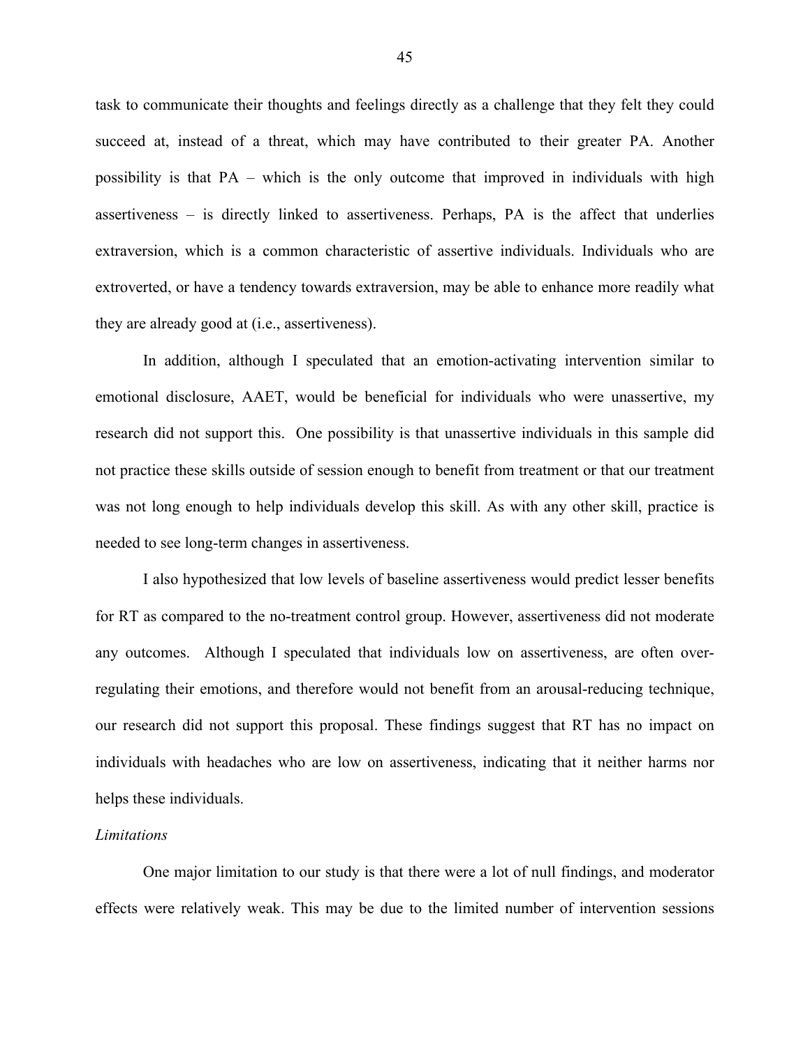task to communicate their thoughts and feelings directly as a challenge that they felt they could succeed at, instead of a threat, which may have contributed to their greater PA. Another possibility is that PA – which is the only outcome that improved in individuals with high assertiveness – is directly linked to assertiveness. Perhaps, PA is the affect that underlies extraversion, which is a common characteristic of assertive individuals. Individuals who are extroverted, or have a tendency towards extraversion, may be able to enhance more readily what they are already good at (i.e., assertiveness).

In addition, although I speculated that an emotion-activating intervention similar to emotional disclosure, AAET, would be beneficial for individuals who were unassertive, my research did not support this. One possibility is that unassertive individuals in this sample did not practice these skills outside of session enough to benefit from treatment or that our treatment was not long enough to help individuals develop this skill. As with any other skill, practice is needed to see long-term changes in assertiveness.

I also hypothesized that low levels of baseline assertiveness would predict lesser benefits for RT as compared to the no-treatment control group. However, assertiveness did not moderate any outcomes. Although I speculated that individuals low on assertiveness, are often over-regulating their emotions, and therefore would not benefit from an arousal-reducing technique, our research did not support this proposal. These findings suggest that RT has no impact on individuals with headaches who are low on assertiveness, indicating that it neither harms nor helps these individuals.

*Limitations*

One major limitation to our study is that there were a lot of null findings, and moderator effects were relatively weak. This may be due to the limited number of intervention sessions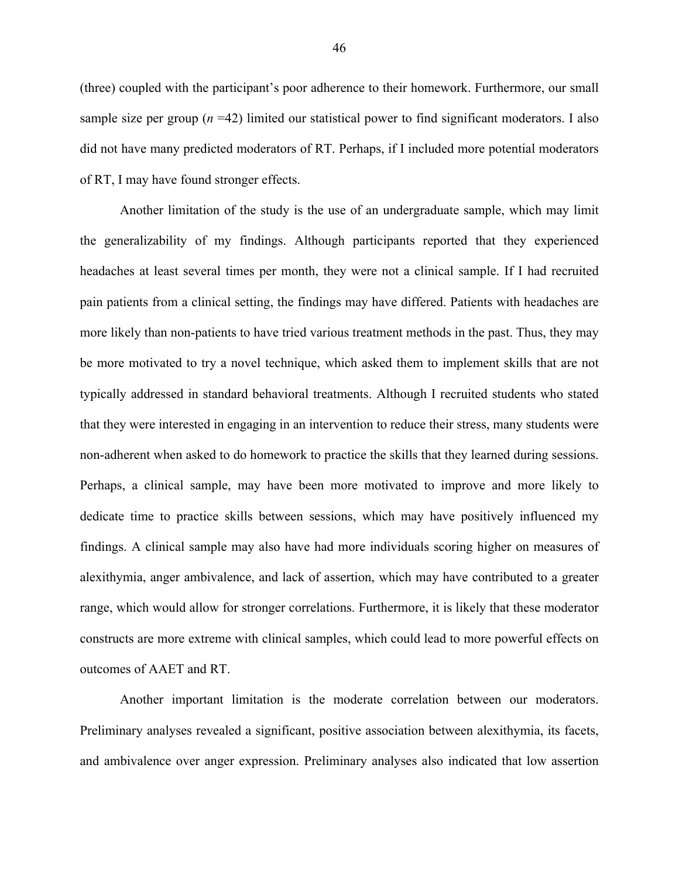(three) coupled with the participant's poor adherence to their homework. Furthermore, our small sample size per group (*n* =42) limited our statistical power to find significant moderators. I also did not have many predicted moderators of RT. Perhaps, if I included more potential moderators of RT, I may have found stronger effects.

Another limitation of the study is the use of an undergraduate sample, which may limit the generalizability of my findings. Although participants reported that they experienced headaches at least several times per month, they were not a clinical sample. If I had recruited pain patients from a clinical setting, the findings may have differed. Patients with headaches are more likely than non-patients to have tried various treatment methods in the past. Thus, they may be more motivated to try a novel technique, which asked them to implement skills that are not typically addressed in standard behavioral treatments. Although I recruited students who stated that they were interested in engaging in an intervention to reduce their stress, many students were non-adherent when asked to do homework to practice the skills that they learned during sessions. Perhaps, a clinical sample, may have been more motivated to improve and more likely to dedicate time to practice skills between sessions, which may have positively influenced my findings. A clinical sample may also have had more individuals scoring higher on measures of alexithymia, anger ambivalence, and lack of assertion, which may have contributed to a greater range, which would allow for stronger correlations. Furthermore, it is likely that these moderator constructs are more extreme with clinical samples, which could lead to more powerful effects on outcomes of AAET and RT.

Another important limitation is the moderate correlation between our moderators. Preliminary analyses revealed a significant, positive association between alexithymia, its facets, and ambivalence over anger expression. Preliminary analyses also indicated that low assertion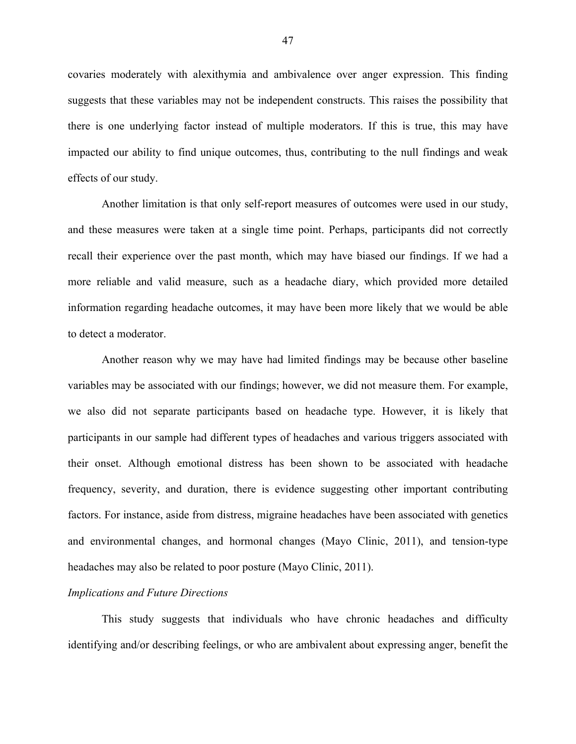covaries moderately with alexithymia and ambivalence over anger expression. This finding suggests that these variables may not be independent constructs. This raises the possibility that there is one underlying factor instead of multiple moderators. If this is true, this may have impacted our ability to find unique outcomes, thus, contributing to the null findings and weak effects of our study.

Another limitation is that only self-report measures of outcomes were used in our study, and these measures were taken at a single time point. Perhaps, participants did not correctly recall their experience over the past month, which may have biased our findings. If we had a more reliable and valid measure, such as a headache diary, which provided more detailed information regarding headache outcomes, it may have been more likely that we would be able to detect a moderator.

Another reason why we may have had limited findings may be because other baseline variables may be associated with our findings; however, we did not measure them. For example, we also did not separate participants based on headache type. However, it is likely that participants in our sample had different types of headaches and various triggers associated with their onset. Although emotional distress has been shown to be associated with headache frequency, severity, and duration, there is evidence suggesting other important contributing factors. For instance, aside from distress, migraine headaches have been associated with genetics and environmental changes, and hormonal changes (Mayo Clinic, 2011), and tension-type headaches may also be related to poor posture (Mayo Clinic, 2011).

*Implications and Future Directions*

This study suggests that individuals who have chronic headaches and difficulty identifying and/or describing feelings, or who are ambivalent about expressing anger, benefit the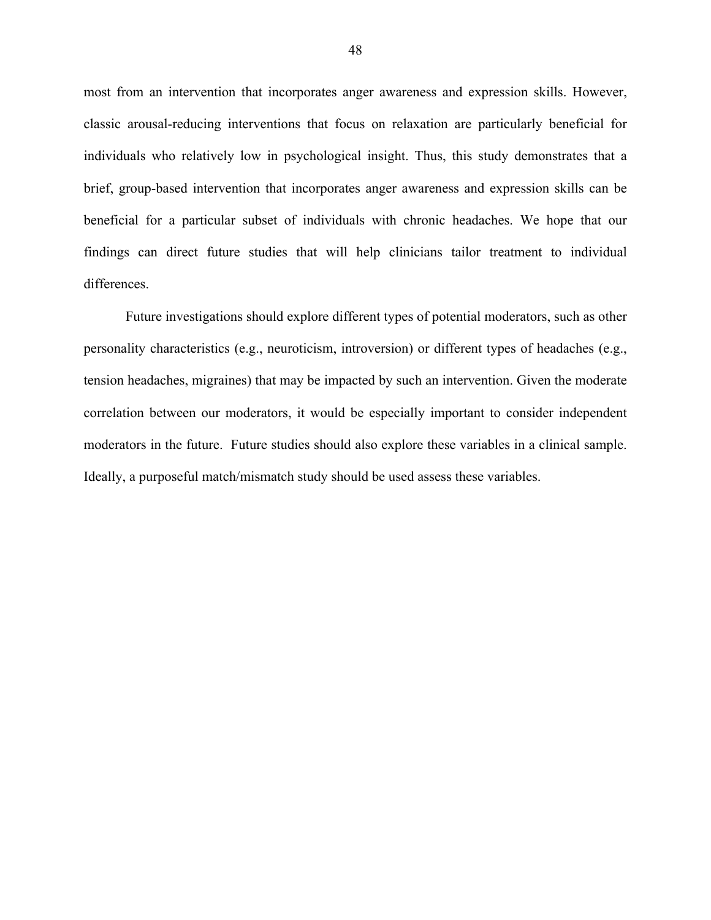most from an intervention that incorporates anger awareness and expression skills. However, classic arousal-reducing interventions that focus on relaxation are particularly beneficial for individuals who relatively low in psychological insight. Thus, this study demonstrates that a brief, group-based intervention that incorporates anger awareness and expression skills can be beneficial for a particular subset of individuals with chronic headaches. We hope that our findings can direct future studies that will help clinicians tailor treatment to individual differences.

Future investigations should explore different types of potential moderators, such as other personality characteristics (e.g., neuroticism, introversion) or different types of headaches (e.g., tension headaches, migraines) that may be impacted by such an intervention. Given the moderate correlation between our moderators, it would be especially important to consider independent moderators in the future. Future studies should also explore these variables in a clinical sample. Ideally, a purposeful match/mismatch study should be used assess these variables.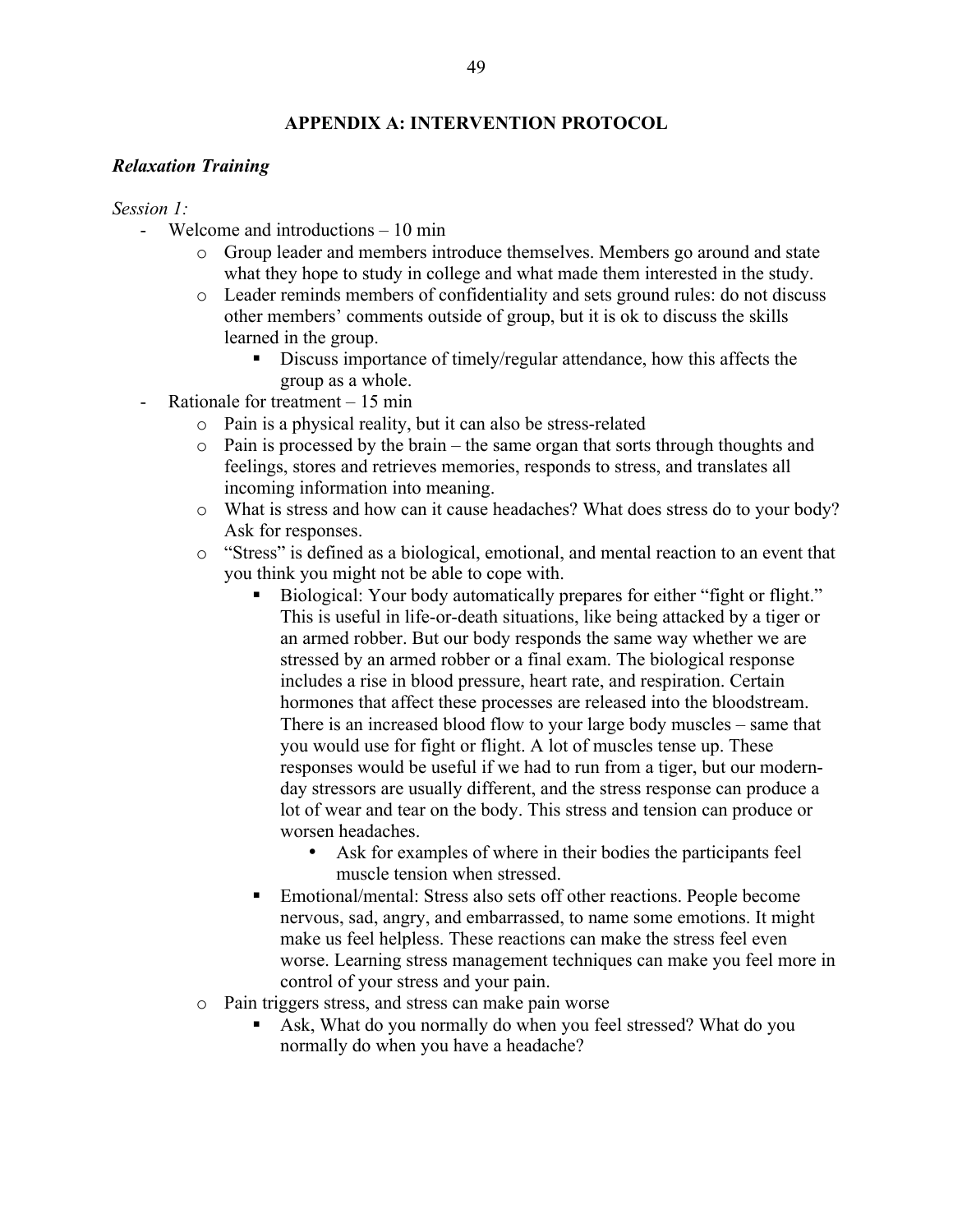## APPENDIX A: INTERVENTION PROTOCOL

### *Relaxation Training*

*Session 1:*

- Welcome and introductions – 10 min
    - Group leader and members introduce themselves. Members go around and state what they hope to study in college and what made them interested in the study.
    - Leader reminds members of confidentiality and sets ground rules: do not discuss other members' comments outside of group, but it is ok to discuss the skills learned in the group.
        - Discuss importance of timely/regular attendance, how this affects the group as a whole.
- Rationale for treatment – 15 min
    - Pain is a physical reality, but it can also be stress-related
    - Pain is processed by the brain – the same organ that sorts through thoughts and feelings, stores and retrieves memories, responds to stress, and translates all incoming information into meaning.
    - What is stress and how can it cause headaches? What does stress do to your body? Ask for responses.
    - "Stress" is defined as a biological, emotional, and mental reaction to an event that you think you might not be able to cope with.
        - Biological: Your body automatically prepares for either "fight or flight." This is useful in life-or-death situations, like being attacked by a tiger or an armed robber. But our body responds the same way whether we are stressed by an armed robber or a final exam. The biological response includes a rise in blood pressure, heart rate, and respiration. Certain hormones that affect these processes are released into the bloodstream. There is an increased blood flow to your large body muscles – same that you would use for fight or flight. A lot of muscles tense up. These responses would be useful if we had to run from a tiger, but our modern-day stressors are usually different, and the stress response can produce a lot of wear and tear on the body. This stress and tension can produce or worsen headaches.
            - Ask for examples of where in their bodies the participants feel muscle tension when stressed.
        - Emotional/mental: Stress also sets off other reactions. People become nervous, sad, angry, and embarrassed, to name some emotions. It might make us feel helpless. These reactions can make the stress feel even worse. Learning stress management techniques can make you feel more in control of your stress and your pain.
    - Pain triggers stress, and stress can make pain worse
        - Ask, What do you normally do when you feel stressed? What do you normally do when you have a headache?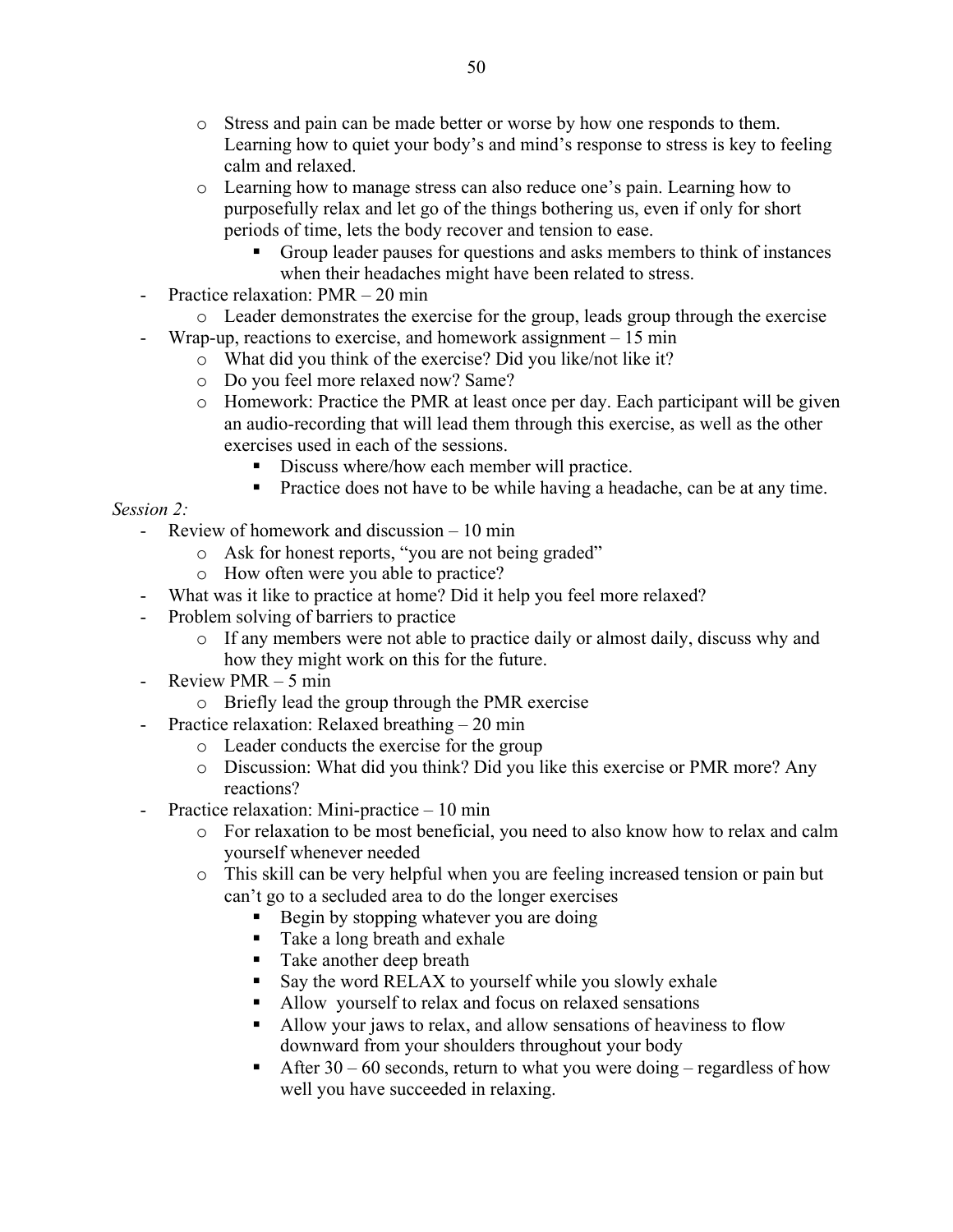- Stress and pain can be made better or worse by how one responds to them. Learning how to quiet your body's and mind's response to stress is key to feeling calm and relaxed.
    - Learning how to manage stress can also reduce one's pain. Learning how to purposefully relax and let go of the things bothering us, even if only for short periods of time, lets the body recover and tension to ease.
        - Group leader pauses for questions and asks members to think of instances when their headaches might have been related to stress.
- Practice relaxation: PMR – 20 min
    - Leader demonstrates the exercise for the group, leads group through the exercise
- Wrap-up, reactions to exercise, and homework assignment – 15 min
    - What did you think of the exercise? Did you like/not like it?
    - Do you feel more relaxed now? Same?
    - Homework: Practice the PMR at least once per day. Each participant will be given an audio-recording that will lead them through this exercise, as well as the other exercises used in each of the sessions.
        - Discuss where/how each member will practice.
        - Practice does not have to be while having a headache, can be at any time.

*Session 2:*

- Review of homework and discussion – 10 min
    - Ask for honest reports, "you are not being graded"
    - How often were you able to practice?
- What was it like to practice at home? Did it help you feel more relaxed?
- Problem solving of barriers to practice
    - If any members were not able to practice daily or almost daily, discuss why and how they might work on this for the future.
- Review PMR – 5 min
    - Briefly lead the group through the PMR exercise
- Practice relaxation: Relaxed breathing – 20 min
    - Leader conducts the exercise for the group
    - Discussion: What did you think? Did you like this exercise or PMR more? Any reactions?
- Practice relaxation: Mini-practice – 10 min
    - For relaxation to be most beneficial, you need to also know how to relax and calm yourself whenever needed
    - This skill can be very helpful when you are feeling increased tension or pain but can't go to a secluded area to do the longer exercises
        - Begin by stopping whatever you are doing
        - Take a long breath and exhale
        - Take another deep breath
        - Say the word RELAX to yourself while you slowly exhale
        - Allow yourself to relax and focus on relaxed sensations
        - Allow your jaws to relax, and allow sensations of heaviness to flow downward from your shoulders throughout your body
        - After 30 – 60 seconds, return to what you were doing – regardless of how well you have succeeded in relaxing.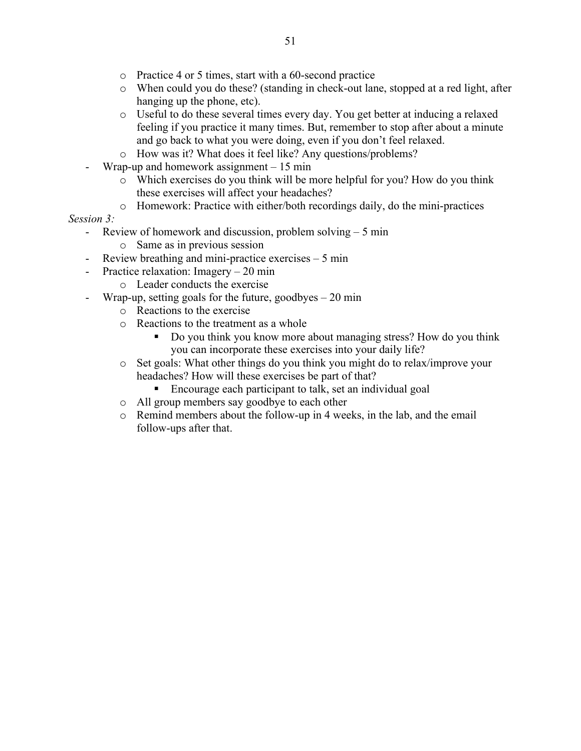- Practice 4 or 5 times, start with a 60-second practice
  - When could you do these? (standing in check-out lane, stopped at a red light, after hanging up the phone, etc).
  - Useful to do these several times every day. You get better at inducing a relaxed feeling if you practice it many times. But, remember to stop after about a minute and go back to what you were doing, even if you don't feel relaxed.
  - How was it? What does it feel like? Any questions/problems?
- Wrap-up and homework assignment – 15 min
  - Which exercises do you think will be more helpful for you? How do you think these exercises will affect your headaches?
  - Homework: Practice with either/both recordings daily, do the mini-practices

*Session 3:*

- Review of homework and discussion, problem solving – 5 min
  - Same as in previous session
- Review breathing and mini-practice exercises – 5 min
- Practice relaxation: Imagery – 20 min
  - Leader conducts the exercise
- Wrap-up, setting goals for the future, goodbyes – 20 min
  - Reactions to the exercise
  - Reactions to the treatment as a whole
    - Do you think you know more about managing stress? How do you think you can incorporate these exercises into your daily life?
  - Set goals: What other things do you think you might do to relax/improve your headaches? How will these exercises be part of that?
    - Encourage each participant to talk, set an individual goal
  - All group members say goodbye to each other
  - Remind members about the follow-up in 4 weeks, in the lab, and the email follow-ups after that.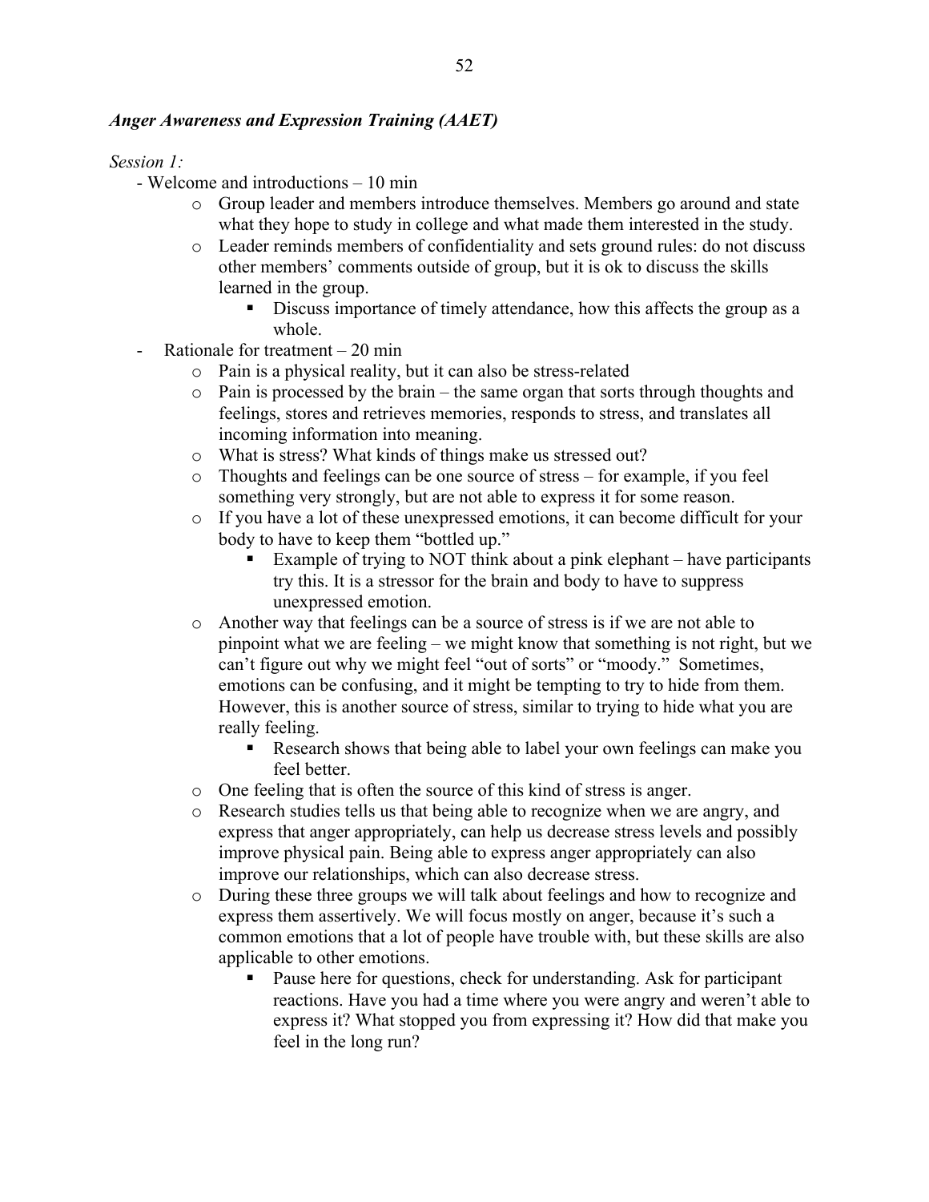***Anger Awareness and Expression Training (AAET)***

*Session 1:*

- Welcome and introductions – 10 min
    - Group leader and members introduce themselves. Members go around and state what they hope to study in college and what made them interested in the study.
    - Leader reminds members of confidentiality and sets ground rules: do not discuss other members' comments outside of group, but it is ok to discuss the skills learned in the group.
        - Discuss importance of timely attendance, how this affects the group as a whole.
- Rationale for treatment – 20 min
    - Pain is a physical reality, but it can also be stress-related
    - Pain is processed by the brain – the same organ that sorts through thoughts and feelings, stores and retrieves memories, responds to stress, and translates all incoming information into meaning.
    - What is stress? What kinds of things make us stressed out?
    - Thoughts and feelings can be one source of stress – for example, if you feel something very strongly, but are not able to express it for some reason.
    - If you have a lot of these unexpressed emotions, it can become difficult for your body to have to keep them "bottled up."
        - Example of trying to NOT think about a pink elephant – have participants try this. It is a stressor for the brain and body to have to suppress unexpressed emotion.
    - Another way that feelings can be a source of stress is if we are not able to pinpoint what we are feeling – we might know that something is not right, but we can't figure out why we might feel "out of sorts" or "moody." Sometimes, emotions can be confusing, and it might be tempting to try to hide from them. However, this is another source of stress, similar to trying to hide what you are really feeling.
        - Research shows that being able to label your own feelings can make you feel better.
    - One feeling that is often the source of this kind of stress is anger.
    - Research studies tells us that being able to recognize when we are angry, and express that anger appropriately, can help us decrease stress levels and possibly improve physical pain. Being able to express anger appropriately can also improve our relationships, which can also decrease stress.
    - During these three groups we will talk about feelings and how to recognize and express them assertively. We will focus mostly on anger, because it's such a common emotions that a lot of people have trouble with, but these skills are also applicable to other emotions.
        - Pause here for questions, check for understanding. Ask for participant reactions. Have you had a time where you were angry and weren't able to express it? What stopped you from expressing it? How did that make you feel in the long run?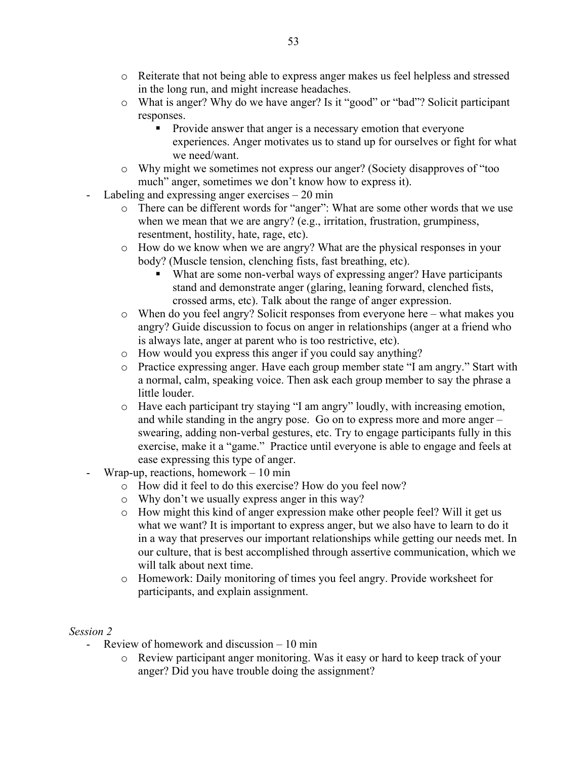- Reiterate that not being able to express anger makes us feel helpless and stressed in the long run, and might increase headaches.
  - What is anger? Why do we have anger? Is it "good" or "bad"? Solicit participant responses.
    - Provide answer that anger is a necessary emotion that everyone experiences. Anger motivates us to stand up for ourselves or fight for what we need/want.
  - Why might we sometimes not express our anger? (Society disapproves of "too much" anger, sometimes we don't know how to express it).
- Labeling and expressing anger exercises – 20 min
  - There can be different words for "anger": What are some other words that we use when we mean that we are angry? (e.g., irritation, frustration, grumpiness, resentment, hostility, hate, rage, etc).
  - How do we know when we are angry? What are the physical responses in your body? (Muscle tension, clenching fists, fast breathing, etc).
    - What are some non-verbal ways of expressing anger? Have participants stand and demonstrate anger (glaring, leaning forward, clenched fists, crossed arms, etc). Talk about the range of anger expression.
  - When do you feel angry? Solicit responses from everyone here – what makes you angry? Guide discussion to focus on anger in relationships (anger at a friend who is always late, anger at parent who is too restrictive, etc).
  - How would you express this anger if you could say anything?
  - Practice expressing anger. Have each group member state "I am angry." Start with a normal, calm, speaking voice. Then ask each group member to say the phrase a little louder.
  - Have each participant try staying "I am angry" loudly, with increasing emotion, and while standing in the angry pose. Go on to express more and more anger – swearing, adding non-verbal gestures, etc. Try to engage participants fully in this exercise, make it a "game." Practice until everyone is able to engage and feels at ease expressing this type of anger.
- Wrap-up, reactions, homework – 10 min
  - How did it feel to do this exercise? How do you feel now?
  - Why don't we usually express anger in this way?
  - How might this kind of anger expression make other people feel? Will it get us what we want? It is important to express anger, but we also have to learn to do it in a way that preserves our important relationships while getting our needs met. In our culture, that is best accomplished through assertive communication, which we will talk about next time.
  - Homework: Daily monitoring of times you feel angry. Provide worksheet for participants, and explain assignment.

*Session 2*

- Review of homework and discussion – 10 min
  - Review participant anger monitoring. Was it easy or hard to keep track of your anger? Did you have trouble doing the assignment?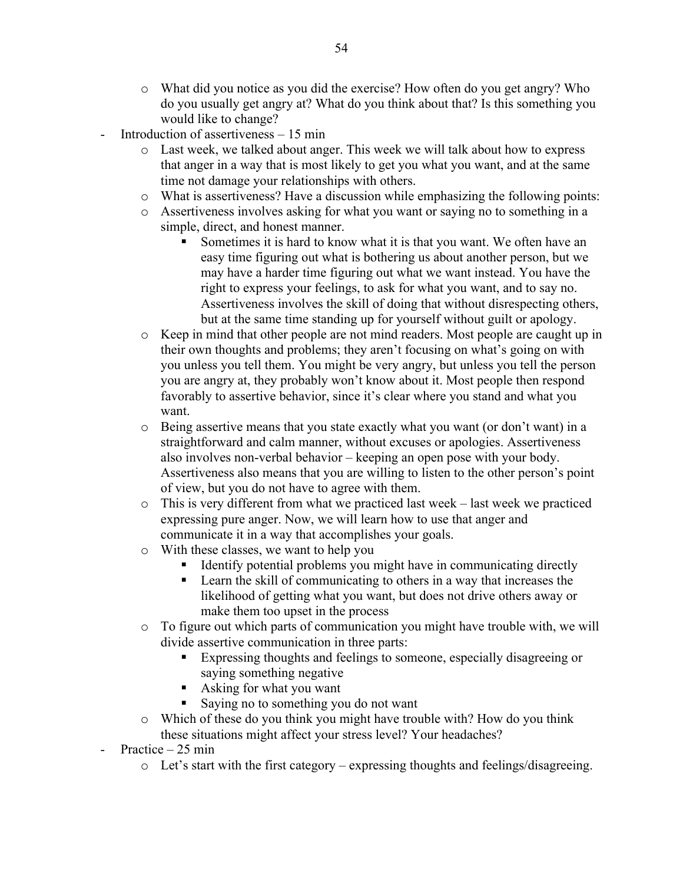- What did you notice as you did the exercise? How often do you get angry? Who do you usually get angry at? What do you think about that? Is this something you would like to change?
- Introduction of assertiveness – 15 min
  - Last week, we talked about anger. This week we will talk about how to express that anger in a way that is most likely to get you what you want, and at the same time not damage your relationships with others.
  - What is assertiveness? Have a discussion while emphasizing the following points:
  - Assertiveness involves asking for what you want or saying no to something in a simple, direct, and honest manner.
    - Sometimes it is hard to know what it is that you want. We often have an easy time figuring out what is bothering us about another person, but we may have a harder time figuring out what we want instead. You have the right to express your feelings, to ask for what you want, and to say no. Assertiveness involves the skill of doing that without disrespecting others, but at the same time standing up for yourself without guilt or apology.
  - Keep in mind that other people are not mind readers. Most people are caught up in their own thoughts and problems; they aren't focusing on what's going on with you unless you tell them. You might be very angry, but unless you tell the person you are angry at, they probably won't know about it. Most people then respond favorably to assertive behavior, since it's clear where you stand and what you want.
  - Being assertive means that you state exactly what you want (or don't want) in a straightforward and calm manner, without excuses or apologies. Assertiveness also involves non-verbal behavior – keeping an open pose with your body. Assertiveness also means that you are willing to listen to the other person's point of view, but you do not have to agree with them.
  - This is very different from what we practiced last week – last week we practiced expressing pure anger. Now, we will learn how to use that anger and communicate it in a way that accomplishes your goals.
  - With these classes, we want to help you
    - Identify potential problems you might have in communicating directly
    - Learn the skill of communicating to others in a way that increases the likelihood of getting what you want, but does not drive others away or make them too upset in the process
  - To figure out which parts of communication you might have trouble with, we will divide assertive communication in three parts:
    - Expressing thoughts and feelings to someone, especially disagreeing or saying something negative
    - Asking for what you want
    - Saying no to something you do not want
  - Which of these do you think you might have trouble with? How do you think these situations might affect your stress level? Your headaches?
- Practice – 25 min
  - Let's start with the first category – expressing thoughts and feelings/disagreeing.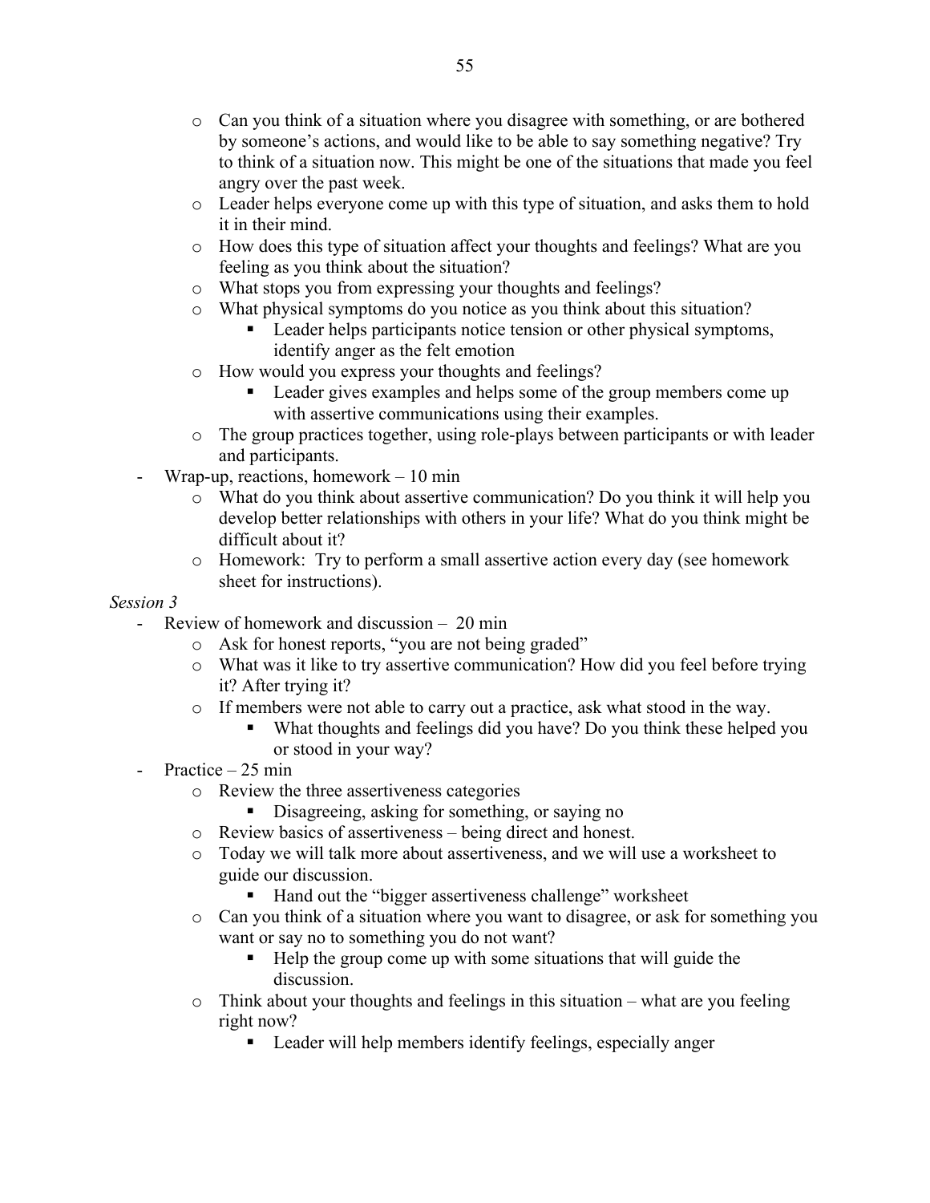- Can you think of a situation where you disagree with something, or are bothered by someone's actions, and would like to be able to say something negative? Try to think of a situation now. This might be one of the situations that made you feel angry over the past week.
    - Leader helps everyone come up with this type of situation, and asks them to hold it in their mind.
    - How does this type of situation affect your thoughts and feelings? What are you feeling as you think about the situation?
    - What stops you from expressing your thoughts and feelings?
    - What physical symptoms do you notice as you think about this situation?
        - Leader helps participants notice tension or other physical symptoms, identify anger as the felt emotion
    - How would you express your thoughts and feelings?
        - Leader gives examples and helps some of the group members come up with assertive communications using their examples.
    - The group practices together, using role-plays between participants or with leader and participants.
- Wrap-up, reactions, homework – 10 min
    - What do you think about assertive communication? Do you think it will help you develop better relationships with others in your life? What do you think might be difficult about it?
    - Homework: Try to perform a small assertive action every day (see homework sheet for instructions).

*Session 3*

- Review of homework and discussion – 20 min
    - Ask for honest reports, "you are not being graded"
    - What was it like to try assertive communication? How did you feel before trying it? After trying it?
    - If members were not able to carry out a practice, ask what stood in the way.
        - What thoughts and feelings did you have? Do you think these helped you or stood in your way?
- Practice – 25 min
    - Review the three assertiveness categories
        - Disagreeing, asking for something, or saying no
    - Review basics of assertiveness – being direct and honest.
    - Today we will talk more about assertiveness, and we will use a worksheet to guide our discussion.
        - Hand out the "bigger assertiveness challenge" worksheet
    - Can you think of a situation where you want to disagree, or ask for something you want or say no to something you do not want?
        - Help the group come up with some situations that will guide the discussion.
    - Think about your thoughts and feelings in this situation – what are you feeling right now?
        - Leader will help members identify feelings, especially anger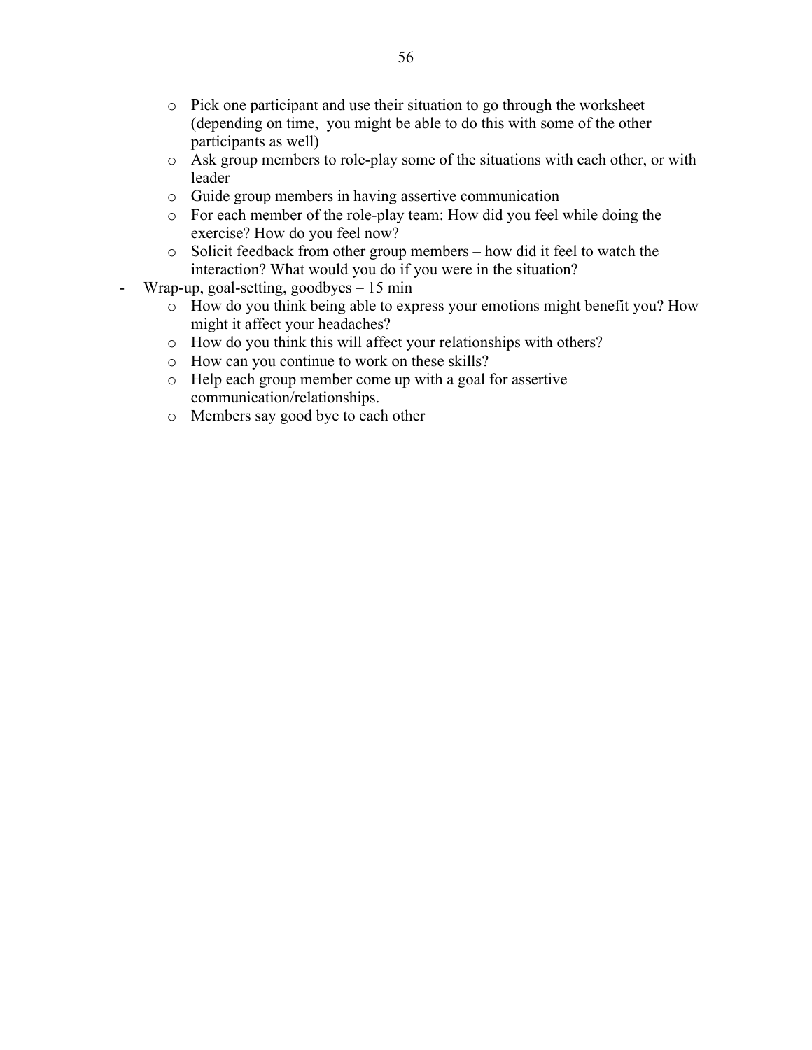- Pick one participant and use their situation to go through the worksheet (depending on time, you might be able to do this with some of the other participants as well)
  - Ask group members to role-play some of the situations with each other, or with leader
  - Guide group members in having assertive communication
  - For each member of the role-play team: How did you feel while doing the exercise? How do you feel now?
  - Solicit feedback from other group members – how did it feel to watch the interaction? What would you do if you were in the situation?
- Wrap-up, goal-setting, goodbyes – 15 min
  - How do you think being able to express your emotions might benefit you? How might it affect your headaches?
  - How do you think this will affect your relationships with others?
  - How can you continue to work on these skills?
  - Help each group member come up with a goal for assertive communication/relationships.
  - Members say good bye to each other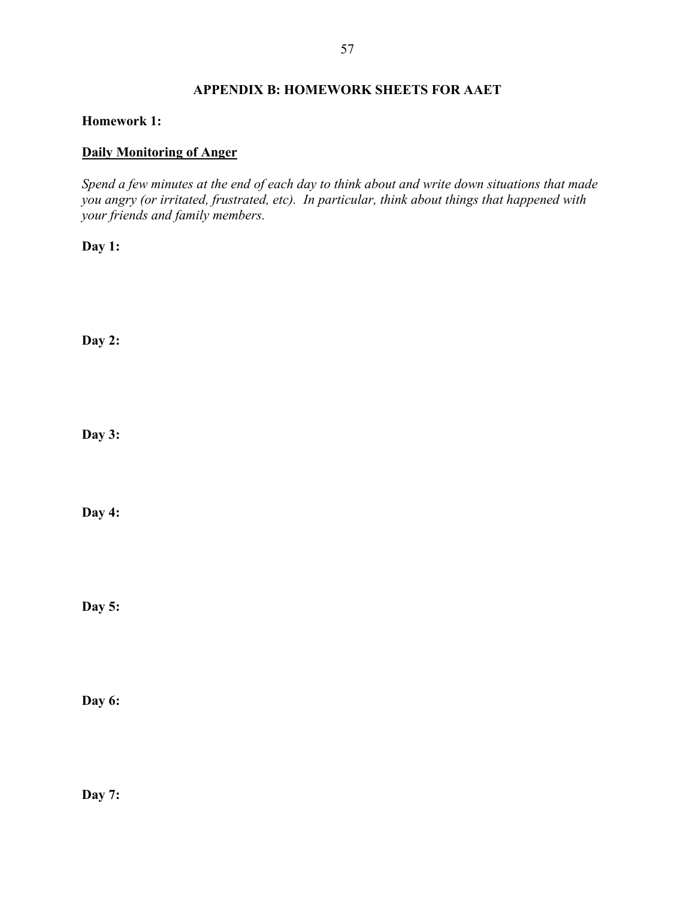## APPENDIX B: HOMEWORK SHEETS FOR AAET

**Homework 1:**

**Daily Monitoring of Anger**

*Spend a few minutes at the end of each day to think about and write down situations that made you angry (or irritated, frustrated, etc). In particular, think about things that happened with your friends and family members.*

**Day 1:**

**Day 2:**

**Day 3:**

**Day 4:**

**Day 5:**

**Day 6:**

**Day 7:**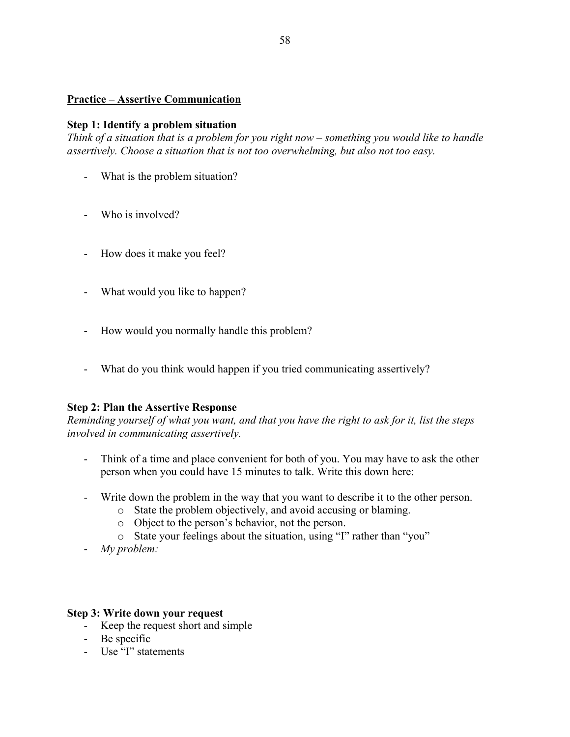## Practice – Assertive Communication

### Step 1: Identify a problem situation

*Think of a situation that is a problem for you right now – something you would like to handle assertively. Choose a situation that is not too overwhelming, but also not too easy.*

- What is the problem situation?

- Who is involved?

- How does it make you feel?

- What would you like to happen?

- How would you normally handle this problem?

- What do you think would happen if you tried communicating assertively?

### Step 2: Plan the Assertive Response

*Reminding yourself of what you want, and that you have the right to ask for it, list the steps involved in communicating assertively.*

- Think of a time and place convenient for both of you. You may have to ask the other person when you could have 15 minutes to talk. Write this down here:

- Write down the problem in the way that you want to describe it to the other person.
    - State the problem objectively, and avoid accusing or blaming.
    - Object to the person's behavior, not the person.
    - State your feelings about the situation, using "I" rather than "you"
- *My problem:*

### Step 3: Write down your request

- Keep the request short and simple
- Be specific
- Use "I" statements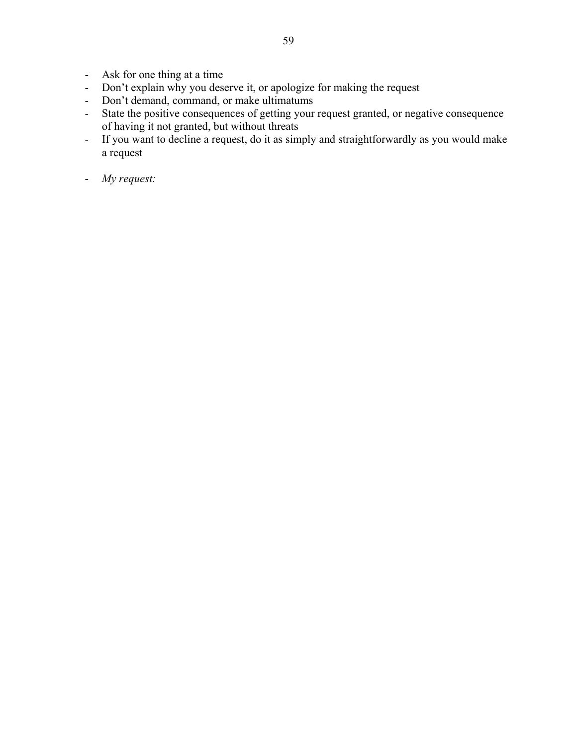- Ask for one thing at a time
- Don't explain why you deserve it, or apologize for making the request
- Don't demand, command, or make ultimatums
- State the positive consequences of getting your request granted, or negative consequence of having it not granted, but without threats
- If you want to decline a request, do it as simply and straightforwardly as you would make a request

- *My request:*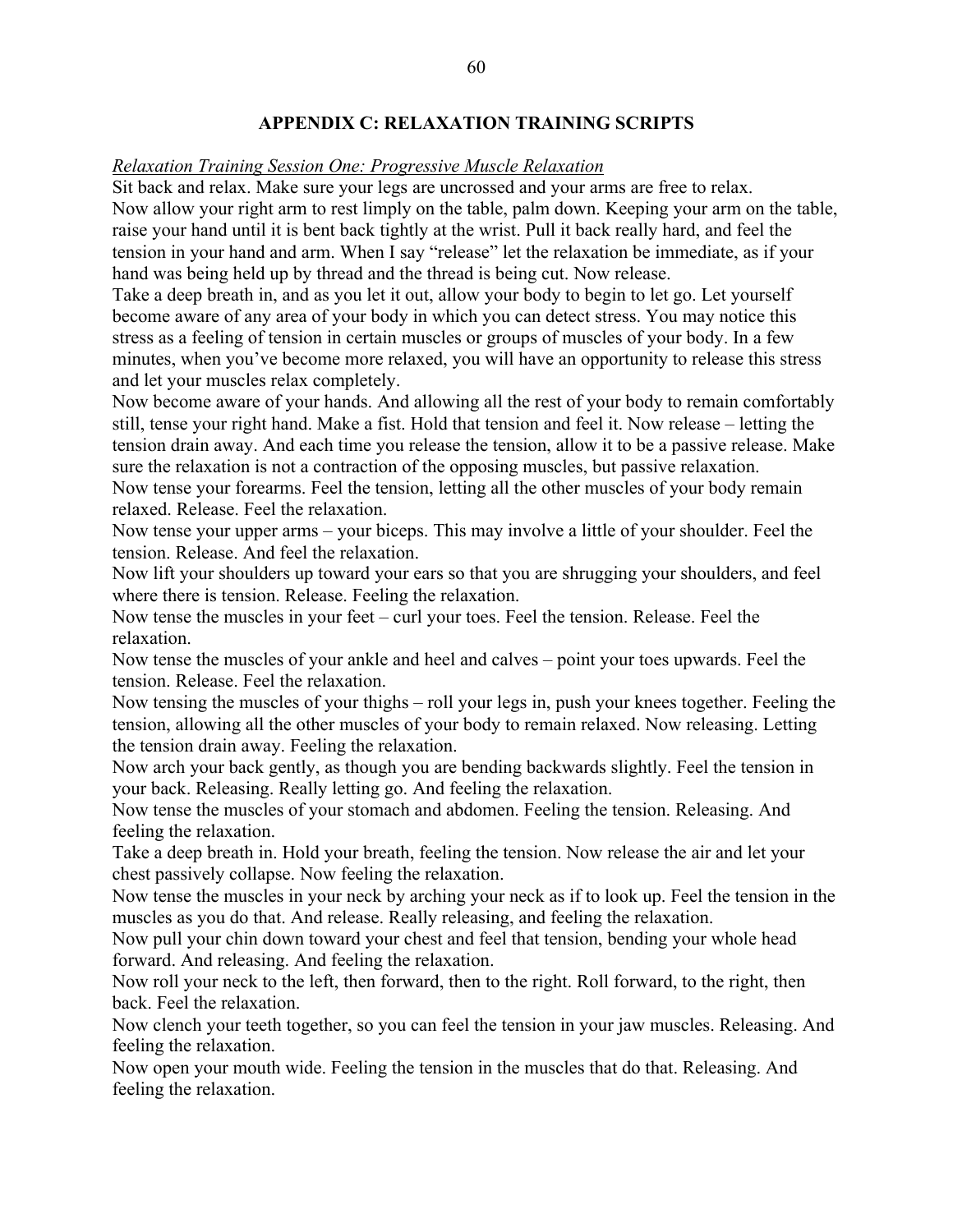## APPENDIX C: RELAXATION TRAINING SCRIPTS

*Relaxation Training Session One: Progressive Muscle Relaxation*

Sit back and relax. Make sure your legs are uncrossed and your arms are free to relax.

Now allow your right arm to rest limply on the table, palm down. Keeping your arm on the table, raise your hand until it is bent back tightly at the wrist. Pull it back really hard, and feel the tension in your hand and arm. When I say "release" let the relaxation be immediate, as if your hand was being held up by thread and the thread is being cut. Now release.

Take a deep breath in, and as you let it out, allow your body to begin to let go. Let yourself become aware of any area of your body in which you can detect stress. You may notice this stress as a feeling of tension in certain muscles or groups of muscles of your body. In a few minutes, when you've become more relaxed, you will have an opportunity to release this stress and let your muscles relax completely.

Now become aware of your hands. And allowing all the rest of your body to remain comfortably still, tense your right hand. Make a fist. Hold that tension and feel it. Now release – letting the tension drain away. And each time you release the tension, allow it to be a passive release. Make sure the relaxation is not a contraction of the opposing muscles, but passive relaxation.

Now tense your forearms. Feel the tension, letting all the other muscles of your body remain relaxed. Release. Feel the relaxation.

Now tense your upper arms – your biceps. This may involve a little of your shoulder. Feel the tension. Release. And feel the relaxation.

Now lift your shoulders up toward your ears so that you are shrugging your shoulders, and feel where there is tension. Release. Feeling the relaxation.

Now tense the muscles in your feet – curl your toes. Feel the tension. Release. Feel the relaxation.

Now tense the muscles of your ankle and heel and calves – point your toes upwards. Feel the tension. Release. Feel the relaxation.

Now tensing the muscles of your thighs – roll your legs in, push your knees together. Feeling the tension, allowing all the other muscles of your body to remain relaxed. Now releasing. Letting the tension drain away. Feeling the relaxation.

Now arch your back gently, as though you are bending backwards slightly. Feel the tension in your back. Releasing. Really letting go. And feeling the relaxation.

Now tense the muscles of your stomach and abdomen. Feeling the tension. Releasing. And feeling the relaxation.

Take a deep breath in. Hold your breath, feeling the tension. Now release the air and let your chest passively collapse. Now feeling the relaxation.

Now tense the muscles in your neck by arching your neck as if to look up. Feel the tension in the muscles as you do that. And release. Really releasing, and feeling the relaxation.

Now pull your chin down toward your chest and feel that tension, bending your whole head forward. And releasing. And feeling the relaxation.

Now roll your neck to the left, then forward, then to the right. Roll forward, to the right, then back. Feel the relaxation.

Now clench your teeth together, so you can feel the tension in your jaw muscles. Releasing. And feeling the relaxation.

Now open your mouth wide. Feeling the tension in the muscles that do that. Releasing. And feeling the relaxation.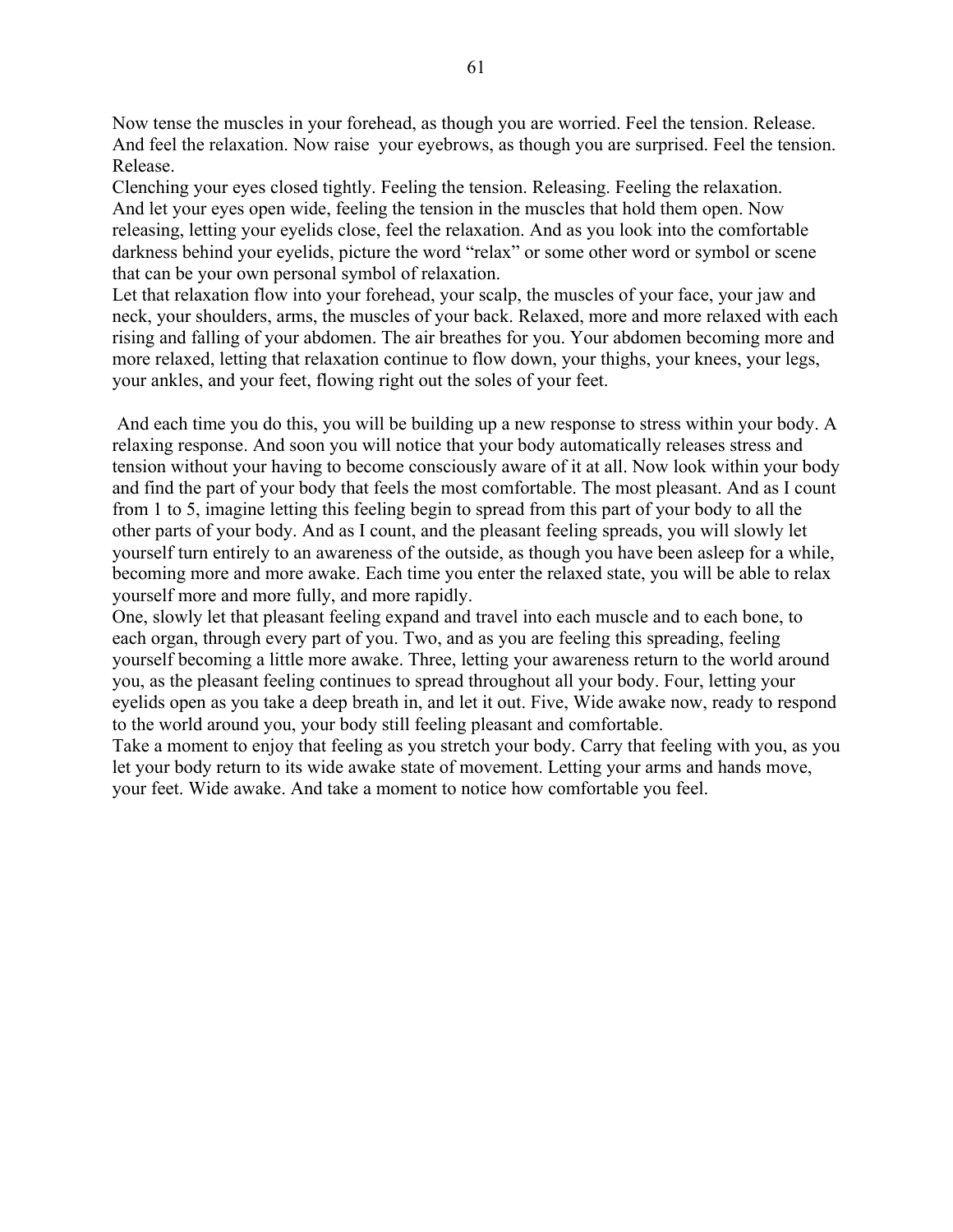Now tense the muscles in your forehead, as though you are worried. Feel the tension. Release. And feel the relaxation. Now raise your eyebrows, as though you are surprised. Feel the tension. Release.

Clenching your eyes closed tightly. Feeling the tension. Releasing. Feeling the relaxation. And let your eyes open wide, feeling the tension in the muscles that hold them open. Now releasing, letting your eyelids close, feel the relaxation. And as you look into the comfortable darkness behind your eyelids, picture the word "relax" or some other word or symbol or scene that can be your own personal symbol of relaxation.

Let that relaxation flow into your forehead, your scalp, the muscles of your face, your jaw and neck, your shoulders, arms, the muscles of your back. Relaxed, more and more relaxed with each rising and falling of your abdomen. The air breathes for you. Your abdomen becoming more and more relaxed, letting that relaxation continue to flow down, your thighs, your knees, your legs, your ankles, and your feet, flowing right out the soles of your feet.

And each time you do this, you will be building up a new response to stress within your body. A relaxing response. And soon you will notice that your body automatically releases stress and tension without your having to become consciously aware of it at all. Now look within your body and find the part of your body that feels the most comfortable. The most pleasant. And as I count from 1 to 5, imagine letting this feeling begin to spread from this part of your body to all the other parts of your body. And as I count, and the pleasant feeling spreads, you will slowly let yourself turn entirely to an awareness of the outside, as though you have been asleep for a while, becoming more and more awake. Each time you enter the relaxed state, you will be able to relax yourself more and more fully, and more rapidly.

One, slowly let that pleasant feeling expand and travel into each muscle and to each bone, to each organ, through every part of you. Two, and as you are feeling this spreading, feeling yourself becoming a little more awake. Three, letting your awareness return to the world around you, as the pleasant feeling continues to spread throughout all your body. Four, letting your eyelids open as you take a deep breath in, and let it out. Five, Wide awake now, ready to respond to the world around you, your body still feeling pleasant and comfortable.

Take a moment to enjoy that feeling as you stretch your body. Carry that feeling with you, as you let your body return to its wide awake state of movement. Letting your arms and hands move, your feet. Wide awake. And take a moment to notice how comfortable you feel.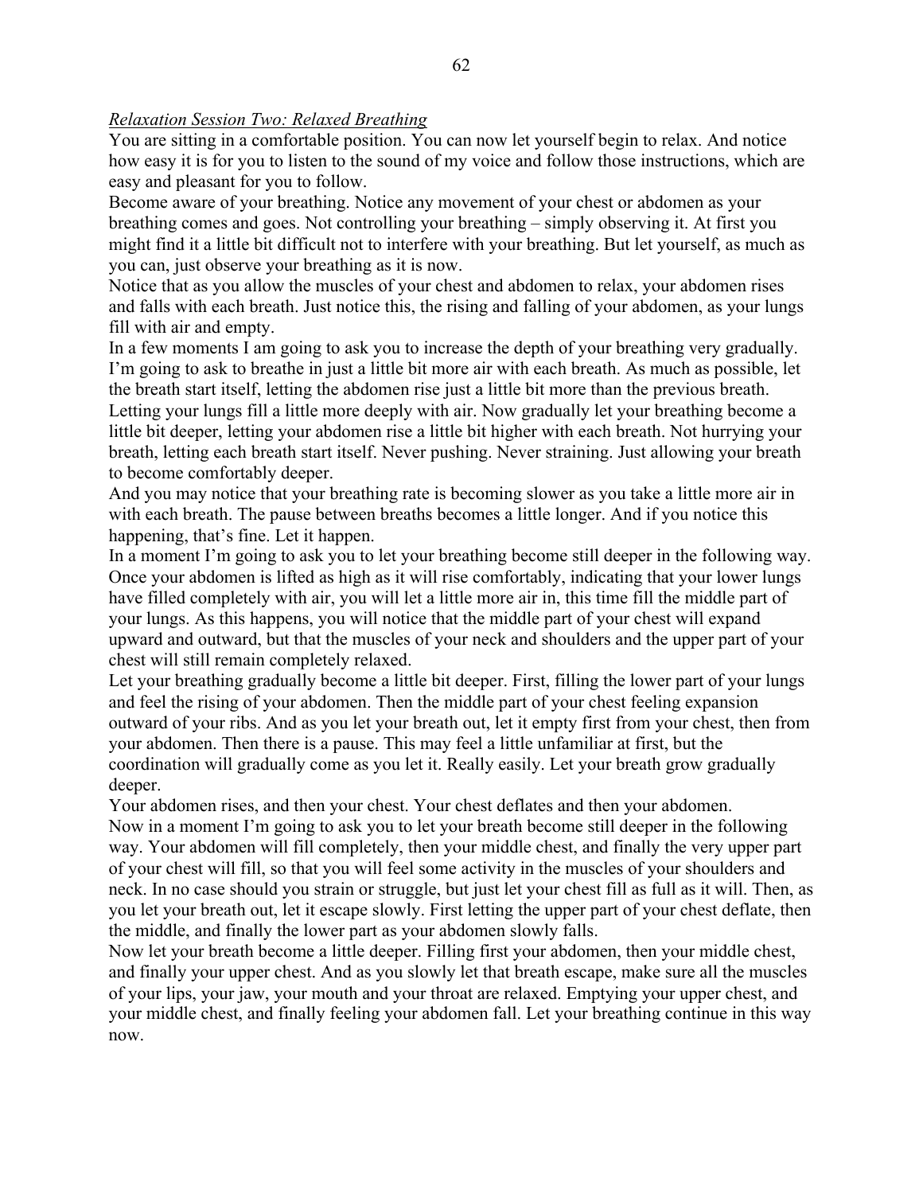*Relaxation Session Two: Relaxed Breathing*

You are sitting in a comfortable position. You can now let yourself begin to relax. And notice how easy it is for you to listen to the sound of my voice and follow those instructions, which are easy and pleasant for you to follow.

Become aware of your breathing. Notice any movement of your chest or abdomen as your breathing comes and goes. Not controlling your breathing – simply observing it. At first you might find it a little bit difficult not to interfere with your breathing. But let yourself, as much as you can, just observe your breathing as it is now.

Notice that as you allow the muscles of your chest and abdomen to relax, your abdomen rises and falls with each breath. Just notice this, the rising and falling of your abdomen, as your lungs fill with air and empty.

In a few moments I am going to ask you to increase the depth of your breathing very gradually. I'm going to ask to breathe in just a little bit more air with each breath. As much as possible, let the breath start itself, letting the abdomen rise just a little bit more than the previous breath. Letting your lungs fill a little more deeply with air. Now gradually let your breathing become a little bit deeper, letting your abdomen rise a little bit higher with each breath. Not hurrying your breath, letting each breath start itself. Never pushing. Never straining. Just allowing your breath to become comfortably deeper.

And you may notice that your breathing rate is becoming slower as you take a little more air in with each breath. The pause between breaths becomes a little longer. And if you notice this happening, that's fine. Let it happen.

In a moment I'm going to ask you to let your breathing become still deeper in the following way. Once your abdomen is lifted as high as it will rise comfortably, indicating that your lower lungs have filled completely with air, you will let a little more air in, this time fill the middle part of your lungs. As this happens, you will notice that the middle part of your chest will expand upward and outward, but that the muscles of your neck and shoulders and the upper part of your chest will still remain completely relaxed.

Let your breathing gradually become a little bit deeper. First, filling the lower part of your lungs and feel the rising of your abdomen. Then the middle part of your chest feeling expansion outward of your ribs. And as you let your breath out, let it empty first from your chest, then from your abdomen. Then there is a pause. This may feel a little unfamiliar at first, but the coordination will gradually come as you let it. Really easily. Let your breath grow gradually deeper.

Your abdomen rises, and then your chest. Your chest deflates and then your abdomen.

Now in a moment I'm going to ask you to let your breath become still deeper in the following way. Your abdomen will fill completely, then your middle chest, and finally the very upper part of your chest will fill, so that you will feel some activity in the muscles of your shoulders and neck. In no case should you strain or struggle, but just let your chest fill as full as it will. Then, as you let your breath out, let it escape slowly. First letting the upper part of your chest deflate, then the middle, and finally the lower part as your abdomen slowly falls.

Now let your breath become a little deeper. Filling first your abdomen, then your middle chest, and finally your upper chest. And as you slowly let that breath escape, make sure all the muscles of your lips, your jaw, your mouth and your throat are relaxed. Emptying your upper chest, and your middle chest, and finally feeling your abdomen fall. Let your breathing continue in this way now.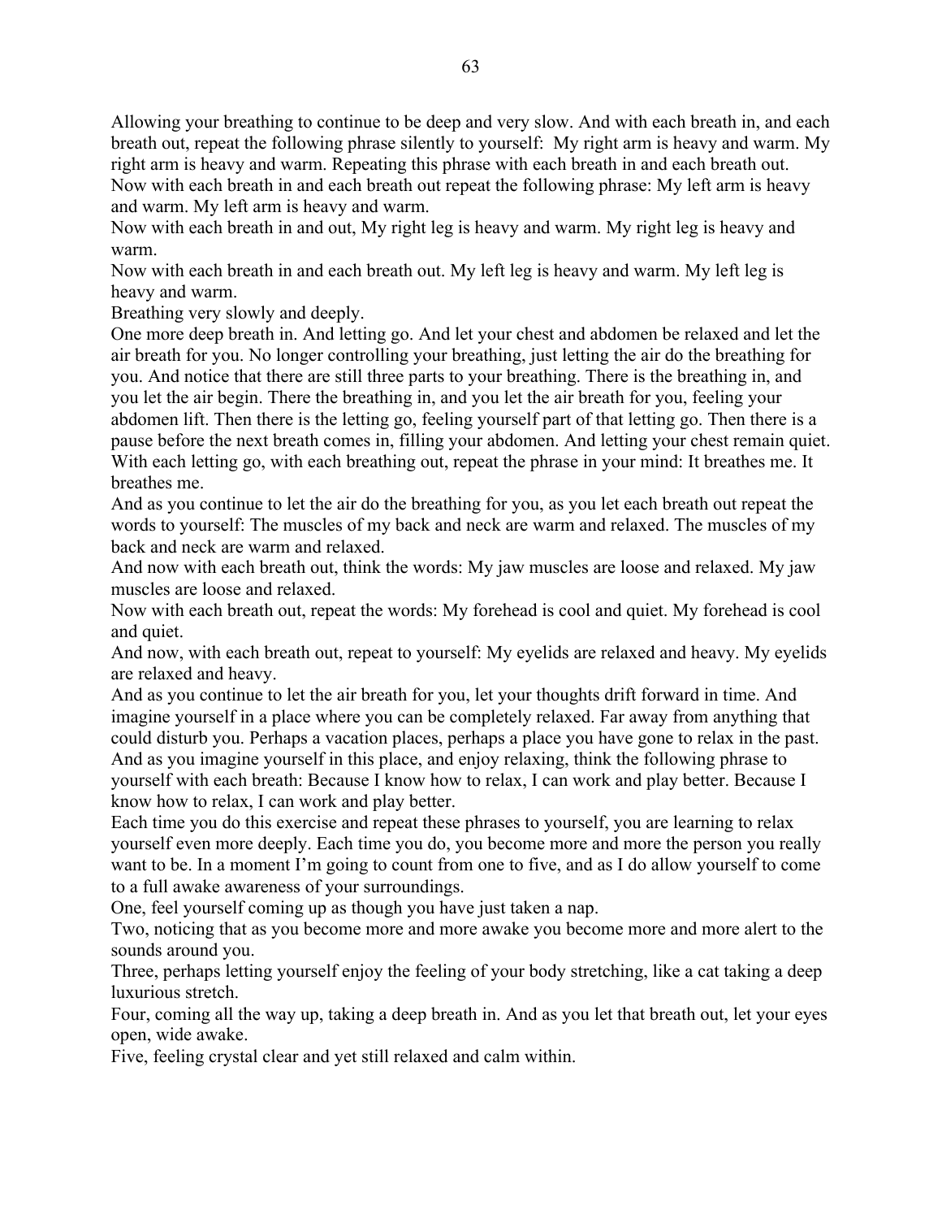Allowing your breathing to continue to be deep and very slow. And with each breath in, and each breath out, repeat the following phrase silently to yourself: My right arm is heavy and warm. My right arm is heavy and warm. Repeating this phrase with each breath in and each breath out.

Now with each breath in and each breath out repeat the following phrase: My left arm is heavy and warm. My left arm is heavy and warm.

Now with each breath in and out, My right leg is heavy and warm. My right leg is heavy and warm.

Now with each breath in and each breath out. My left leg is heavy and warm. My left leg is heavy and warm.

Breathing very slowly and deeply.

One more deep breath in. And letting go. And let your chest and abdomen be relaxed and let the air breath for you. No longer controlling your breathing, just letting the air do the breathing for you. And notice that there are still three parts to your breathing. There is the breathing in, and you let the air begin. There the breathing in, and you let the air breath for you, feeling your abdomen lift. Then there is the letting go, feeling yourself part of that letting go. Then there is a pause before the next breath comes in, filling your abdomen. And letting your chest remain quiet. With each letting go, with each breathing out, repeat the phrase in your mind: It breathes me. It breathes me.

And as you continue to let the air do the breathing for you, as you let each breath out repeat the words to yourself: The muscles of my back and neck are warm and relaxed. The muscles of my back and neck are warm and relaxed.

And now with each breath out, think the words: My jaw muscles are loose and relaxed. My jaw muscles are loose and relaxed.

Now with each breath out, repeat the words: My forehead is cool and quiet. My forehead is cool and quiet.

And now, with each breath out, repeat to yourself: My eyelids are relaxed and heavy. My eyelids are relaxed and heavy.

And as you continue to let the air breath for you, let your thoughts drift forward in time. And imagine yourself in a place where you can be completely relaxed. Far away from anything that could disturb you. Perhaps a vacation places, perhaps a place you have gone to relax in the past. And as you imagine yourself in this place, and enjoy relaxing, think the following phrase to yourself with each breath: Because I know how to relax, I can work and play better. Because I know how to relax, I can work and play better.

Each time you do this exercise and repeat these phrases to yourself, you are learning to relax yourself even more deeply. Each time you do, you become more and more the person you really want to be. In a moment I'm going to count from one to five, and as I do allow yourself to come to a full awake awareness of your surroundings.

One, feel yourself coming up as though you have just taken a nap.

Two, noticing that as you become more and more awake you become more and more alert to the sounds around you.

Three, perhaps letting yourself enjoy the feeling of your body stretching, like a cat taking a deep luxurious stretch.

Four, coming all the way up, taking a deep breath in. And as you let that breath out, let your eyes open, wide awake.

Five, feeling crystal clear and yet still relaxed and calm within.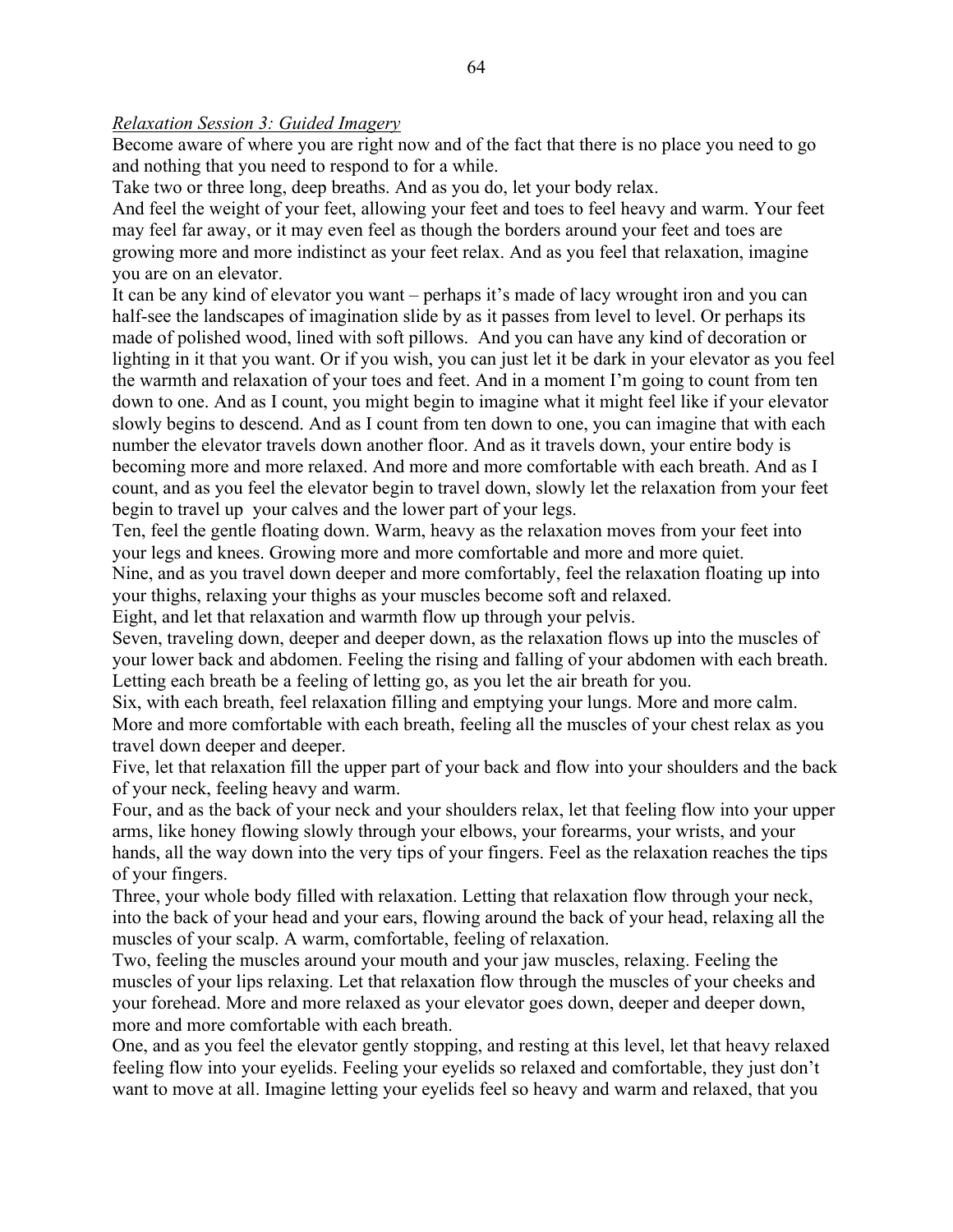*Relaxation Session 3: Guided Imagery*

Become aware of where you are right now and of the fact that there is no place you need to go and nothing that you need to respond to for a while.

Take two or three long, deep breaths. And as you do, let your body relax.

And feel the weight of your feet, allowing your feet and toes to feel heavy and warm. Your feet may feel far away, or it may even feel as though the borders around your feet and toes are growing more and more indistinct as your feet relax. And as you feel that relaxation, imagine you are on an elevator.

It can be any kind of elevator you want – perhaps it's made of lacy wrought iron and you can half-see the landscapes of imagination slide by as it passes from level to level. Or perhaps its made of polished wood, lined with soft pillows. And you can have any kind of decoration or lighting in it that you want. Or if you wish, you can just let it be dark in your elevator as you feel the warmth and relaxation of your toes and feet. And in a moment I'm going to count from ten down to one. And as I count, you might begin to imagine what it might feel like if your elevator slowly begins to descend. And as I count from ten down to one, you can imagine that with each number the elevator travels down another floor. And as it travels down, your entire body is becoming more and more relaxed. And more and more comfortable with each breath. And as I count, and as you feel the elevator begin to travel down, slowly let the relaxation from your feet begin to travel up your calves and the lower part of your legs.

Ten, feel the gentle floating down. Warm, heavy as the relaxation moves from your feet into your legs and knees. Growing more and more comfortable and more and more quiet.

Nine, and as you travel down deeper and more comfortably, feel the relaxation floating up into your thighs, relaxing your thighs as your muscles become soft and relaxed.

Eight, and let that relaxation and warmth flow up through your pelvis.

Seven, traveling down, deeper and deeper down, as the relaxation flows up into the muscles of your lower back and abdomen. Feeling the rising and falling of your abdomen with each breath. Letting each breath be a feeling of letting go, as you let the air breath for you.

Six, with each breath, feel relaxation filling and emptying your lungs. More and more calm. More and more comfortable with each breath, feeling all the muscles of your chest relax as you travel down deeper and deeper.

Five, let that relaxation fill the upper part of your back and flow into your shoulders and the back of your neck, feeling heavy and warm.

Four, and as the back of your neck and your shoulders relax, let that feeling flow into your upper arms, like honey flowing slowly through your elbows, your forearms, your wrists, and your hands, all the way down into the very tips of your fingers. Feel as the relaxation reaches the tips of your fingers.

Three, your whole body filled with relaxation. Letting that relaxation flow through your neck, into the back of your head and your ears, flowing around the back of your head, relaxing all the muscles of your scalp. A warm, comfortable, feeling of relaxation.

Two, feeling the muscles around your mouth and your jaw muscles, relaxing. Feeling the muscles of your lips relaxing. Let that relaxation flow through the muscles of your cheeks and your forehead. More and more relaxed as your elevator goes down, deeper and deeper down, more and more comfortable with each breath.

One, and as you feel the elevator gently stopping, and resting at this level, let that heavy relaxed feeling flow into your eyelids. Feeling your eyelids so relaxed and comfortable, they just don't want to move at all. Imagine letting your eyelids feel so heavy and warm and relaxed, that you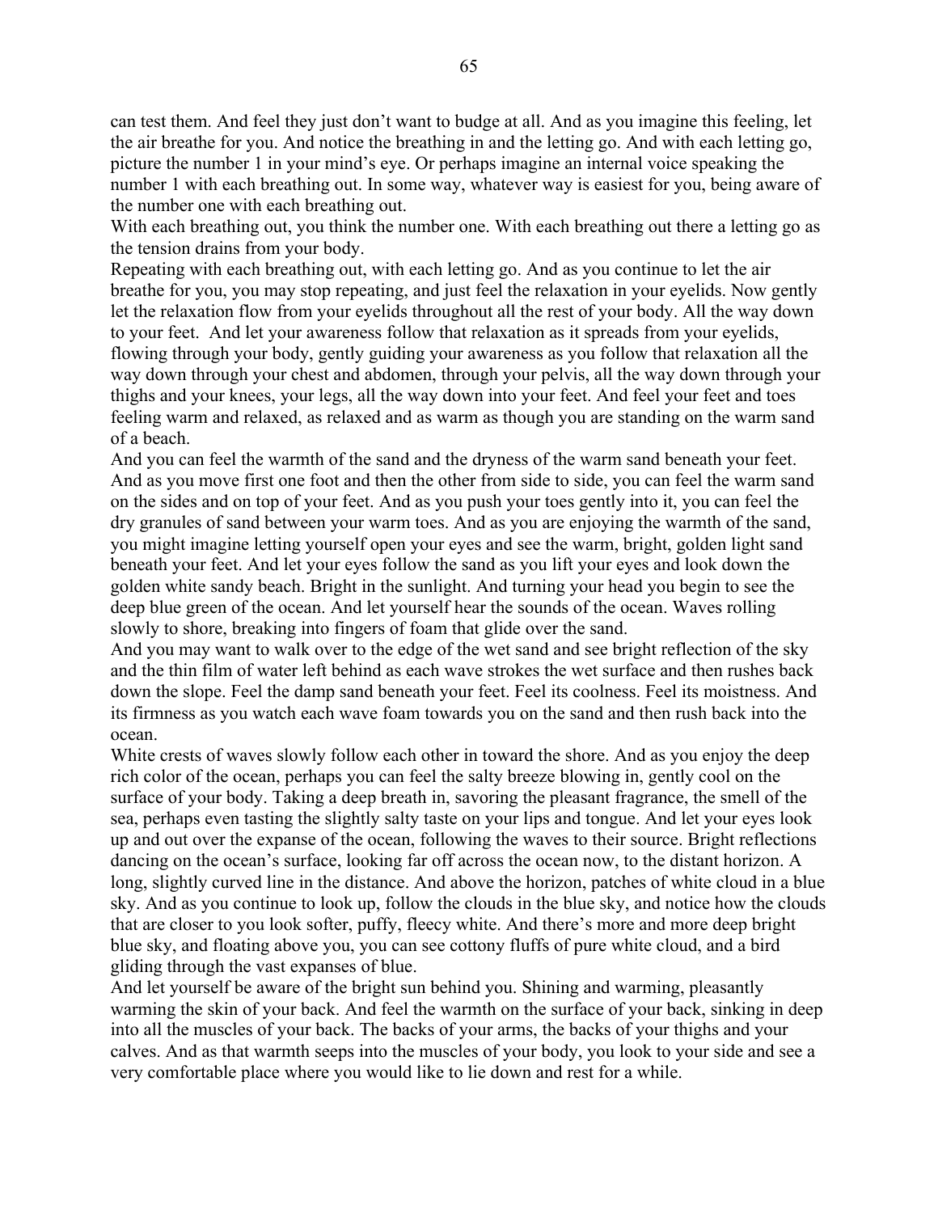can test them. And feel they just don't want to budge at all. And as you imagine this feeling, let the air breathe for you. And notice the breathing in and the letting go. And with each letting go, picture the number 1 in your mind's eye. Or perhaps imagine an internal voice speaking the number 1 with each breathing out. In some way, whatever way is easiest for you, being aware of the number one with each breathing out.

With each breathing out, you think the number one. With each breathing out there a letting go as the tension drains from your body.

Repeating with each breathing out, with each letting go. And as you continue to let the air breathe for you, you may stop repeating, and just feel the relaxation in your eyelids. Now gently let the relaxation flow from your eyelids throughout all the rest of your body. All the way down to your feet. And let your awareness follow that relaxation as it spreads from your eyelids, flowing through your body, gently guiding your awareness as you follow that relaxation all the way down through your chest and abdomen, through your pelvis, all the way down through your thighs and your knees, your legs, all the way down into your feet. And feel your feet and toes feeling warm and relaxed, as relaxed and as warm as though you are standing on the warm sand of a beach.

And you can feel the warmth of the sand and the dryness of the warm sand beneath your feet. And as you move first one foot and then the other from side to side, you can feel the warm sand on the sides and on top of your feet. And as you push your toes gently into it, you can feel the dry granules of sand between your warm toes. And as you are enjoying the warmth of the sand, you might imagine letting yourself open your eyes and see the warm, bright, golden light sand beneath your feet. And let your eyes follow the sand as you lift your eyes and look down the golden white sandy beach. Bright in the sunlight. And turning your head you begin to see the deep blue green of the ocean. And let yourself hear the sounds of the ocean. Waves rolling slowly to shore, breaking into fingers of foam that glide over the sand.

And you may want to walk over to the edge of the wet sand and see bright reflection of the sky and the thin film of water left behind as each wave strokes the wet surface and then rushes back down the slope. Feel the damp sand beneath your feet. Feel its coolness. Feel its moistness. And its firmness as you watch each wave foam towards you on the sand and then rush back into the ocean.

White crests of waves slowly follow each other in toward the shore. And as you enjoy the deep rich color of the ocean, perhaps you can feel the salty breeze blowing in, gently cool on the surface of your body. Taking a deep breath in, savoring the pleasant fragrance, the smell of the sea, perhaps even tasting the slightly salty taste on your lips and tongue. And let your eyes look up and out over the expanse of the ocean, following the waves to their source. Bright reflections dancing on the ocean's surface, looking far off across the ocean now, to the distant horizon. A long, slightly curved line in the distance. And above the horizon, patches of white cloud in a blue sky. And as you continue to look up, follow the clouds in the blue sky, and notice how the clouds that are closer to you look softer, puffy, fleecy white. And there's more and more deep bright blue sky, and floating above you, you can see cottony fluffs of pure white cloud, and a bird gliding through the vast expanses of blue.

And let yourself be aware of the bright sun behind you. Shining and warming, pleasantly warming the skin of your back. And feel the warmth on the surface of your back, sinking in deep into all the muscles of your back. The backs of your arms, the backs of your thighs and your calves. And as that warmth seeps into the muscles of your body, you look to your side and see a very comfortable place where you would like to lie down and rest for a while.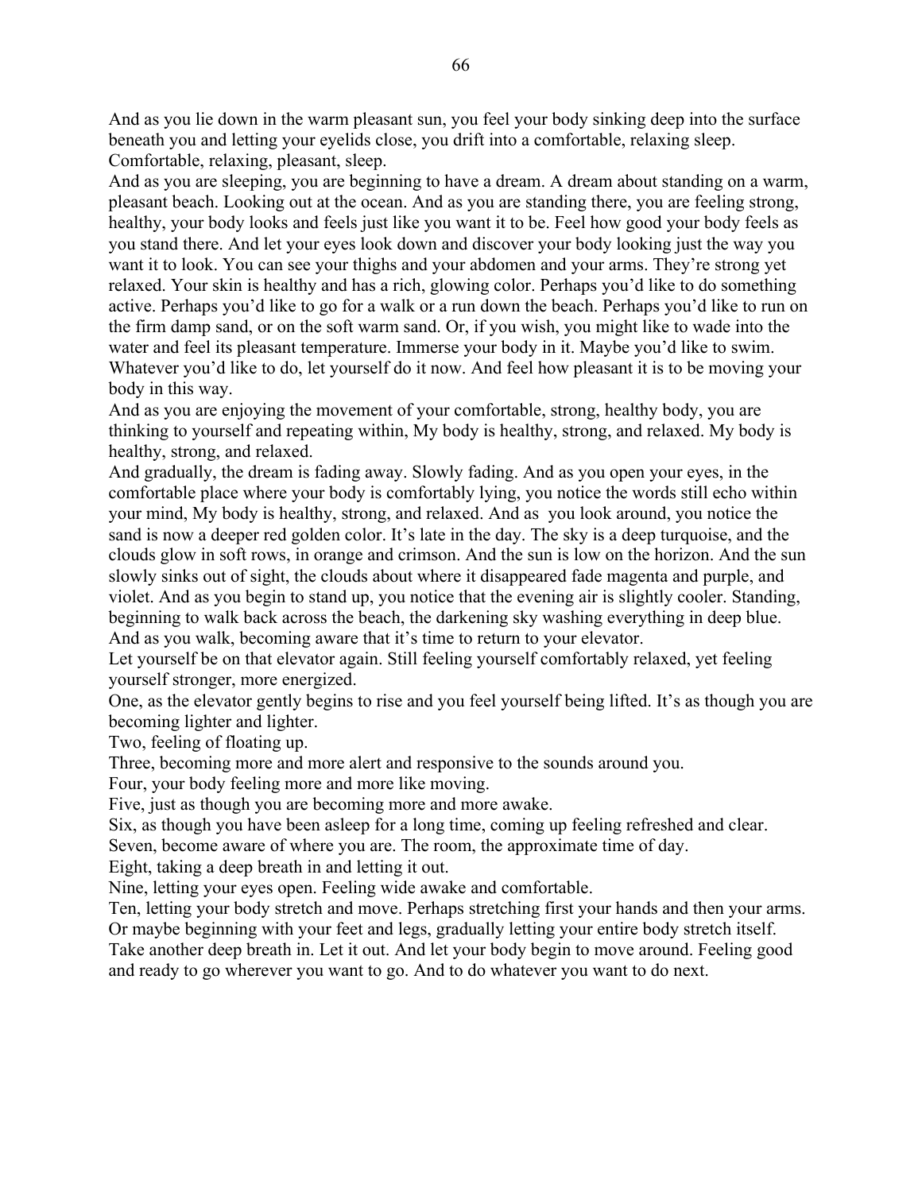And as you lie down in the warm pleasant sun, you feel your body sinking deep into the surface beneath you and letting your eyelids close, you drift into a comfortable, relaxing sleep. Comfortable, relaxing, pleasant, sleep.

And as you are sleeping, you are beginning to have a dream. A dream about standing on a warm, pleasant beach. Looking out at the ocean. And as you are standing there, you are feeling strong, healthy, your body looks and feels just like you want it to be. Feel how good your body feels as you stand there. And let your eyes look down and discover your body looking just the way you want it to look. You can see your thighs and your abdomen and your arms. They're strong yet relaxed. Your skin is healthy and has a rich, glowing color. Perhaps you'd like to do something active. Perhaps you'd like to go for a walk or a run down the beach. Perhaps you'd like to run on the firm damp sand, or on the soft warm sand. Or, if you wish, you might like to wade into the water and feel its pleasant temperature. Immerse your body in it. Maybe you'd like to swim. Whatever you'd like to do, let yourself do it now. And feel how pleasant it is to be moving your body in this way.

And as you are enjoying the movement of your comfortable, strong, healthy body, you are thinking to yourself and repeating within, My body is healthy, strong, and relaxed. My body is healthy, strong, and relaxed.

And gradually, the dream is fading away. Slowly fading. And as you open your eyes, in the comfortable place where your body is comfortably lying, you notice the words still echo within your mind, My body is healthy, strong, and relaxed. And as you look around, you notice the sand is now a deeper red golden color. It's late in the day. The sky is a deep turquoise, and the clouds glow in soft rows, in orange and crimson. And the sun is low on the horizon. And the sun slowly sinks out of sight, the clouds about where it disappeared fade magenta and purple, and violet. And as you begin to stand up, you notice that the evening air is slightly cooler. Standing, beginning to walk back across the beach, the darkening sky washing everything in deep blue. And as you walk, becoming aware that it's time to return to your elevator.

Let yourself be on that elevator again. Still feeling yourself comfortably relaxed, yet feeling yourself stronger, more energized.

One, as the elevator gently begins to rise and you feel yourself being lifted. It's as though you are becoming lighter and lighter.

Two, feeling of floating up.

Three, becoming more and more alert and responsive to the sounds around you.

Four, your body feeling more and more like moving.

Five, just as though you are becoming more and more awake.

Six, as though you have been asleep for a long time, coming up feeling refreshed and clear.

Seven, become aware of where you are. The room, the approximate time of day.

Eight, taking a deep breath in and letting it out.

Nine, letting your eyes open. Feeling wide awake and comfortable.

Ten, letting your body stretch and move. Perhaps stretching first your hands and then your arms. Or maybe beginning with your feet and legs, gradually letting your entire body stretch itself. Take another deep breath in. Let it out. And let your body begin to move around. Feeling good and ready to go wherever you want to go. And to do whatever you want to do next.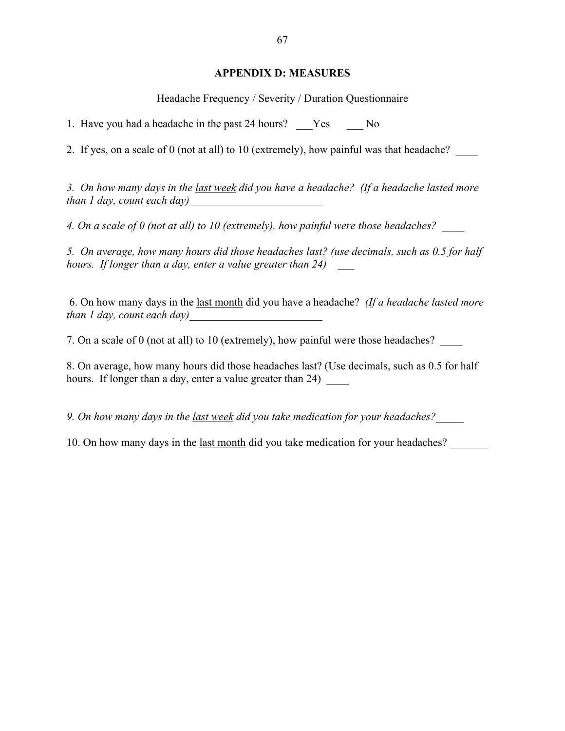## APPENDIX D: MEASURES

Headache Frequency / Severity / Duration Questionnaire

1. Have you had a headache in the past 24 hours? ___Yes ___ No

2. If yes, on a scale of 0 (not at all) to 10 (extremely), how painful was that headache? ____

*3. On how many days in the <u>last week</u> did you have a headache? (If a headache lasted more than 1 day, count each day)________________________*

*4. On a scale of 0 (not at all) to 10 (extremely), how painful were those headaches? ____*

*5. On average, how many hours did those headaches last? (use decimals, such as 0.5 for half hours. If longer than a day, enter a value greater than 24) ___*

6. On how many days in the <u>last month</u> did you have a headache? *(If a headache lasted more than 1 day, count each day)________________________*

7. On a scale of 0 (not at all) to 10 (extremely), how painful were those headaches? ____

8. On average, how many hours did those headaches last? (Use decimals, such as 0.5 for half hours. If longer than a day, enter a value greater than 24) ____

*9. On how many days in the <u>last week</u> did you take medication for your headaches?_____*

10. On how many days in the <u>last month</u> did you take medication for your headaches? _______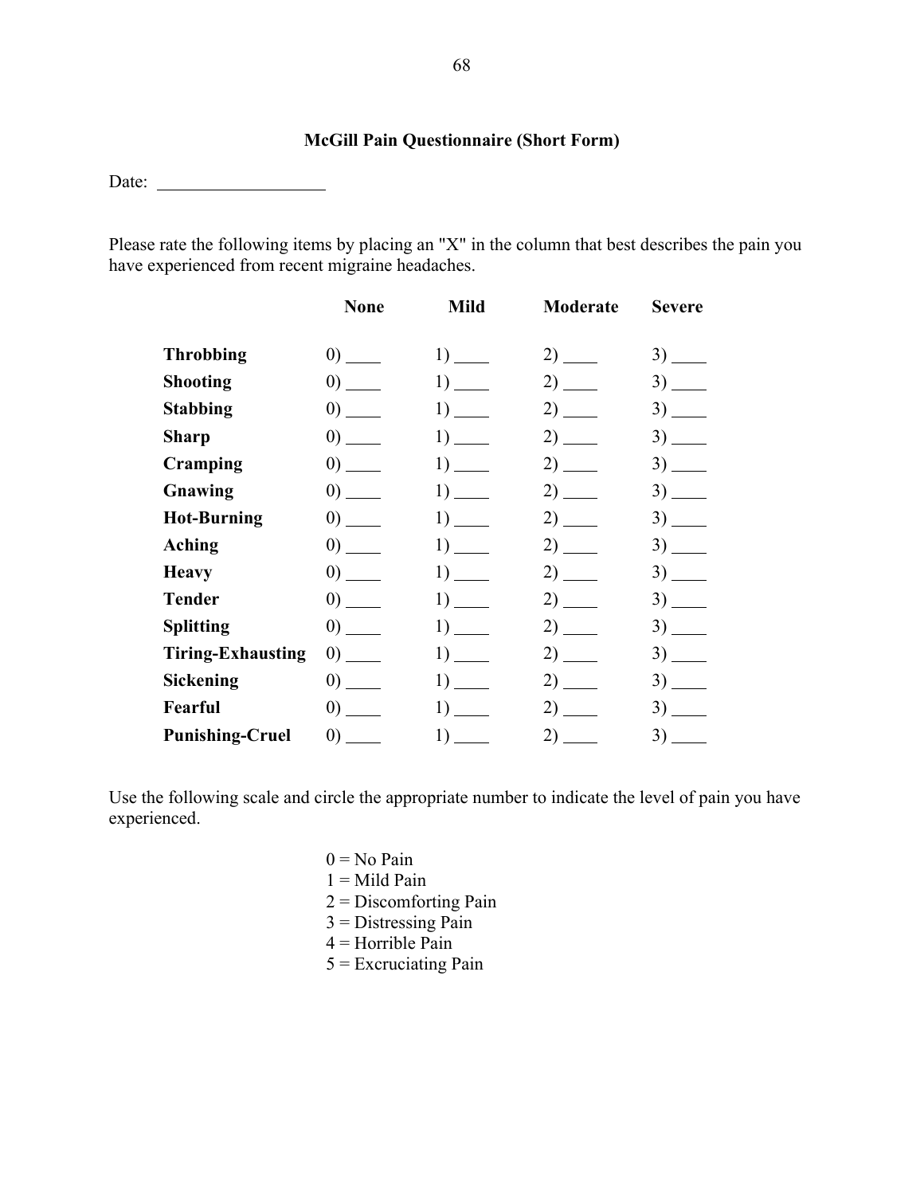## McGill Pain Questionnaire (Short Form)

Date: ___________________

Please rate the following items by placing an "X" in the column that best describes the pain you have experienced from recent migraine headaches.

| | None | Mild | Moderate | Severe |
|---|---|---|---|---|
| **Throbbing** | 0) ____ | 1) ____ | 2) ____ | 3) ____ |
| **Shooting** | 0) ____ | 1) ____ | 2) ____ | 3) ____ |
| **Stabbing** | 0) ____ | 1) ____ | 2) ____ | 3) ____ |
| **Sharp** | 0) ____ | 1) ____ | 2) ____ | 3) ____ |
| **Cramping** | 0) ____ | 1) ____ | 2) ____ | 3) ____ |
| **Gnawing** | 0) ____ | 1) ____ | 2) ____ | 3) ____ |
| **Hot-Burning** | 0) ____ | 1) ____ | 2) ____ | 3) ____ |
| **Aching** | 0) ____ | 1) ____ | 2) ____ | 3) ____ |
| **Heavy** | 0) ____ | 1) ____ | 2) ____ | 3) ____ |
| **Tender** | 0) ____ | 1) ____ | 2) ____ | 3) ____ |
| **Splitting** | 0) ____ | 1) ____ | 2) ____ | 3) ____ |
| **Tiring-Exhausting** | 0) ____ | 1) ____ | 2) ____ | 3) ____ |
| **Sickening** | 0) ____ | 1) ____ | 2) ____ | 3) ____ |
| **Fearful** | 0) ____ | 1) ____ | 2) ____ | 3) ____ |
| **Punishing-Cruel** | 0) ____ | 1) ____ | 2) ____ | 3) ____ |

Use the following scale and circle the appropriate number to indicate the level of pain you have experienced.

0 = No Pain
1 = Mild Pain
2 = Discomforting Pain
3 = Distressing Pain
4 = Horrible Pain
5 = Excruciating Pain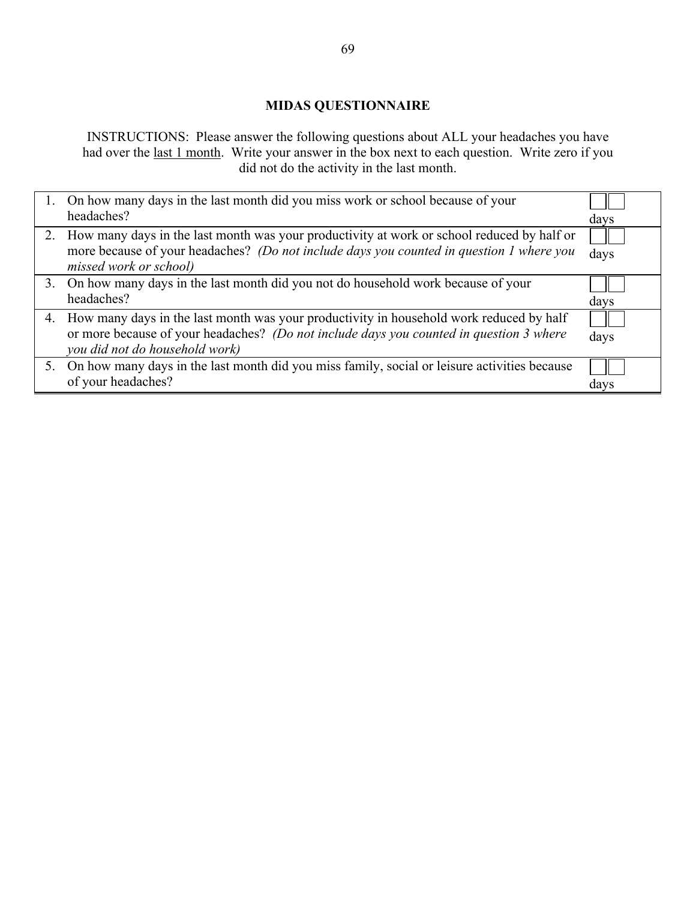## MIDAS QUESTIONNAIRE

INSTRUCTIONS: Please answer the following questions about ALL your headaches you have had over the last 1 month. Write your answer in the box next to each question. Write zero if you did not do the activity in the last month.

| | Question | Answer |
|---|---|---|
| 1. | On how many days in the last month did you miss work or school because of your headaches? | ☐☐ days |
| 2. | How many days in the last month was your productivity at work or school reduced by half or more because of your headaches? *(Do not include days you counted in question 1 where you missed work or school)* | ☐☐ days |
| 3. | On how many days in the last month did you not do household work because of your headaches? | ☐☐ days |
| 4. | How many days in the last month was your productivity in household work reduced by half or more because of your headaches? *(Do not include days you counted in question 3 where you did not do household work)* | ☐☐ days |
| 5. | On how many days in the last month did you miss family, social or leisure activities because of your headaches? | ☐☐ days |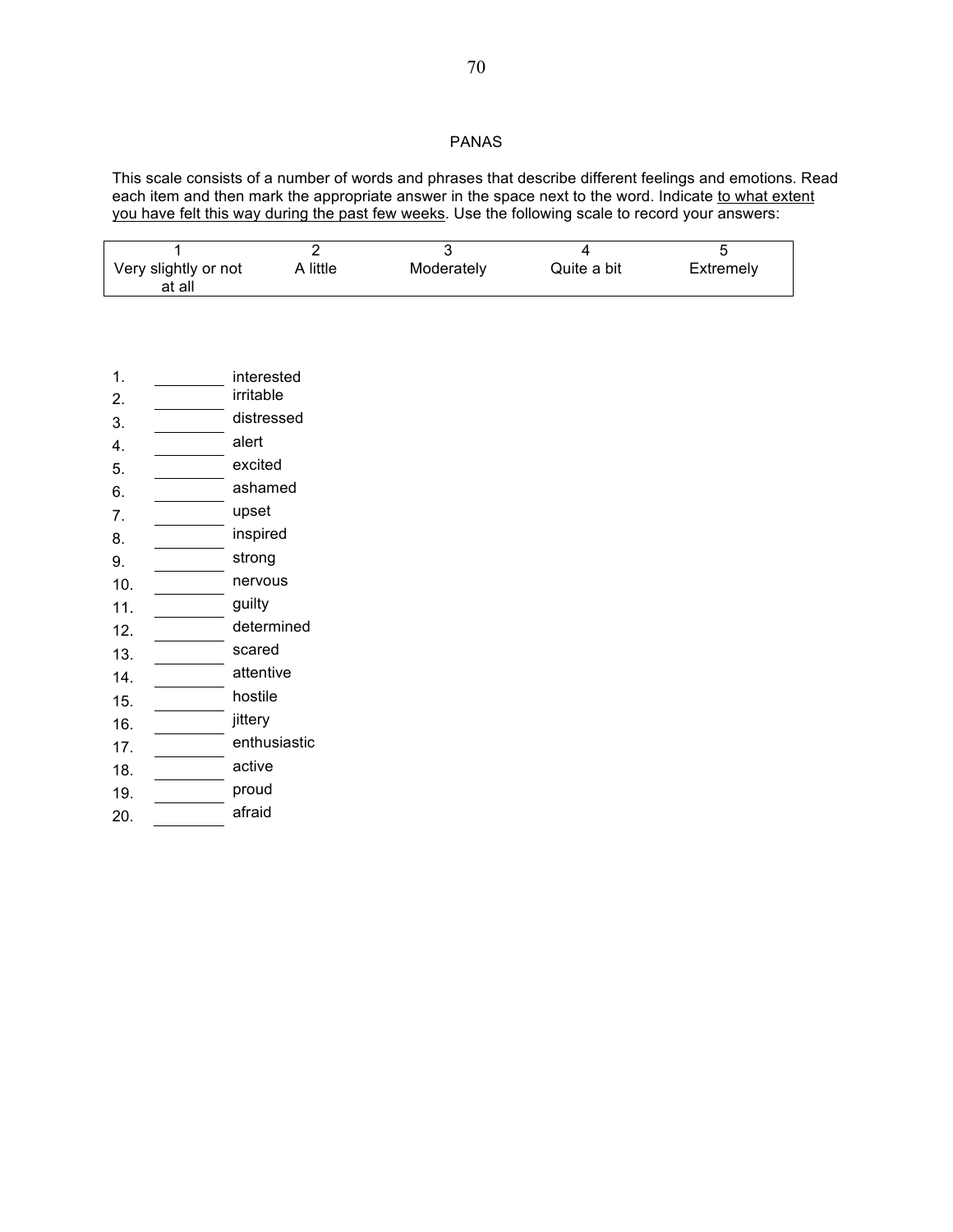# PANAS

This scale consists of a number of words and phrases that describe different feelings and emotions. Read each item and then mark the appropriate answer in the space next to the word. Indicate to what extent you have felt this way during the past few weeks. Use the following scale to record your answers:

| 1 | 2 | 3 | 4 | 5 |
|---|---|---|---|---|
| Very slightly or not at all | A little | Moderately | Quite a bit | Extremely |

1. ________ interested
2. ________ irritable
3. ________ distressed
4. ________ alert
5. ________ excited
6. ________ ashamed
7. ________ upset
8. ________ inspired
9. ________ strong
10. ________ nervous
11. ________ guilty
12. ________ determined
13. ________ scared
14. ________ attentive
15. ________ hostile
16. ________ jittery
17. ________ enthusiastic
18. ________ active
19. ________ proud
20. ________ afraid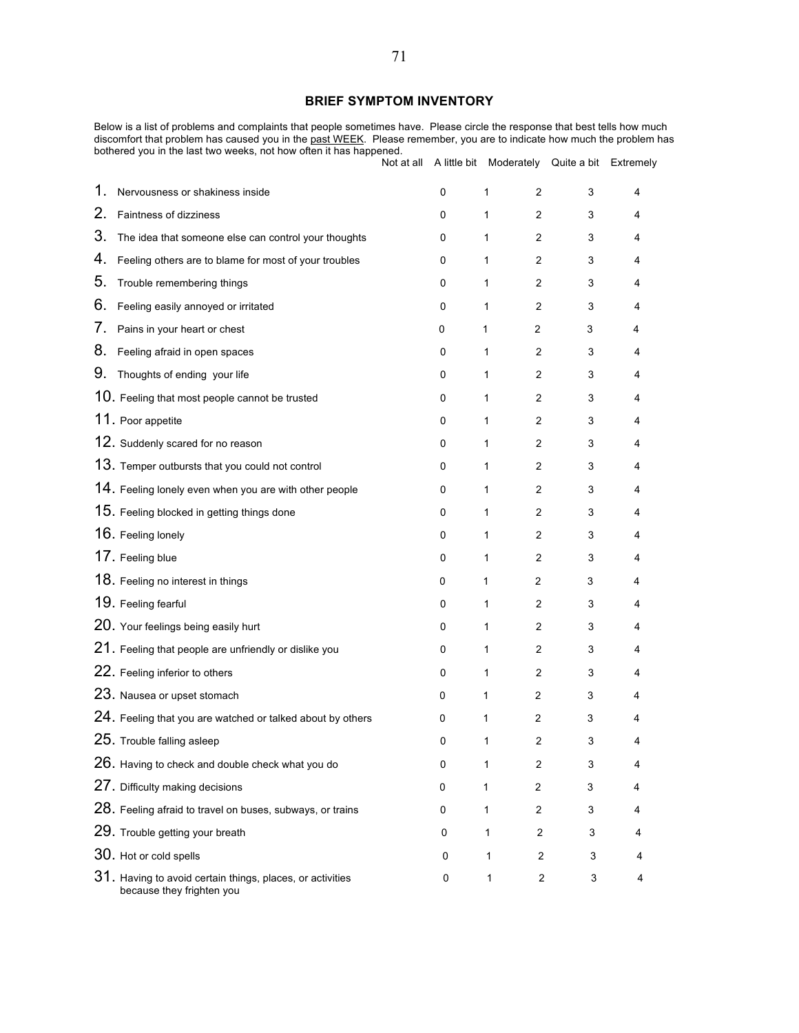## BRIEF SYMPTOM INVENTORY

Below is a list of problems and complaints that people sometimes have. Please circle the response that best tells how much discomfort that problem has caused you in the past WEEK. Please remember, you are to indicate how much the problem has bothered you in the last two weeks, not how often it has happened.

| | Not at all | A little bit | Moderately | Quite a bit | Extremely |
|---|---|---|---|---|---|
| 1. Nervousness or shakiness inside | 0 | 1 | 2 | 3 | 4 |
| 2. Faintness of dizziness | 0 | 1 | 2 | 3 | 4 |
| 3. The idea that someone else can control your thoughts | 0 | 1 | 2 | 3 | 4 |
| 4. Feeling others are to blame for most of your troubles | 0 | 1 | 2 | 3 | 4 |
| 5. Trouble remembering things | 0 | 1 | 2 | 3 | 4 |
| 6. Feeling easily annoyed or irritated | 0 | 1 | 2 | 3 | 4 |
| 7. Pains in your heart or chest | 0 | 1 | 2 | 3 | 4 |
| 8. Feeling afraid in open spaces | 0 | 1 | 2 | 3 | 4 |
| 9. Thoughts of ending your life | 0 | 1 | 2 | 3 | 4 |
| 10. Feeling that most people cannot be trusted | 0 | 1 | 2 | 3 | 4 |
| 11. Poor appetite | 0 | 1 | 2 | 3 | 4 |
| 12. Suddenly scared for no reason | 0 | 1 | 2 | 3 | 4 |
| 13. Temper outbursts that you could not control | 0 | 1 | 2 | 3 | 4 |
| 14. Feeling lonely even when you are with other people | 0 | 1 | 2 | 3 | 4 |
| 15. Feeling blocked in getting things done | 0 | 1 | 2 | 3 | 4 |
| 16. Feeling lonely | 0 | 1 | 2 | 3 | 4 |
| 17. Feeling blue | 0 | 1 | 2 | 3 | 4 |
| 18. Feeling no interest in things | 0 | 1 | 2 | 3 | 4 |
| 19. Feeling fearful | 0 | 1 | 2 | 3 | 4 |
| 20. Your feelings being easily hurt | 0 | 1 | 2 | 3 | 4 |
| 21. Feeling that people are unfriendly or dislike you | 0 | 1 | 2 | 3 | 4 |
| 22. Feeling inferior to others | 0 | 1 | 2 | 3 | 4 |
| 23. Nausea or upset stomach | 0 | 1 | 2 | 3 | 4 |
| 24. Feeling that you are watched or talked about by others | 0 | 1 | 2 | 3 | 4 |
| 25. Trouble falling asleep | 0 | 1 | 2 | 3 | 4 |
| 26. Having to check and double check what you do | 0 | 1 | 2 | 3 | 4 |
| 27. Difficulty making decisions | 0 | 1 | 2 | 3 | 4 |
| 28. Feeling afraid to travel on buses, subways, or trains | 0 | 1 | 2 | 3 | 4 |
| 29. Trouble getting your breath | 0 | 1 | 2 | 3 | 4 |
| 30. Hot or cold spells | 0 | 1 | 2 | 3 | 4 |
| 31. Having to avoid certain things, places, or activities because they frighten you | 0 | 1 | 2 | 3 | 4 |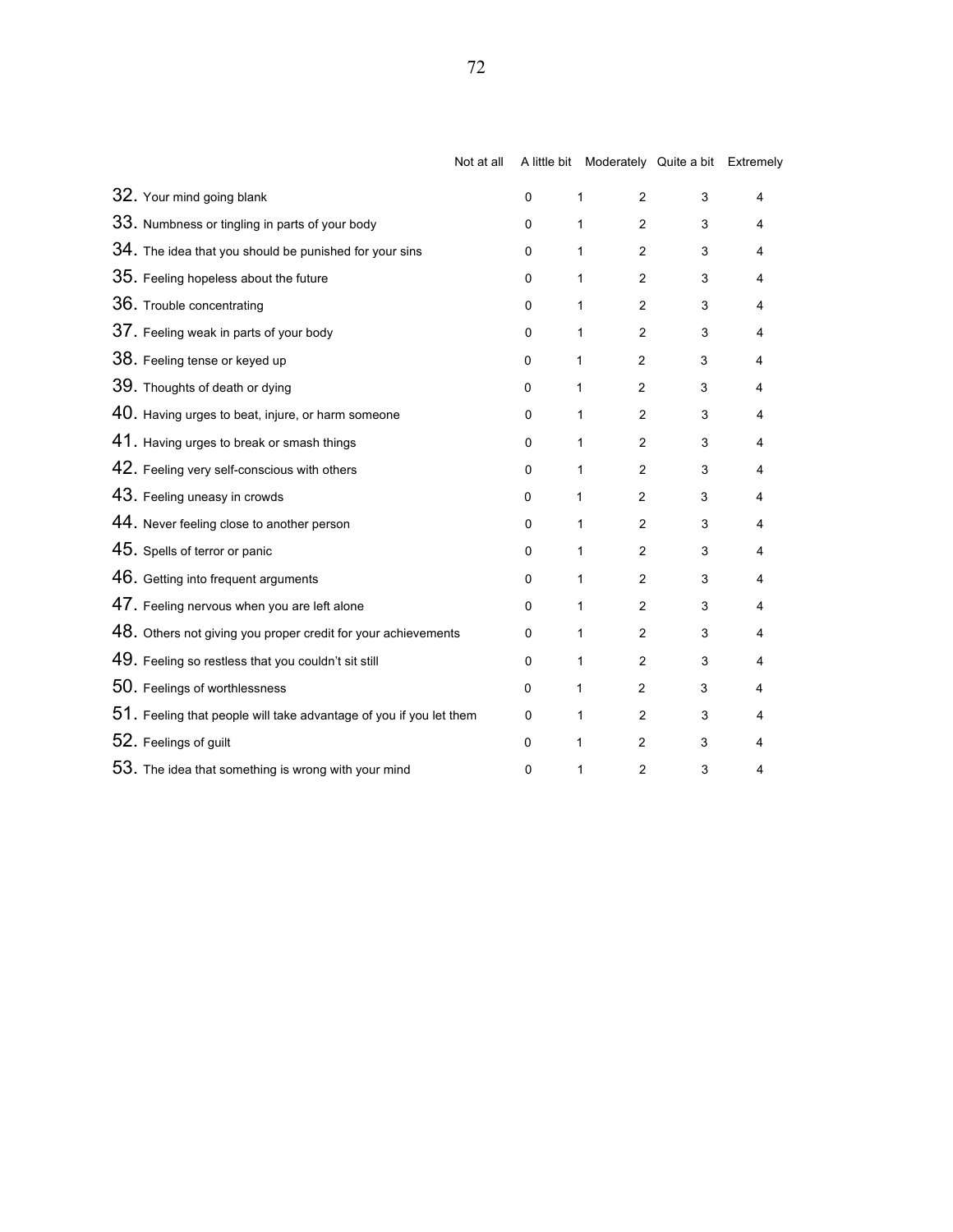| | Not at all | A little bit | Moderately | Quite a bit | Extremely |
|---|---|---|---|---|---|
| 32. Your mind going blank | 0 | 1 | 2 | 3 | 4 |
| 33. Numbness or tingling in parts of your body | 0 | 1 | 2 | 3 | 4 |
| 34. The idea that you should be punished for your sins | 0 | 1 | 2 | 3 | 4 |
| 35. Feeling hopeless about the future | 0 | 1 | 2 | 3 | 4 |
| 36. Trouble concentrating | 0 | 1 | 2 | 3 | 4 |
| 37. Feeling weak in parts of your body | 0 | 1 | 2 | 3 | 4 |
| 38. Feeling tense or keyed up | 0 | 1 | 2 | 3 | 4 |
| 39. Thoughts of death or dying | 0 | 1 | 2 | 3 | 4 |
| 40. Having urges to beat, injure, or harm someone | 0 | 1 | 2 | 3 | 4 |
| 41. Having urges to break or smash things | 0 | 1 | 2 | 3 | 4 |
| 42. Feeling very self-conscious with others | 0 | 1 | 2 | 3 | 4 |
| 43. Feeling uneasy in crowds | 0 | 1 | 2 | 3 | 4 |
| 44. Never feeling close to another person | 0 | 1 | 2 | 3 | 4 |
| 45. Spells of terror or panic | 0 | 1 | 2 | 3 | 4 |
| 46. Getting into frequent arguments | 0 | 1 | 2 | 3 | 4 |
| 47. Feeling nervous when you are left alone | 0 | 1 | 2 | 3 | 4 |
| 48. Others not giving you proper credit for your achievements | 0 | 1 | 2 | 3 | 4 |
| 49. Feeling so restless that you couldn't sit still | 0 | 1 | 2 | 3 | 4 |
| 50. Feelings of worthlessness | 0 | 1 | 2 | 3 | 4 |
| 51. Feeling that people will take advantage of you if you let them | 0 | 1 | 2 | 3 | 4 |
| 52. Feelings of guilt | 0 | 1 | 2 | 3 | 4 |
| 53. The idea that something is wrong with your mind | 0 | 1 | 2 | 3 | 4 |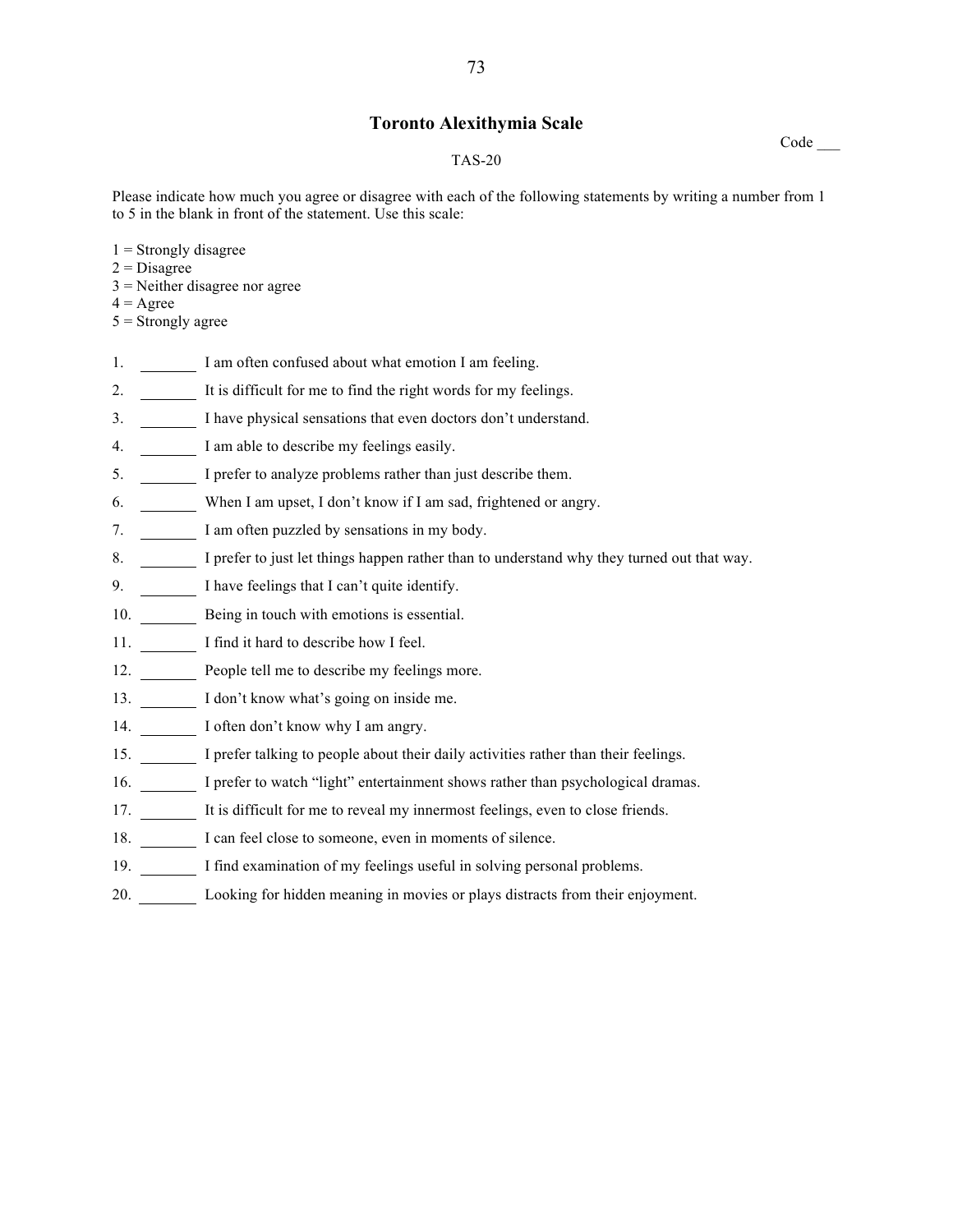# Toronto Alexithymia Scale

Code ___

TAS-20

Please indicate how much you agree or disagree with each of the following statements by writing a number from 1 to 5 in the blank in front of the statement. Use this scale:

1 = Strongly disagree
2 = Disagree
3 = Neither disagree nor agree
4 = Agree
5 = Strongly agree

1. ________ I am often confused about what emotion I am feeling.
2. ________ It is difficult for me to find the right words for my feelings.
3. ________ I have physical sensations that even doctors don't understand.
4. ________ I am able to describe my feelings easily.
5. ________ I prefer to analyze problems rather than just describe them.
6. ________ When I am upset, I don't know if I am sad, frightened or angry.
7. ________ I am often puzzled by sensations in my body.
8. ________ I prefer to just let things happen rather than to understand why they turned out that way.
9. ________ I have feelings that I can't quite identify.
10. ________ Being in touch with emotions is essential.
11. ________ I find it hard to describe how I feel.
12. ________ People tell me to describe my feelings more.
13. ________ I don't know what's going on inside me.
14. ________ I often don't know why I am angry.
15. ________ I prefer talking to people about their daily activities rather than their feelings.
16. ________ I prefer to watch "light" entertainment shows rather than psychological dramas.
17. ________ It is difficult for me to reveal my innermost feelings, even to close friends.
18. ________ I can feel close to someone, even in moments of silence.
19. ________ I find examination of my feelings useful in solving personal problems.
20. ________ Looking for hidden meaning in movies or plays distracts from their enjoyment.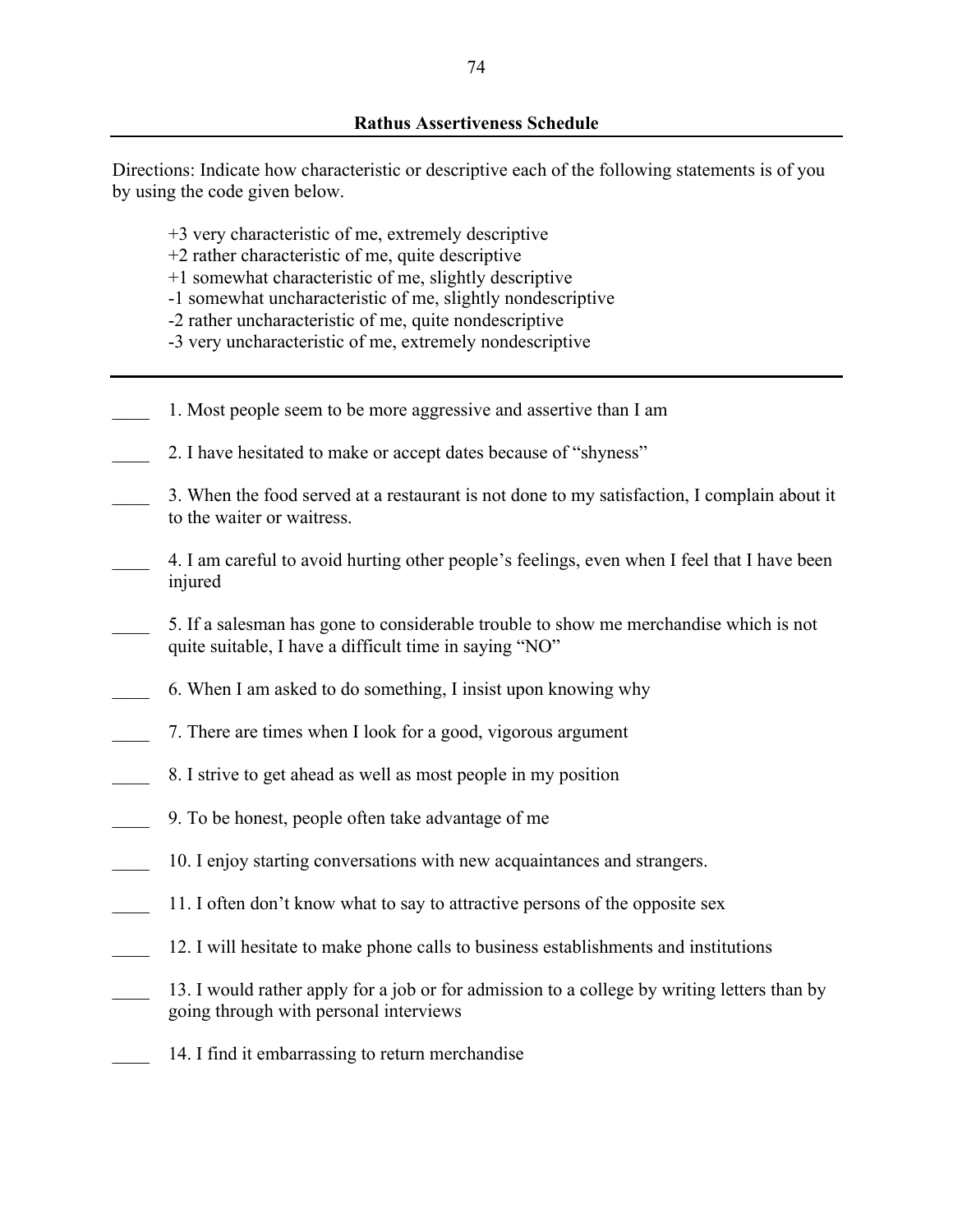**Rathus Assertiveness Schedule**

Directions: Indicate how characteristic or descriptive each of the following statements is of you by using the code given below.

+3 very characteristic of me, extremely descriptive
+2 rather characteristic of me, quite descriptive
+1 somewhat characteristic of me, slightly descriptive
-1 somewhat uncharacteristic of me, slightly nondescriptive
-2 rather uncharacteristic of me, quite nondescriptive
-3 very uncharacteristic of me, extremely nondescriptive

\_\_\_\_ 1. Most people seem to be more aggressive and assertive than I am

\_\_\_\_ 2. I have hesitated to make or accept dates because of "shyness"

\_\_\_\_ 3. When the food served at a restaurant is not done to my satisfaction, I complain about it to the waiter or waitress.

\_\_\_\_ 4. I am careful to avoid hurting other people's feelings, even when I feel that I have been injured

\_\_\_\_ 5. If a salesman has gone to considerable trouble to show me merchandise which is not quite suitable, I have a difficult time in saying "NO"

\_\_\_\_ 6. When I am asked to do something, I insist upon knowing why

\_\_\_\_ 7. There are times when I look for a good, vigorous argument

\_\_\_\_ 8. I strive to get ahead as well as most people in my position

\_\_\_\_ 9. To be honest, people often take advantage of me

\_\_\_\_ 10. I enjoy starting conversations with new acquaintances and strangers.

\_\_\_\_ 11. I often don't know what to say to attractive persons of the opposite sex

\_\_\_\_ 12. I will hesitate to make phone calls to business establishments and institutions

\_\_\_\_ 13. I would rather apply for a job or for admission to a college by writing letters than by going through with personal interviews

\_\_\_\_ 14. I find it embarrassing to return merchandise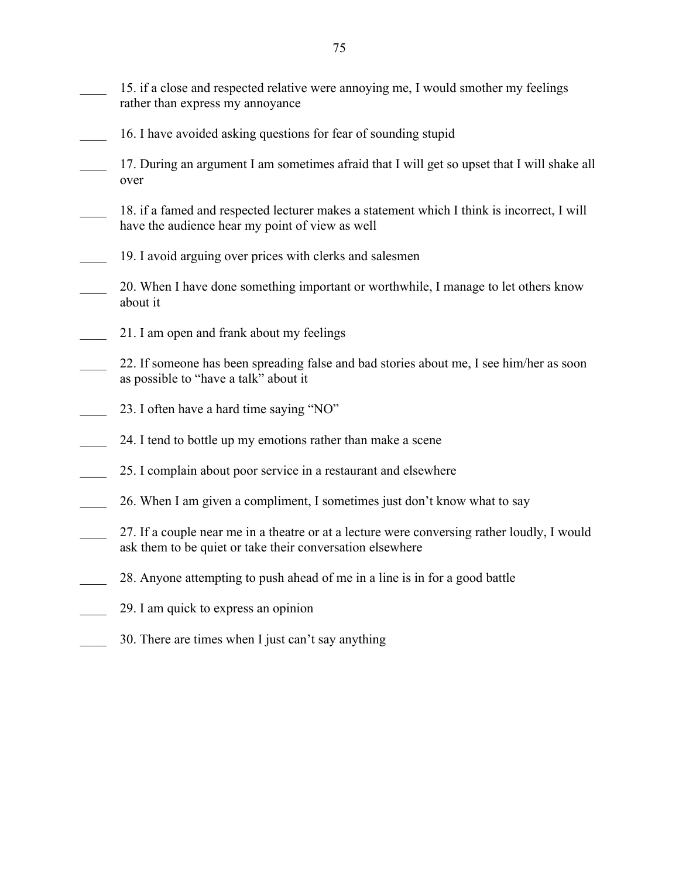____ 15. if a close and respected relative were annoying me, I would smother my feelings rather than express my annoyance

____ 16. I have avoided asking questions for fear of sounding stupid

____ 17. During an argument I am sometimes afraid that I will get so upset that I will shake all over

____ 18. if a famed and respected lecturer makes a statement which I think is incorrect, I will have the audience hear my point of view as well

____ 19. I avoid arguing over prices with clerks and salesmen

____ 20. When I have done something important or worthwhile, I manage to let others know about it

____ 21. I am open and frank about my feelings

____ 22. If someone has been spreading false and bad stories about me, I see him/her as soon as possible to "have a talk" about it

____ 23. I often have a hard time saying "NO"

____ 24. I tend to bottle up my emotions rather than make a scene

____ 25. I complain about poor service in a restaurant and elsewhere

____ 26. When I am given a compliment, I sometimes just don't know what to say

____ 27. If a couple near me in a theatre or at a lecture were conversing rather loudly, I would ask them to be quiet or take their conversation elsewhere

____ 28. Anyone attempting to push ahead of me in a line is in for a good battle

____ 29. I am quick to express an opinion

____ 30. There are times when I just can't say anything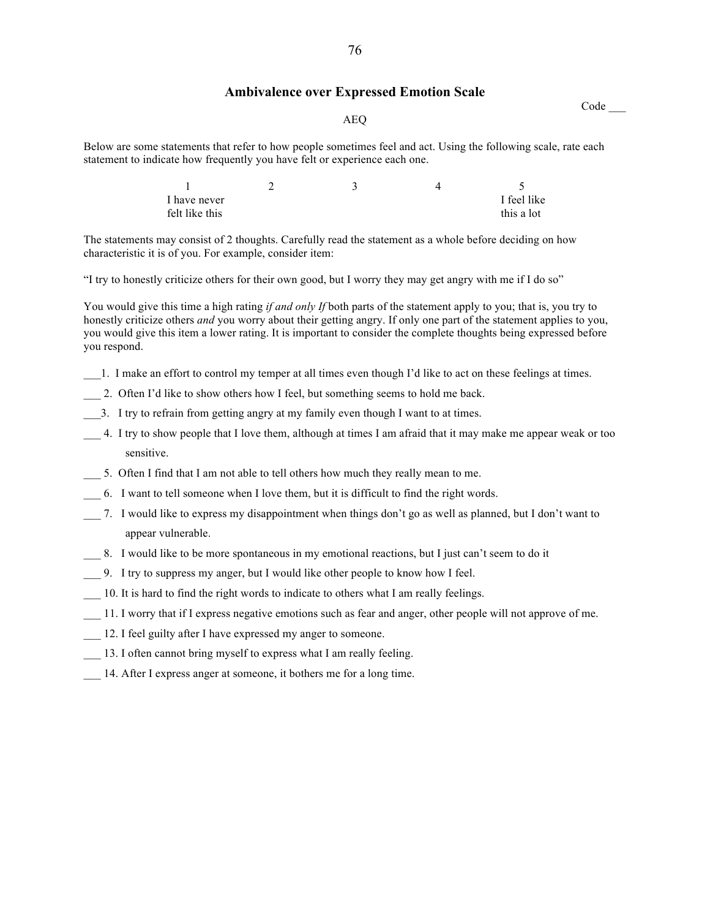## Ambivalence over Expressed Emotion Scale

Code ___

AEQ

Below are some statements that refer to how people sometimes feel and act. Using the following scale, rate each statement to indicate how frequently you have felt or experience each one.

| 1 | 2 | 3 | 4 | 5 |
|---|---|---|---|---|
| I have never felt like this | | | | I feel like this a lot |

The statements may consist of 2 thoughts. Carefully read the statement as a whole before deciding on how characteristic it is of you. For example, consider item:

"I try to honestly criticize others for their own good, but I worry they may get angry with me if I do so"

You would give this time a high rating *if and only If* both parts of the statement apply to you; that is, you try to honestly criticize others *and* you worry about their getting angry. If only one part of the statement applies to you, you would give this item a lower rating. It is important to consider the complete thoughts being expressed before you respond.

___1. I make an effort to control my temper at all times even though I'd like to act on these feelings at times.

___ 2. Often I'd like to show others how I feel, but something seems to hold me back.

___3. I try to refrain from getting angry at my family even though I want to at times.

___ 4. I try to show people that I love them, although at times I am afraid that it may make me appear weak or too sensitive.

___ 5. Often I find that I am not able to tell others how much they really mean to me.

___ 6. I want to tell someone when I love them, but it is difficult to find the right words.

___ 7. I would like to express my disappointment when things don't go as well as planned, but I don't want to appear vulnerable.

___ 8. I would like to be more spontaneous in my emotional reactions, but I just can't seem to do it

___ 9. I try to suppress my anger, but I would like other people to know how I feel.

___ 10. It is hard to find the right words to indicate to others what I am really feelings.

___ 11. I worry that if I express negative emotions such as fear and anger, other people will not approve of me.

___ 12. I feel guilty after I have expressed my anger to someone.

___ 13. I often cannot bring myself to express what I am really feeling.

___ 14. After I express anger at someone, it bothers me for a long time.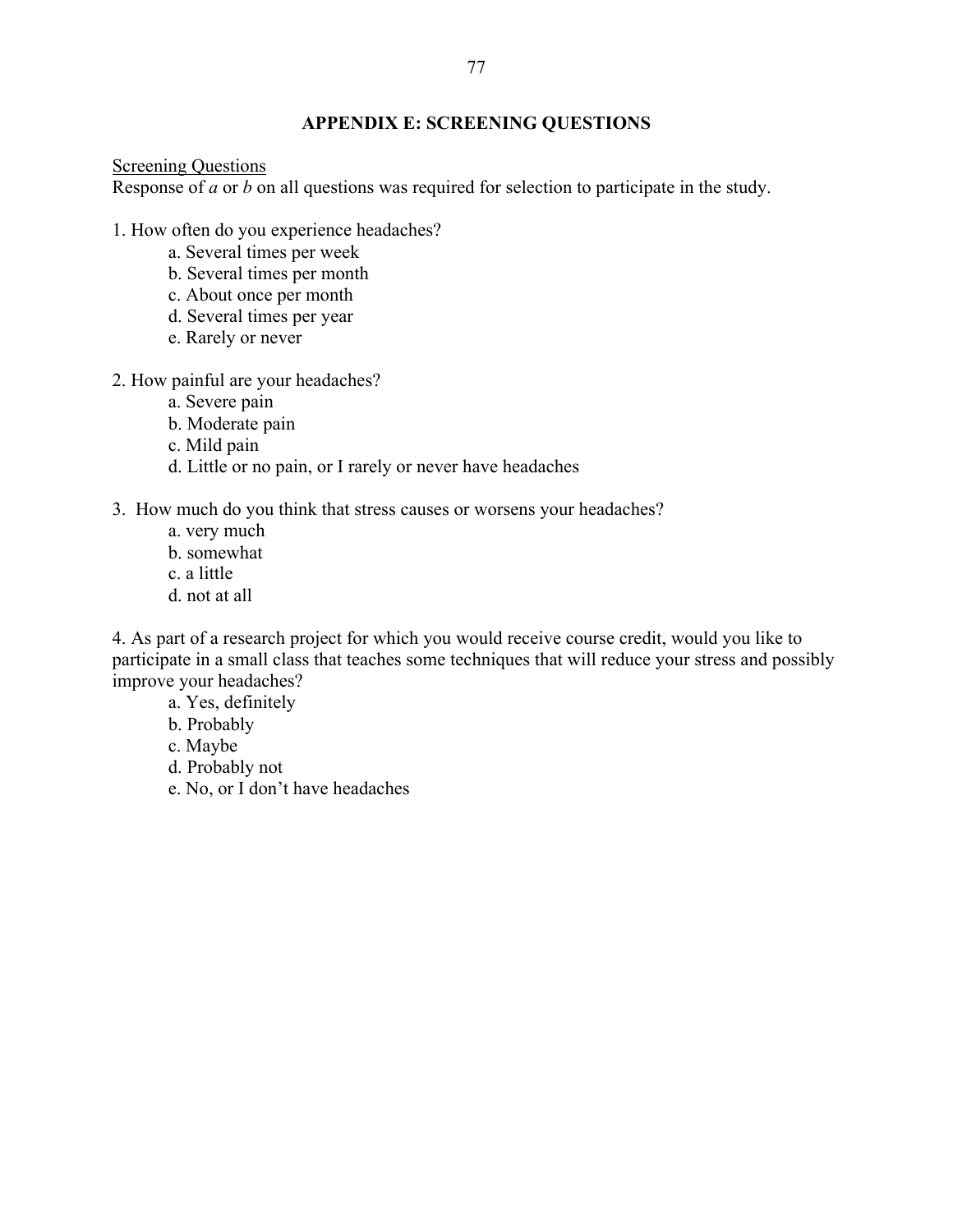## APPENDIX E: SCREENING QUESTIONS

<u>Screening Questions</u>

Response of *a* or *b* on all questions was required for selection to participate in the study.

1. How often do you experience headaches?
   - a. Several times per week
   - b. Several times per month
   - c. About once per month
   - d. Several times per year
   - e. Rarely or never

2. How painful are your headaches?
   - a. Severe pain
   - b. Moderate pain
   - c. Mild pain
   - d. Little or no pain, or I rarely or never have headaches

3. How much do you think that stress causes or worsens your headaches?
   - a. very much
   - b. somewhat
   - c. a little
   - d. not at all

4. As part of a research project for which you would receive course credit, would you like to participate in a small class that teaches some techniques that will reduce your stress and possibly improve your headaches?
   - a. Yes, definitely
   - b. Probably
   - c. Maybe
   - d. Probably not
   - e. No, or I don't have headaches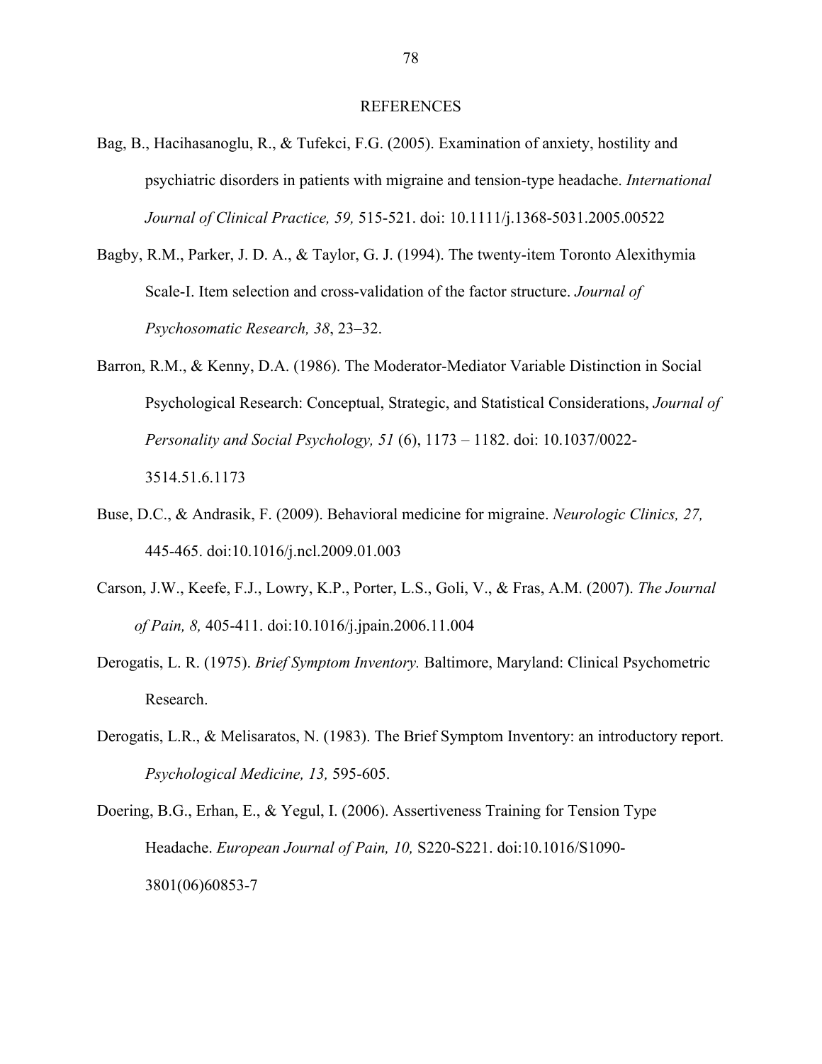# REFERENCES

Bag, B., Hacihasanoglu, R., & Tufekci, F.G. (2005). Examination of anxiety, hostility and psychiatric disorders in patients with migraine and tension-type headache. *International Journal of Clinical Practice, 59,* 515-521. doi: 10.1111/j.1368-5031.2005.00522

Bagby, R.M., Parker, J. D. A., & Taylor, G. J. (1994). The twenty-item Toronto Alexithymia Scale-I. Item selection and cross-validation of the factor structure. *Journal of Psychosomatic Research, 38*, 23–32.

Barron, R.M., & Kenny, D.A. (1986). The Moderator-Mediator Variable Distinction in Social Psychological Research: Conceptual, Strategic, and Statistical Considerations, *Journal of Personality and Social Psychology, 51* (6), 1173 – 1182. doi: 10.1037/0022-3514.51.6.1173

Buse, D.C., & Andrasik, F. (2009). Behavioral medicine for migraine. *Neurologic Clinics, 27,* 445-465. doi:10.1016/j.ncl.2009.01.003

Carson, J.W., Keefe, F.J., Lowry, K.P., Porter, L.S., Goli, V., & Fras, A.M. (2007). *The Journal of Pain, 8,* 405-411. doi:10.1016/j.jpain.2006.11.004

Derogatis, L. R. (1975). *Brief Symptom Inventory.* Baltimore, Maryland: Clinical Psychometric Research.

Derogatis, L.R., & Melisaratos, N. (1983). The Brief Symptom Inventory: an introductory report. *Psychological Medicine, 13,* 595-605.

Doering, B.G., Erhan, E., & Yegul, I. (2006). Assertiveness Training for Tension Type Headache. *European Journal of Pain, 10,* S220-S221. doi:10.1016/S1090-3801(06)60853-7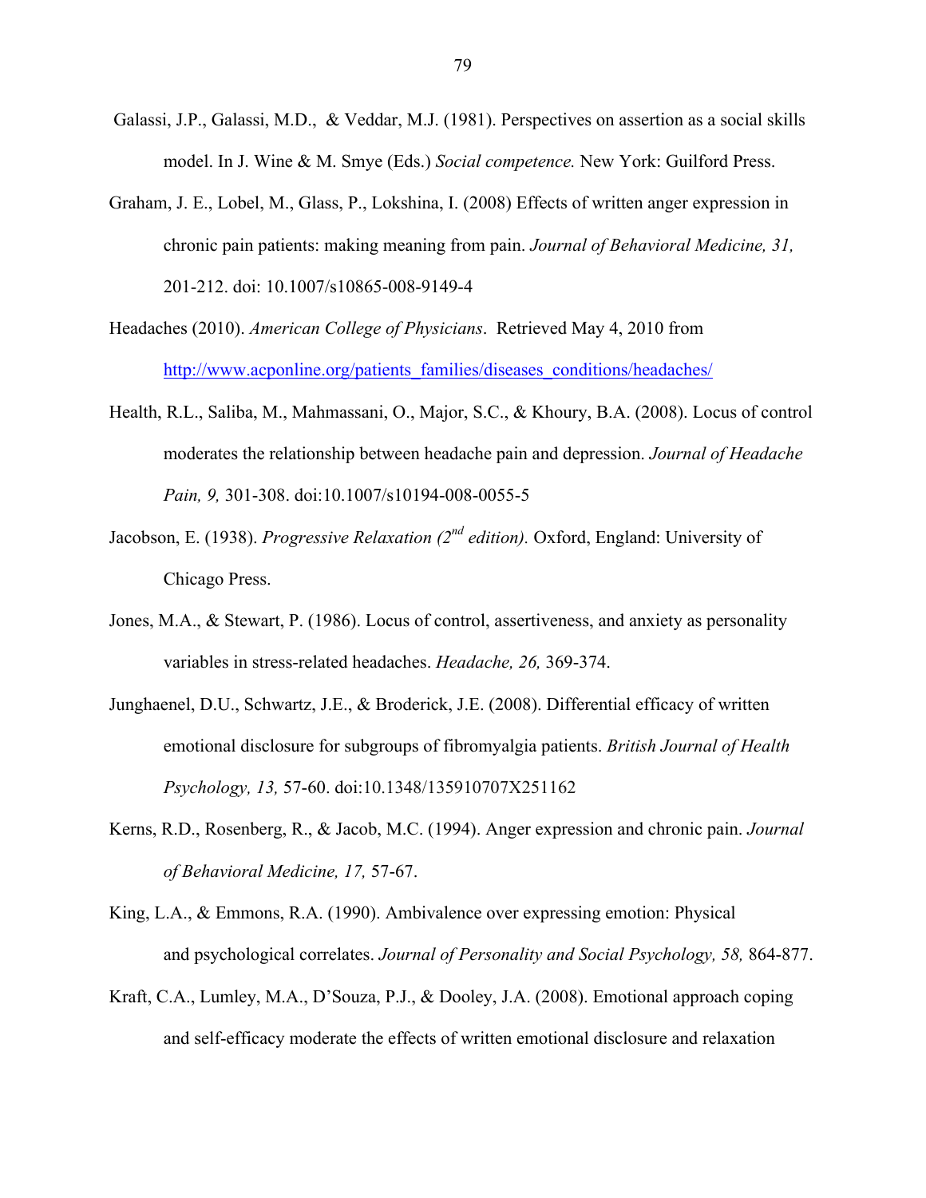Galassi, J.P., Galassi, M.D., & Veddar, M.J. (1981). Perspectives on assertion as a social skills model. In J. Wine & M. Smye (Eds.) *Social competence.* New York: Guilford Press.

Graham, J. E., Lobel, M., Glass, P., Lokshina, I. (2008) Effects of written anger expression in chronic pain patients: making meaning from pain. *Journal of Behavioral Medicine, 31,* 201-212. doi: 10.1007/s10865-008-9149-4

Headaches (2010). *American College of Physicians*. Retrieved May 4, 2010 from http://www.acponline.org/patients_families/diseases_conditions/headaches/

Health, R.L., Saliba, M., Mahmassani, O., Major, S.C., & Khoury, B.A. (2008). Locus of control moderates the relationship between headache pain and depression. *Journal of Headache Pain, 9,* 301-308. doi:10.1007/s10194-008-0055-5

Jacobson, E. (1938). *Progressive Relaxation (2nd edition).* Oxford, England: University of Chicago Press.

Jones, M.A., & Stewart, P. (1986). Locus of control, assertiveness, and anxiety as personality variables in stress-related headaches. *Headache, 26,* 369-374.

Junghaenel, D.U., Schwartz, J.E., & Broderick, J.E. (2008). Differential efficacy of written emotional disclosure for subgroups of fibromyalgia patients. *British Journal of Health Psychology, 13,* 57-60. doi:10.1348/135910707X251162

Kerns, R.D., Rosenberg, R., & Jacob, M.C. (1994). Anger expression and chronic pain. *Journal of Behavioral Medicine, 17,* 57-67.

King, L.A., & Emmons, R.A. (1990). Ambivalence over expressing emotion: Physical and psychological correlates. *Journal of Personality and Social Psychology, 58,* 864-877.

Kraft, C.A., Lumley, M.A., D'Souza, P.J., & Dooley, J.A. (2008). Emotional approach coping and self-efficacy moderate the effects of written emotional disclosure and relaxation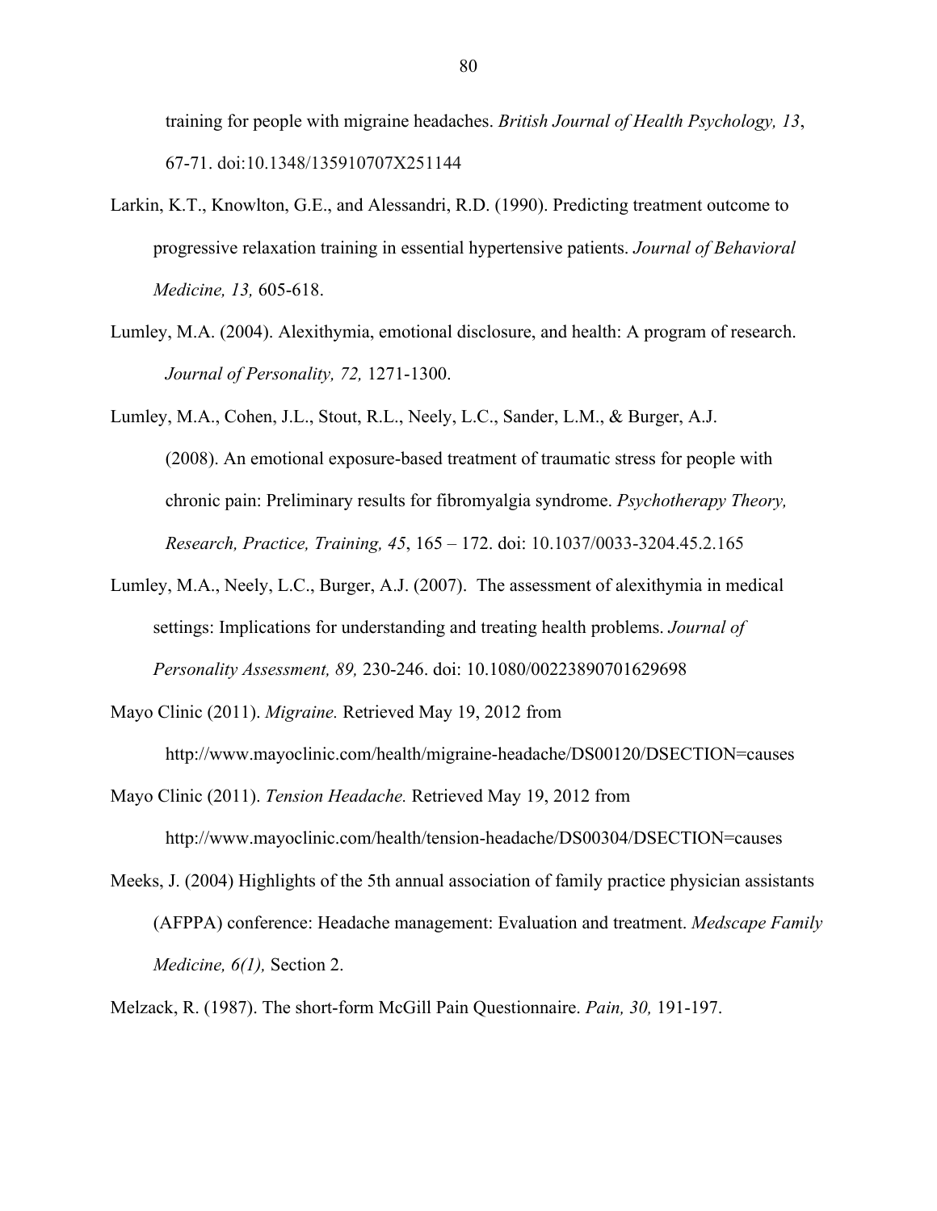training for people with migraine headaches. *British Journal of Health Psychology, 13*, 67-71. doi:10.1348/135910707X251144

Larkin, K.T., Knowlton, G.E., and Alessandri, R.D. (1990). Predicting treatment outcome to progressive relaxation training in essential hypertensive patients. *Journal of Behavioral Medicine, 13,* 605-618.

Lumley, M.A. (2004). Alexithymia, emotional disclosure, and health: A program of research. *Journal of Personality, 72,* 1271-1300.

Lumley, M.A., Cohen, J.L., Stout, R.L., Neely, L.C., Sander, L.M., & Burger, A.J. (2008). An emotional exposure-based treatment of traumatic stress for people with chronic pain: Preliminary results for fibromyalgia syndrome. *Psychotherapy Theory, Research, Practice, Training, 45*, 165 – 172. doi: 10.1037/0033-3204.45.2.165

Lumley, M.A., Neely, L.C., Burger, A.J. (2007). The assessment of alexithymia in medical settings: Implications for understanding and treating health problems. *Journal of Personality Assessment, 89,* 230-246. doi: 10.1080/00223890701629698

Mayo Clinic (2011). *Migraine.* Retrieved May 19, 2012 from http://www.mayoclinic.com/health/migraine-headache/DS00120/DSECTION=causes

Mayo Clinic (2011). *Tension Headache.* Retrieved May 19, 2012 from http://www.mayoclinic.com/health/tension-headache/DS00304/DSECTION=causes

Meeks, J. (2004) Highlights of the 5th annual association of family practice physician assistants (AFPPA) conference: Headache management: Evaluation and treatment. *Medscape Family Medicine, 6(1),* Section 2.

Melzack, R. (1987). The short-form McGill Pain Questionnaire. *Pain, 30,* 191-197.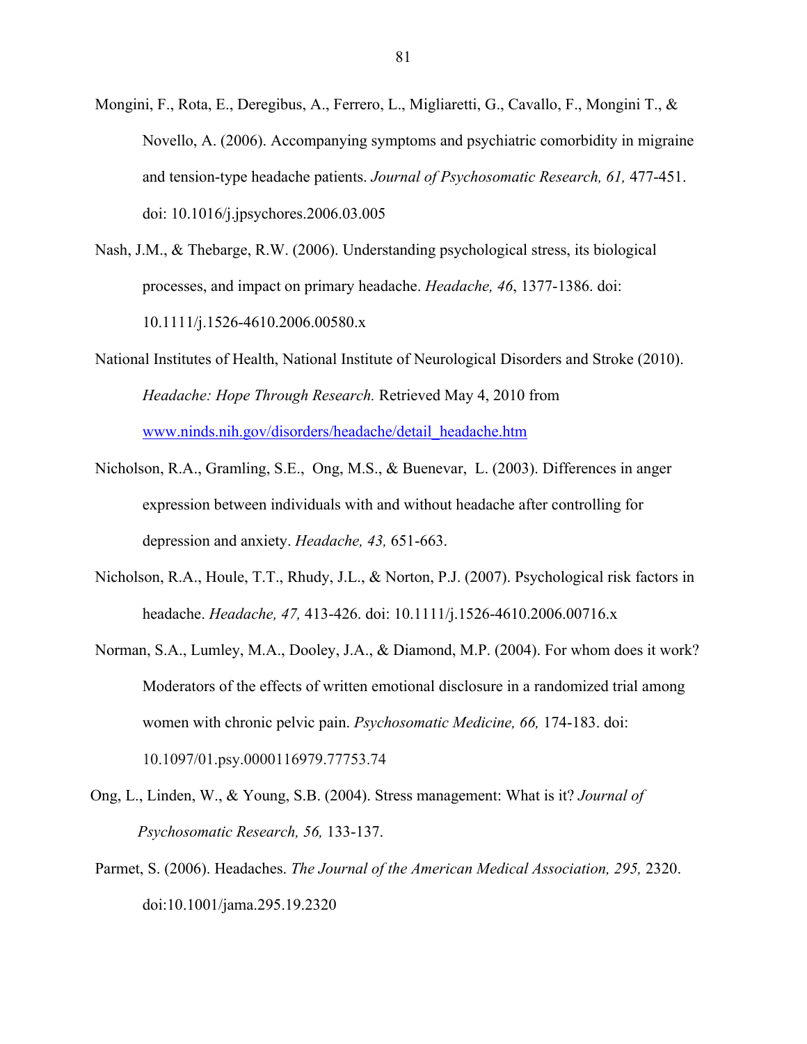Mongini, F., Rota, E., Deregibus, A., Ferrero, L., Migliaretti, G., Cavallo, F., Mongini T., & Novello, A. (2006). Accompanying symptoms and psychiatric comorbidity in migraine and tension-type headache patients. *Journal of Psychosomatic Research, 61,* 477-451. doi: 10.1016/j.jpsychores.2006.03.005

Nash, J.M., & Thebarge, R.W. (2006). Understanding psychological stress, its biological processes, and impact on primary headache. *Headache, 46*, 1377-1386. doi: 10.1111/j.1526-4610.2006.00580.x

National Institutes of Health, National Institute of Neurological Disorders and Stroke (2010). *Headache: Hope Through Research.* Retrieved May 4, 2010 from www.ninds.nih.gov/disorders/headache/detail_headache.htm

Nicholson, R.A., Gramling, S.E., Ong, M.S., & Buenevar, L. (2003). Differences in anger expression between individuals with and without headache after controlling for depression and anxiety. *Headache, 43,* 651-663.

Nicholson, R.A., Houle, T.T., Rhudy, J.L., & Norton, P.J. (2007). Psychological risk factors in headache. *Headache, 47,* 413-426. doi: 10.1111/j.1526-4610.2006.00716.x

Norman, S.A., Lumley, M.A., Dooley, J.A., & Diamond, M.P. (2004). For whom does it work? Moderators of the effects of written emotional disclosure in a randomized trial among women with chronic pelvic pain. *Psychosomatic Medicine, 66,* 174-183. doi: 10.1097/01.psy.0000116979.77753.74

Ong, L., Linden, W., & Young, S.B. (2004). Stress management: What is it? *Journal of Psychosomatic Research, 56,* 133-137.

Parmet, S. (2006). Headaches. *The Journal of the American Medical Association, 295,* 2320. doi:10.1001/jama.295.19.2320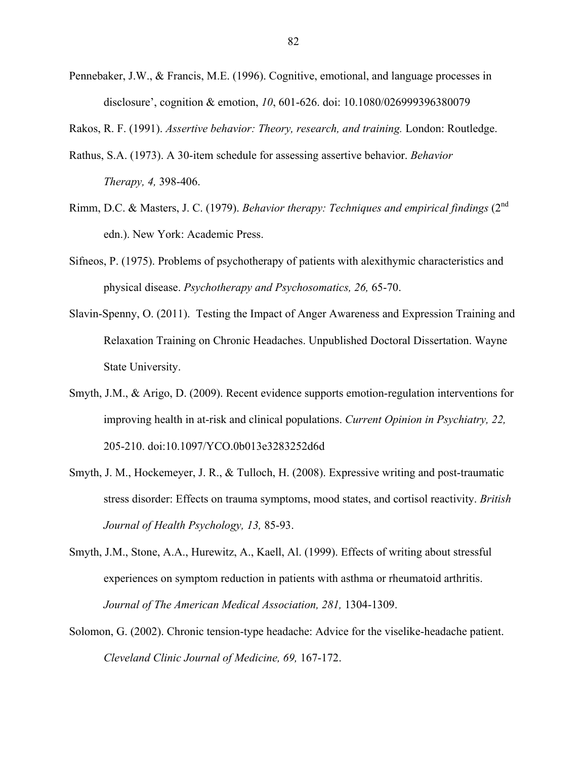Pennebaker, J.W., & Francis, M.E. (1996). Cognitive, emotional, and language processes in disclosure', cognition & emotion, *10*, 601-626. doi: 10.1080/026999396380079

Rakos, R. F. (1991). *Assertive behavior: Theory, research, and training.* London: Routledge.

Rathus, S.A. (1973). A 30-item schedule for assessing assertive behavior. *Behavior Therapy, 4,* 398-406.

Rimm, D.C. & Masters, J. C. (1979). *Behavior therapy: Techniques and empirical findings* (2nd edn.). New York: Academic Press.

Sifneos, P. (1975). Problems of psychotherapy of patients with alexithymic characteristics and physical disease. *Psychotherapy and Psychosomatics, 26,* 65-70.

Slavin-Spenny, O. (2011). Testing the Impact of Anger Awareness and Expression Training and Relaxation Training on Chronic Headaches. Unpublished Doctoral Dissertation. Wayne State University.

Smyth, J.M., & Arigo, D. (2009). Recent evidence supports emotion-regulation interventions for improving health in at-risk and clinical populations. *Current Opinion in Psychiatry, 22,* 205-210. doi:10.1097/YCO.0b013e3283252d6d

Smyth, J. M., Hockemeyer, J. R., & Tulloch, H. (2008). Expressive writing and post-traumatic stress disorder: Effects on trauma symptoms, mood states, and cortisol reactivity. *British Journal of Health Psychology, 13,* 85-93.

Smyth, J.M., Stone, A.A., Hurewitz, A., Kaell, Al. (1999). Effects of writing about stressful experiences on symptom reduction in patients with asthma or rheumatoid arthritis. *Journal of The American Medical Association, 281,* 1304-1309.

Solomon, G. (2002). Chronic tension-type headache: Advice for the viselike-headache patient. *Cleveland Clinic Journal of Medicine, 69,* 167-172.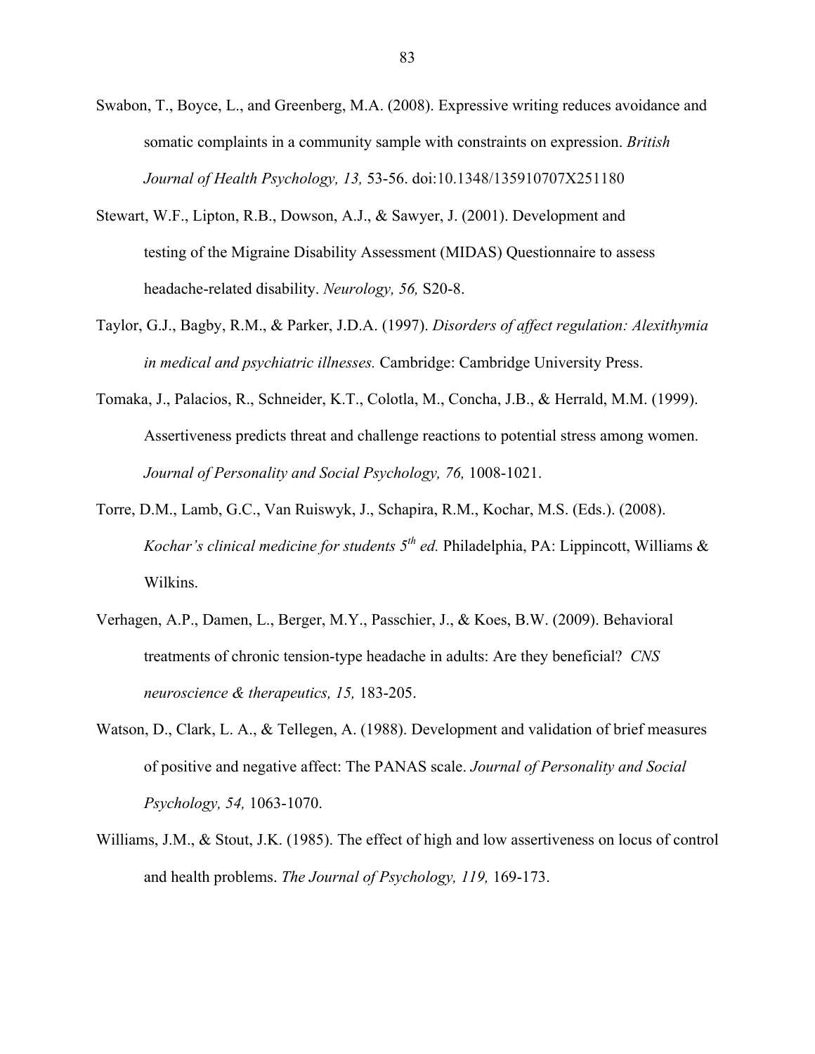Swabon, T., Boyce, L., and Greenberg, M.A. (2008). Expressive writing reduces avoidance and somatic complaints in a community sample with constraints on expression. *British Journal of Health Psychology, 13,* 53-56. doi:10.1348/135910707X251180

Stewart, W.F., Lipton, R.B., Dowson, A.J., & Sawyer, J. (2001). Development and testing of the Migraine Disability Assessment (MIDAS) Questionnaire to assess headache-related disability. *Neurology, 56,* S20-8.

Taylor, G.J., Bagby, R.M., & Parker, J.D.A. (1997). *Disorders of affect regulation: Alexithymia in medical and psychiatric illnesses.* Cambridge: Cambridge University Press.

Tomaka, J., Palacios, R., Schneider, K.T., Colotla, M., Concha, J.B., & Herrald, M.M. (1999). Assertiveness predicts threat and challenge reactions to potential stress among women. *Journal of Personality and Social Psychology, 76,* 1008-1021.

Torre, D.M., Lamb, G.C., Van Ruiswyk, J., Schapira, R.M., Kochar, M.S. (Eds.). (2008). *Kochar's clinical medicine for students 5th ed.* Philadelphia, PA: Lippincott, Williams & Wilkins.

Verhagen, A.P., Damen, L., Berger, M.Y., Passchier, J., & Koes, B.W. (2009). Behavioral treatments of chronic tension-type headache in adults: Are they beneficial? *CNS neuroscience & therapeutics, 15,* 183-205.

Watson, D., Clark, L. A., & Tellegen, A. (1988). Development and validation of brief measures of positive and negative affect: The PANAS scale. *Journal of Personality and Social Psychology, 54,* 1063-1070.

Williams, J.M., & Stout, J.K. (1985). The effect of high and low assertiveness on locus of control and health problems. *The Journal of Psychology, 119,* 169-173.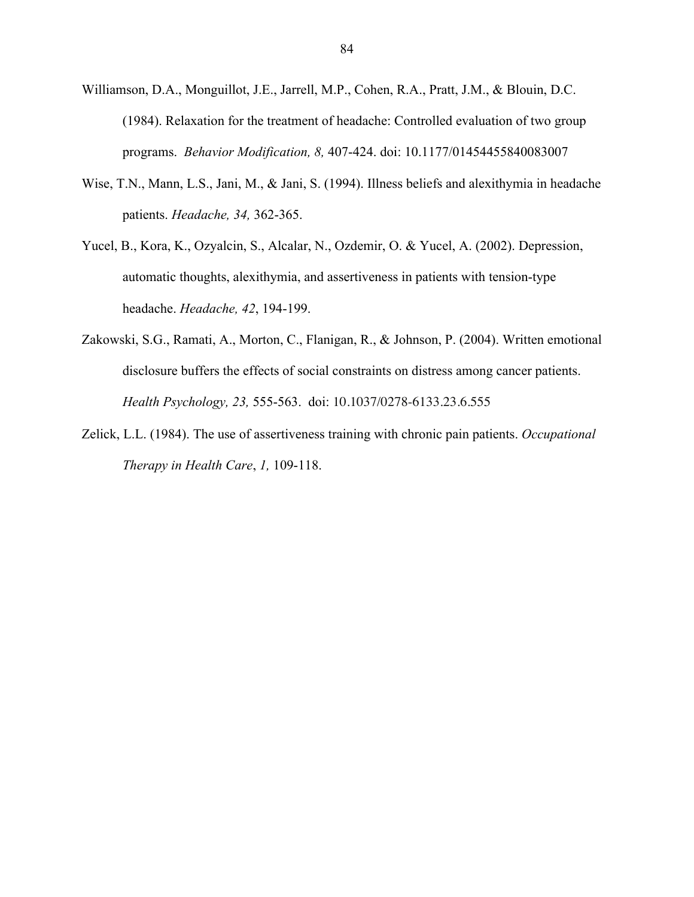Williamson, D.A., Monguillot, J.E., Jarrell, M.P., Cohen, R.A., Pratt, J.M., & Blouin, D.C. (1984). Relaxation for the treatment of headache: Controlled evaluation of two group programs. *Behavior Modification, 8,* 407-424. doi: 10.1177/01454455840083007

Wise, T.N., Mann, L.S., Jani, M., & Jani, S. (1994). Illness beliefs and alexithymia in headache patients. *Headache, 34,* 362-365.

Yucel, B., Kora, K., Ozyalcin, S., Alcalar, N., Ozdemir, O. & Yucel, A. (2002). Depression, automatic thoughts, alexithymia, and assertiveness in patients with tension-type headache. *Headache, 42*, 194-199.

Zakowski, S.G., Ramati, A., Morton, C., Flanigan, R., & Johnson, P. (2004). Written emotional disclosure buffers the effects of social constraints on distress among cancer patients. *Health Psychology, 23,* 555-563. doi: 10.1037/0278-6133.23.6.555

Zelick, L.L. (1984). The use of assertiveness training with chronic pain patients. *Occupational Therapy in Health Care*, *1,* 109-118.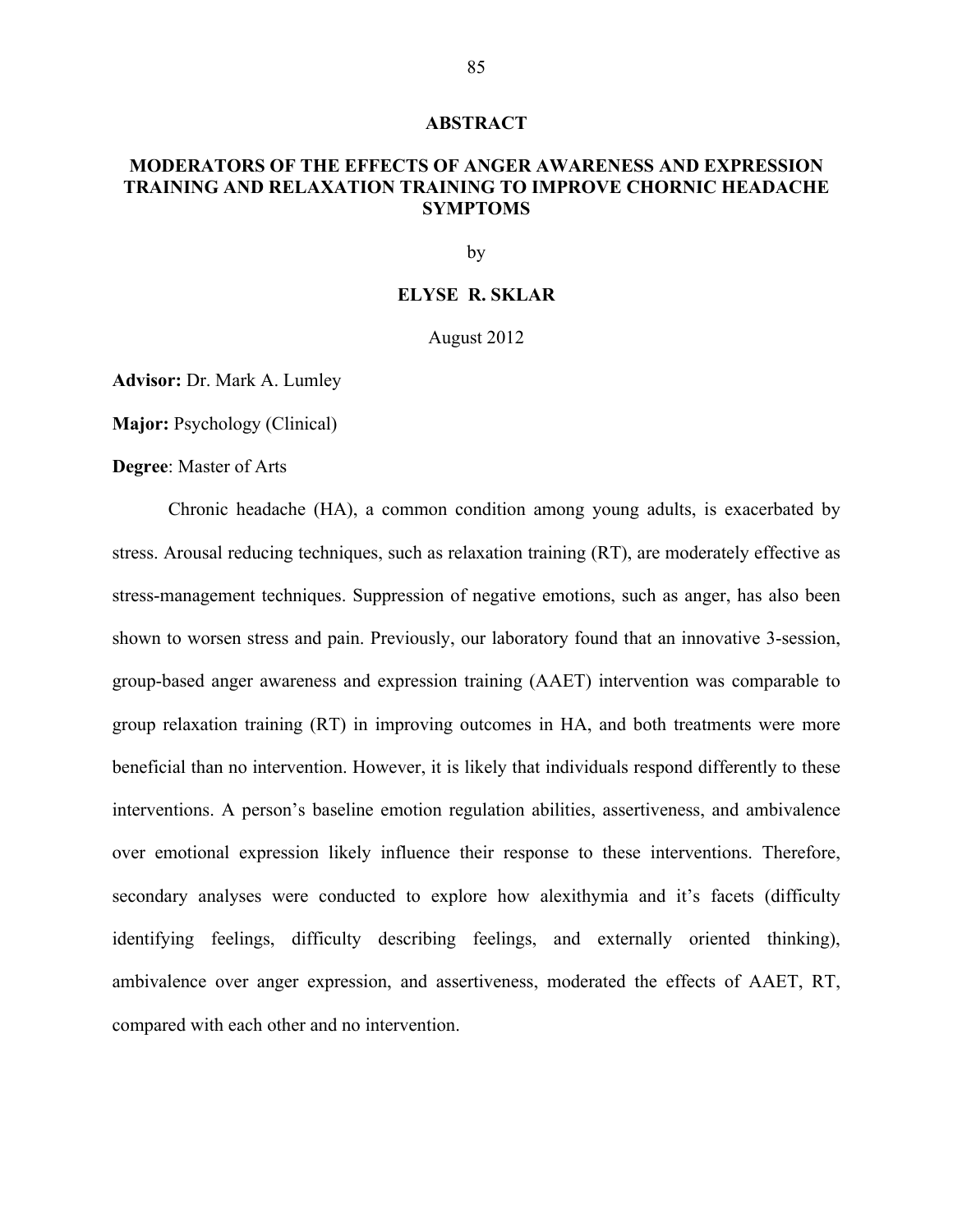# ABSTRACT

## MODERATORS OF THE EFFECTS OF ANGER AWARENESS AND EXPRESSION TRAINING AND RELAXATION TRAINING TO IMPROVE CHORNIC HEADACHE SYMPTOMS

by

**ELYSE R. SKLAR**

August 2012

**Advisor:** Dr. Mark A. Lumley

**Major:** Psychology (Clinical)

**Degree**: Master of Arts

Chronic headache (HA), a common condition among young adults, is exacerbated by stress. Arousal reducing techniques, such as relaxation training (RT), are moderately effective as stress-management techniques. Suppression of negative emotions, such as anger, has also been shown to worsen stress and pain. Previously, our laboratory found that an innovative 3-session, group-based anger awareness and expression training (AAET) intervention was comparable to group relaxation training (RT) in improving outcomes in HA, and both treatments were more beneficial than no intervention. However, it is likely that individuals respond differently to these interventions. A person's baseline emotion regulation abilities, assertiveness, and ambivalence over emotional expression likely influence their response to these interventions. Therefore, secondary analyses were conducted to explore how alexithymia and it's facets (difficulty identifying feelings, difficulty describing feelings, and externally oriented thinking), ambivalence over anger expression, and assertiveness, moderated the effects of AAET, RT, compared with each other and no intervention.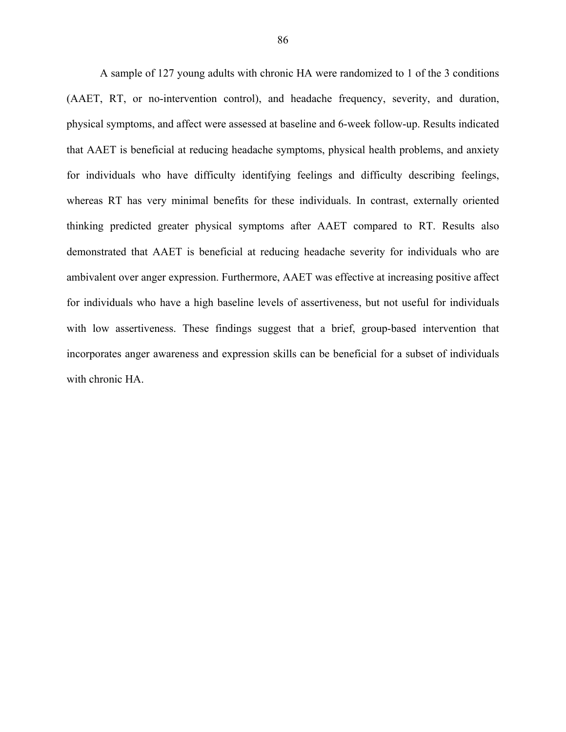A sample of 127 young adults with chronic HA were randomized to 1 of the 3 conditions (AAET, RT, or no-intervention control), and headache frequency, severity, and duration, physical symptoms, and affect were assessed at baseline and 6-week follow-up. Results indicated that AAET is beneficial at reducing headache symptoms, physical health problems, and anxiety for individuals who have difficulty identifying feelings and difficulty describing feelings, whereas RT has very minimal benefits for these individuals. In contrast, externally oriented thinking predicted greater physical symptoms after AAET compared to RT. Results also demonstrated that AAET is beneficial at reducing headache severity for individuals who are ambivalent over anger expression. Furthermore, AAET was effective at increasing positive affect for individuals who have a high baseline levels of assertiveness, but not useful for individuals with low assertiveness. These findings suggest that a brief, group-based intervention that incorporates anger awareness and expression skills can be beneficial for a subset of individuals with chronic HA.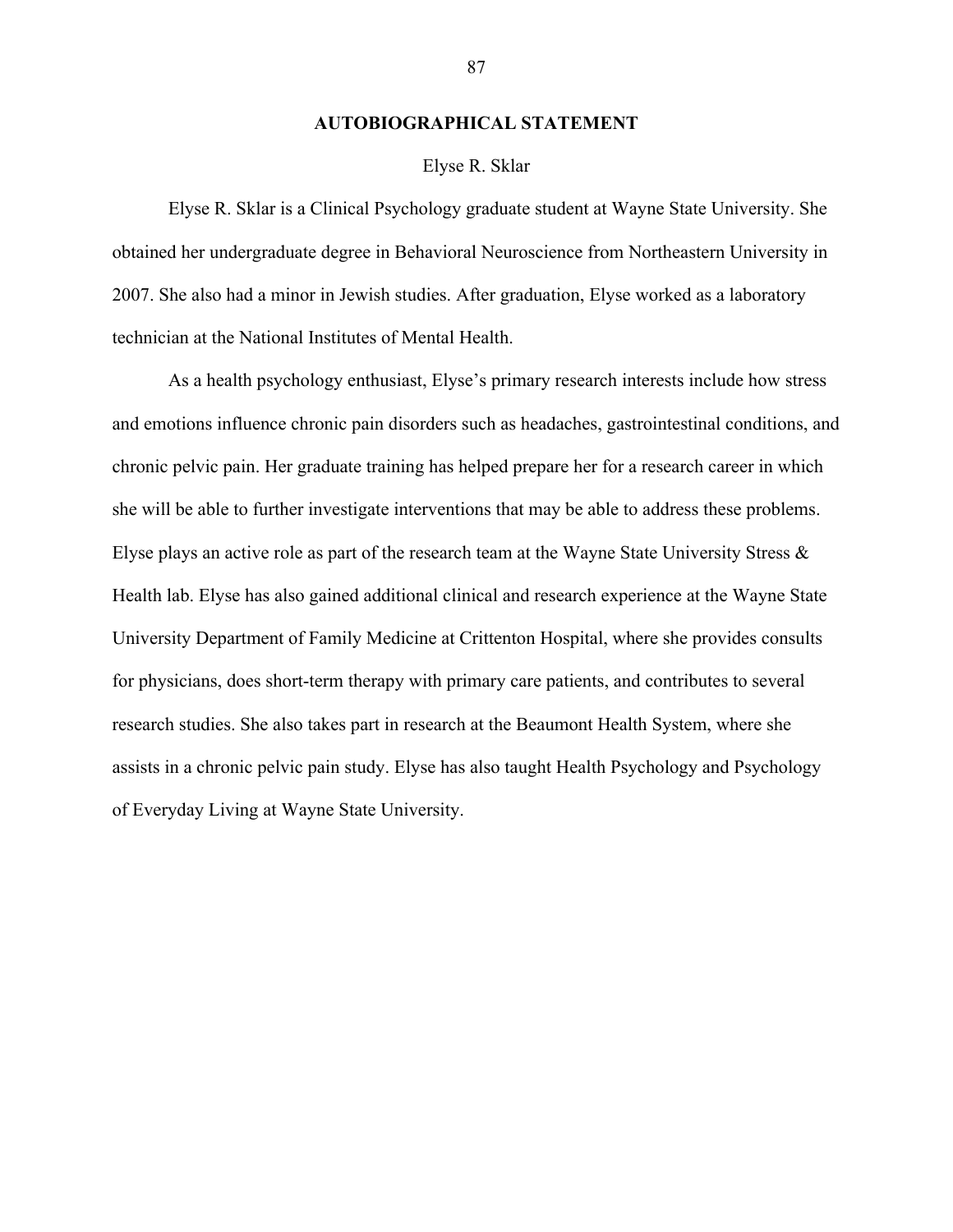# AUTOBIOGRAPHICAL STATEMENT

Elyse R. Sklar

Elyse R. Sklar is a Clinical Psychology graduate student at Wayne State University. She obtained her undergraduate degree in Behavioral Neuroscience from Northeastern University in 2007. She also had a minor in Jewish studies. After graduation, Elyse worked as a laboratory technician at the National Institutes of Mental Health.

As a health psychology enthusiast, Elyse's primary research interests include how stress and emotions influence chronic pain disorders such as headaches, gastrointestinal conditions, and chronic pelvic pain. Her graduate training has helped prepare her for a research career in which she will be able to further investigate interventions that may be able to address these problems. Elyse plays an active role as part of the research team at the Wayne State University Stress & Health lab. Elyse has also gained additional clinical and research experience at the Wayne State University Department of Family Medicine at Crittenton Hospital, where she provides consults for physicians, does short-term therapy with primary care patients, and contributes to several research studies. She also takes part in research at the Beaumont Health System, where she assists in a chronic pelvic pain study. Elyse has also taught Health Psychology and Psychology of Everyday Living at Wayne State University.